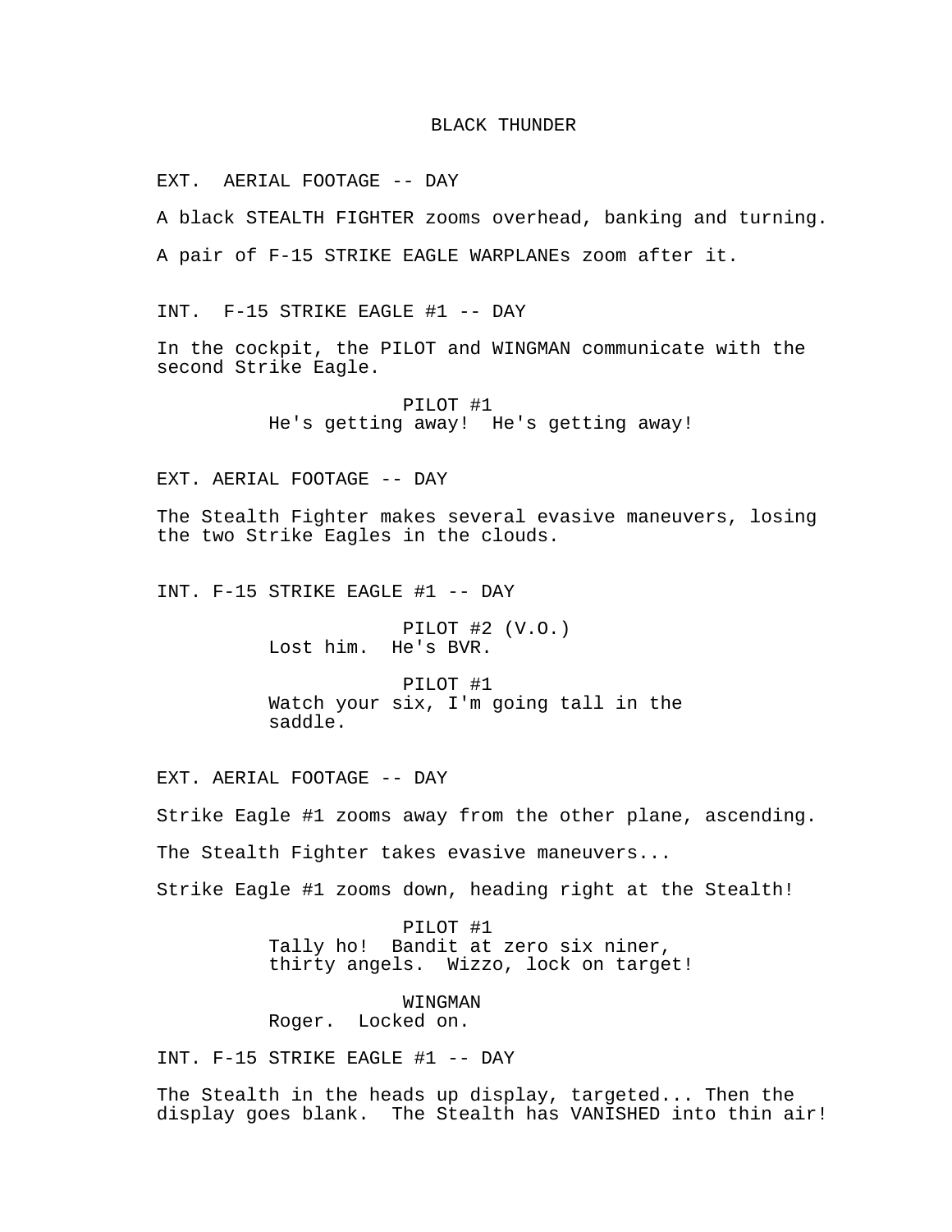# BLACK THUNDER

EXT.  AERIAL FOOTAGE -- DAY

A black STEALTH FIGHTER zooms overhead, banking and turning.

A pair of F-15 STRIKE EAGLE WARPLANEs zoom after it.

INT.  F-15 STRIKE EAGLE #1 -- DAY

In the cockpit, the PILOT and WINGMAN communicate with the second Strike Eagle.

PILOT #1
He's getting away!  He's getting away!

EXT. AERIAL FOOTAGE -- DAY

The Stealth Fighter makes several evasive maneuvers, losing the two Strike Eagles in the clouds.

INT. F-15 STRIKE EAGLE #1 -- DAY

PILOT #2 (V.O.)
Lost him.  He's BVR.

PILOT #1
Watch your six, I'm going tall in the saddle.

EXT. AERIAL FOOTAGE -- DAY

Strike Eagle #1 zooms away from the other plane, ascending.

The Stealth Fighter takes evasive maneuvers...

Strike Eagle #1 zooms down, heading right at the Stealth!

PILOT #1
Tally ho!  Bandit at zero six niner, thirty angels.  Wizzo, lock on target!

WINGMAN
Roger.  Locked on.

INT. F-15 STRIKE EAGLE #1 -- DAY

The Stealth in the heads up display, targeted... Then the display goes blank.  The Stealth has VANISHED into thin air!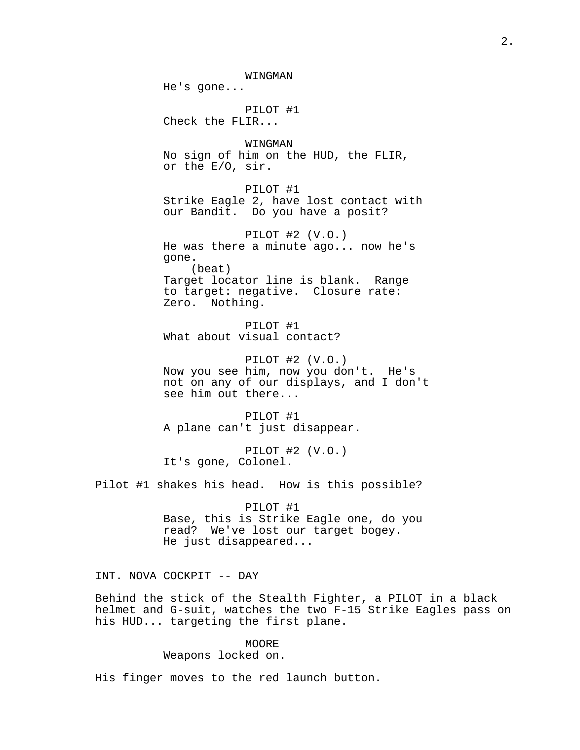WINGMAN
He's gone...

PILOT #1
Check the FLIR...

WINGMAN
No sign of him on the HUD, the FLIR, or the E/O, sir.

PILOT #1
Strike Eagle 2, have lost contact with our Bandit.  Do you have a posit?

PILOT #2 (V.O.)
He was there a minute ago... now he's gone.
(beat)
Target locator line is blank.  Range to target: negative.  Closure rate: Zero.  Nothing.

PILOT #1
What about visual contact?

PILOT #2 (V.O.)
Now you see him, now you don't.  He's not on any of our displays, and I don't see him out there...

PILOT #1
A plane can't just disappear.

PILOT #2 (V.O.)
It's gone, Colonel.

Pilot #1 shakes his head.  How is this possible?

PILOT #1
Base, this is Strike Eagle one, do you read?  We've lost our target bogey.  He just disappeared...

INT. NOVA COCKPIT -- DAY

Behind the stick of the Stealth Fighter, a PILOT in a black helmet and G-suit, watches the two F-15 Strike Eagles pass on his HUD... targeting the first plane.

MOORE
Weapons locked on.

His finger moves to the red launch button.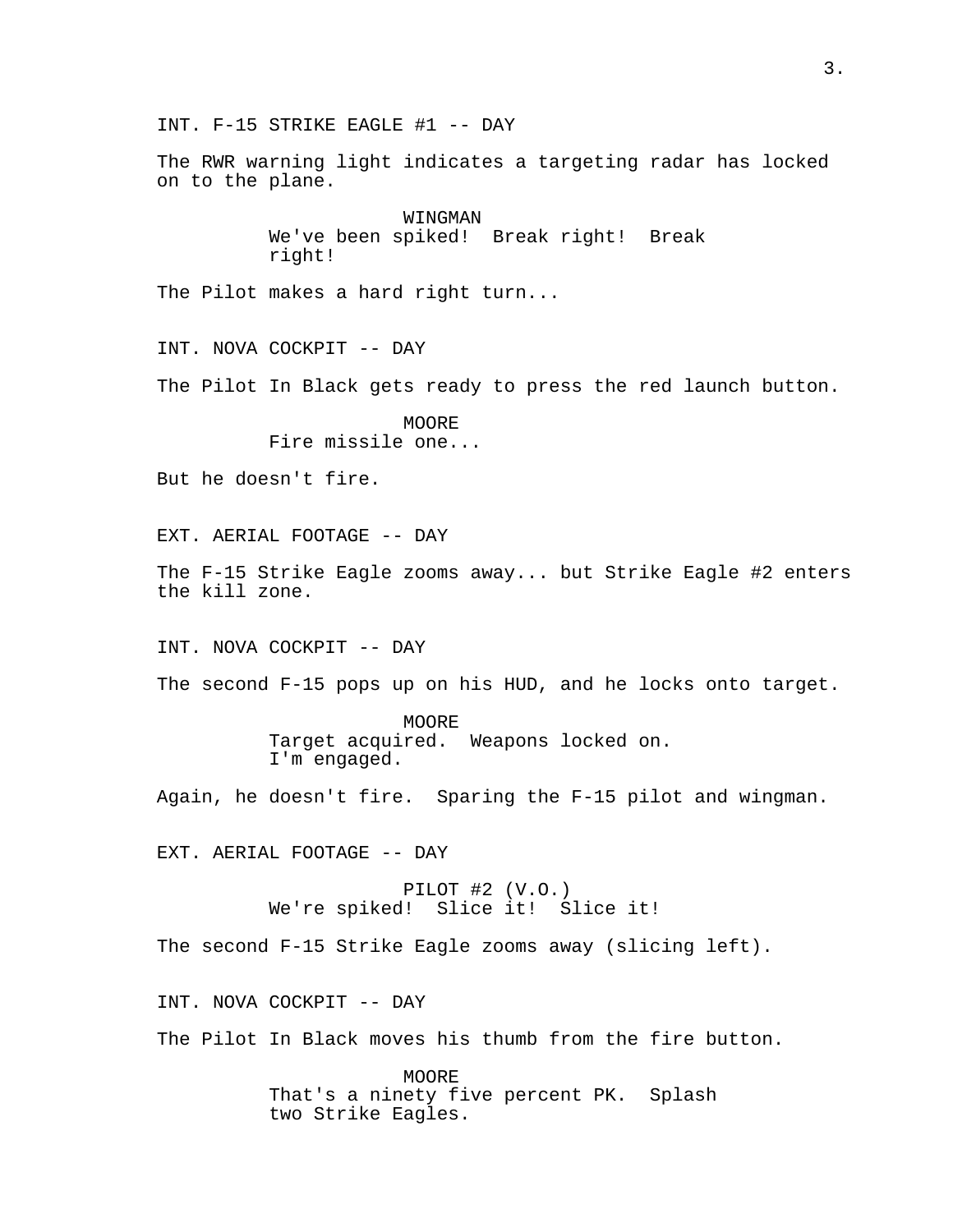INT. F-15 STRIKE EAGLE #1 -- DAY

The RWR warning light indicates a targeting radar has locked on to the plane.

WINGMAN
We've been spiked!  Break right!  Break right!

The Pilot makes a hard right turn...

INT. NOVA COCKPIT -- DAY

The Pilot In Black gets ready to press the red launch button.

MOORE
Fire missile one...

But he doesn't fire.

EXT. AERIAL FOOTAGE -- DAY

The F-15 Strike Eagle zooms away... but Strike Eagle #2 enters the kill zone.

INT. NOVA COCKPIT -- DAY

The second F-15 pops up on his HUD, and he locks onto target.

MOORE
Target acquired.  Weapons locked on.
I'm engaged.

Again, he doesn't fire.  Sparing the F-15 pilot and wingman.

EXT. AERIAL FOOTAGE -- DAY

PILOT #2 (V.O.)
We're spiked!  Slice it!  Slice it!

The second F-15 Strike Eagle zooms away (slicing left).

INT. NOVA COCKPIT -- DAY

The Pilot In Black moves his thumb from the fire button.

MOORE
That's a ninety five percent PK.  Splash two Strike Eagles.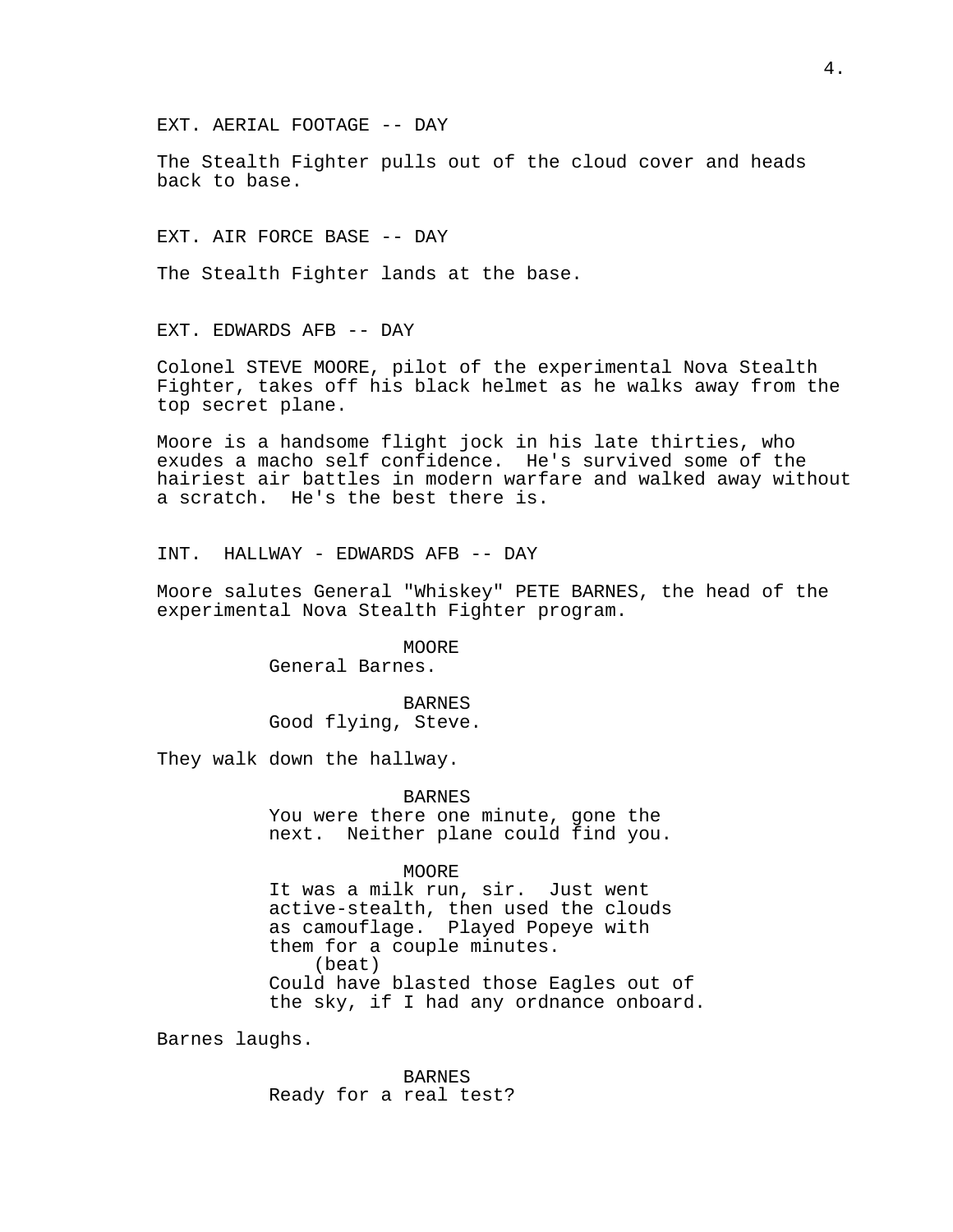EXT. AERIAL FOOTAGE -- DAY

The Stealth Fighter pulls out of the cloud cover and heads back to base.

EXT. AIR FORCE BASE -- DAY

The Stealth Fighter lands at the base.

EXT. EDWARDS AFB -- DAY

Colonel STEVE MOORE, pilot of the experimental Nova Stealth Fighter, takes off his black helmet as he walks away from the top secret plane.

Moore is a handsome flight jock in his late thirties, who exudes a macho self confidence. He's survived some of the hairiest air battles in modern warfare and walked away without a scratch. He's the best there is.

INT. HALLWAY - EDWARDS AFB -- DAY

Moore salutes General "Whiskey" PETE BARNES, the head of the experimental Nova Stealth Fighter program.

MOORE
General Barnes.

BARNES
Good flying, Steve.

They walk down the hallway.

BARNES
You were there one minute, gone the next. Neither plane could find you.

MOORE
It was a milk run, sir. Just went active-stealth, then used the clouds as camouflage. Played Popeye with them for a couple minutes.
(beat)
Could have blasted those Eagles out of the sky, if I had any ordnance onboard.

Barnes laughs.

BARNES
Ready for a real test?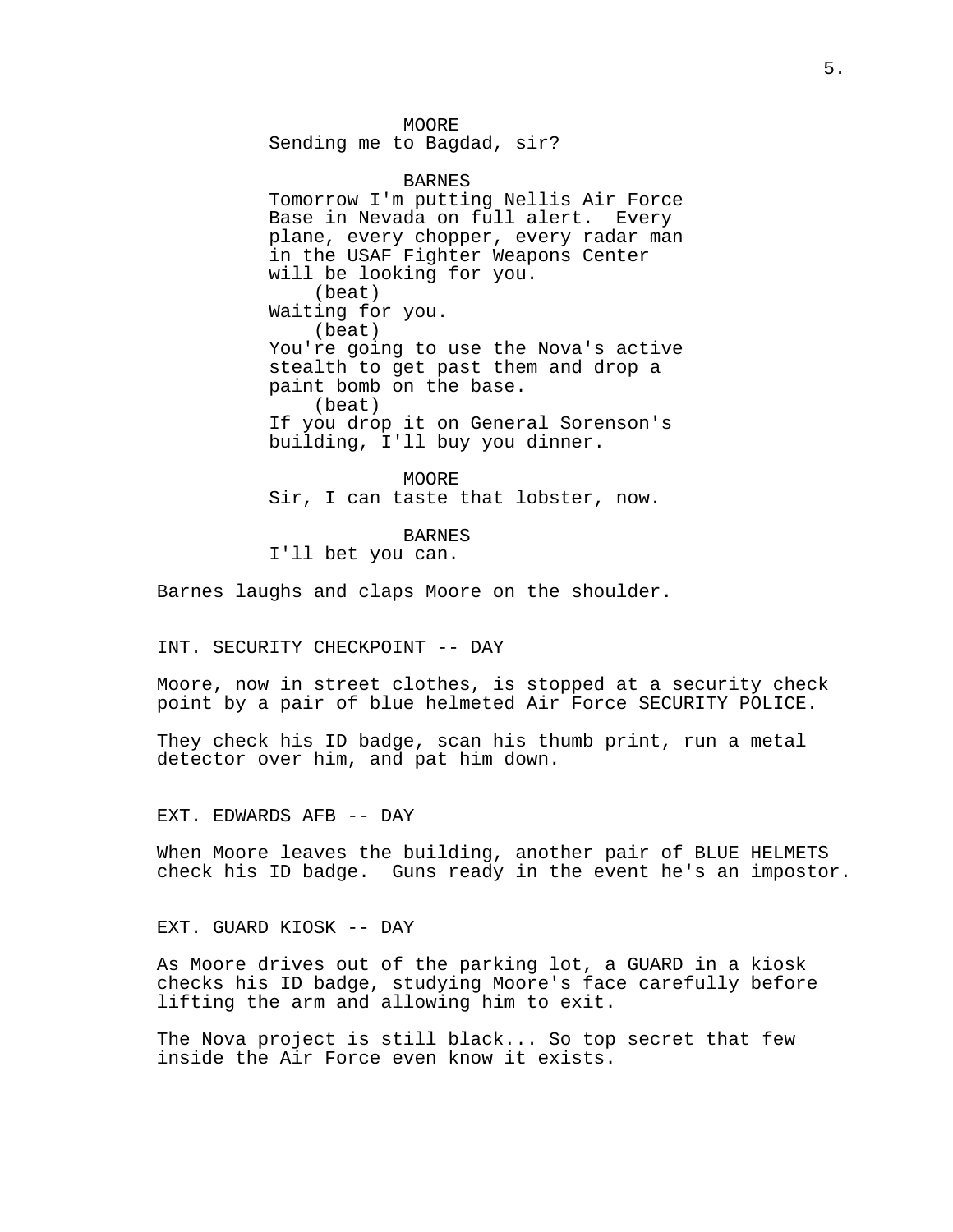MOORE
Sending me to Bagdad, sir?

BARNES
Tomorrow I'm putting Nellis Air Force Base in Nevada on full alert. Every plane, every chopper, every radar man in the USAF Fighter Weapons Center will be looking for you.
(beat)
Waiting for you.
(beat)
You're going to use the Nova's active stealth to get past them and drop a paint bomb on the base.
(beat)
If you drop it on General Sorenson's building, I'll buy you dinner.

MOORE
Sir, I can taste that lobster, now.

BARNES
I'll bet you can.

Barnes laughs and claps Moore on the shoulder.

INT. SECURITY CHECKPOINT -- DAY

Moore, now in street clothes, is stopped at a security check point by a pair of blue helmeted Air Force SECURITY POLICE.

They check his ID badge, scan his thumb print, run a metal detector over him, and pat him down.

EXT. EDWARDS AFB -- DAY

When Moore leaves the building, another pair of BLUE HELMETS check his ID badge. Guns ready in the event he's an impostor.

EXT. GUARD KIOSK -- DAY

As Moore drives out of the parking lot, a GUARD in a kiosk checks his ID badge, studying Moore's face carefully before lifting the arm and allowing him to exit.

The Nova project is still black... So top secret that few inside the Air Force even know it exists.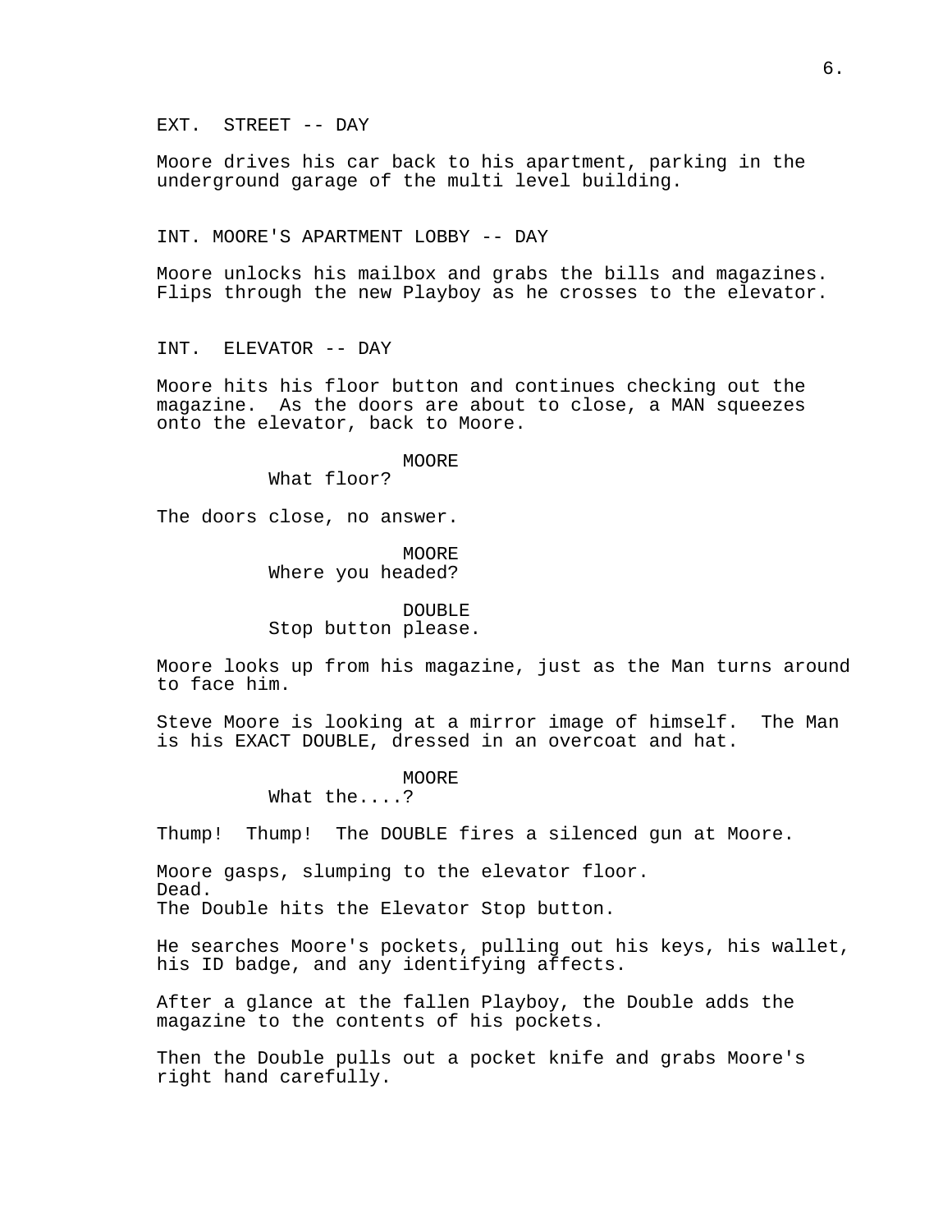EXT. STREET -- DAY

Moore drives his car back to his apartment, parking in the underground garage of the multi level building.

INT. MOORE'S APARTMENT LOBBY -- DAY

Moore unlocks his mailbox and grabs the bills and magazines. Flips through the new Playboy as he crosses to the elevator.

INT. ELEVATOR -- DAY

Moore hits his floor button and continues checking out the magazine. As the doors are about to close, a MAN squeezes onto the elevator, back to Moore.

MOORE
What floor?

The doors close, no answer.

MOORE
Where you headed?

DOUBLE
Stop button please.

Moore looks up from his magazine, just as the Man turns around to face him.

Steve Moore is looking at a mirror image of himself. The Man is his EXACT DOUBLE, dressed in an overcoat and hat.

MOORE
What the....?

Thump! Thump! The DOUBLE fires a silenced gun at Moore.

Moore gasps, slumping to the elevator floor.
Dead.
The Double hits the Elevator Stop button.

He searches Moore's pockets, pulling out his keys, his wallet, his ID badge, and any identifying affects.

After a glance at the fallen Playboy, the Double adds the magazine to the contents of his pockets.

Then the Double pulls out a pocket knife and grabs Moore's right hand carefully.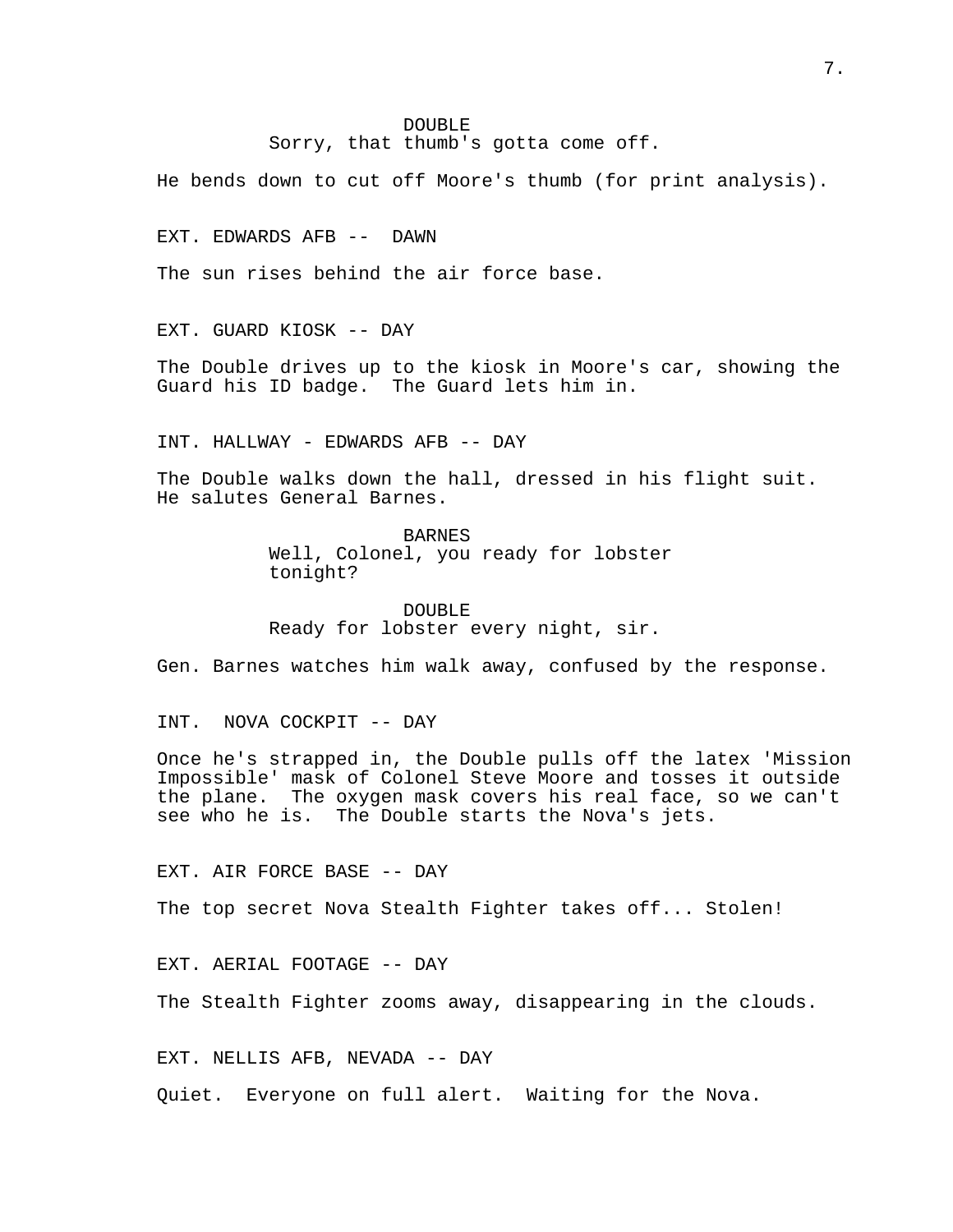DOUBLE
Sorry, that thumb's gotta come off.

He bends down to cut off Moore's thumb (for print analysis).

EXT. EDWARDS AFB -- DAWN

The sun rises behind the air force base.

EXT. GUARD KIOSK -- DAY

The Double drives up to the kiosk in Moore's car, showing the Guard his ID badge. The Guard lets him in.

INT. HALLWAY - EDWARDS AFB -- DAY

The Double walks down the hall, dressed in his flight suit. He salutes General Barnes.

BARNES
Well, Colonel, you ready for lobster tonight?

DOUBLE
Ready for lobster every night, sir.

Gen. Barnes watches him walk away, confused by the response.

INT. NOVA COCKPIT -- DAY

Once he's strapped in, the Double pulls off the latex 'Mission Impossible' mask of Colonel Steve Moore and tosses it outside the plane. The oxygen mask covers his real face, so we can't see who he is. The Double starts the Nova's jets.

EXT. AIR FORCE BASE -- DAY

The top secret Nova Stealth Fighter takes off... Stolen!

EXT. AERIAL FOOTAGE -- DAY

The Stealth Fighter zooms away, disappearing in the clouds.

EXT. NELLIS AFB, NEVADA -- DAY

Quiet. Everyone on full alert. Waiting for the Nova.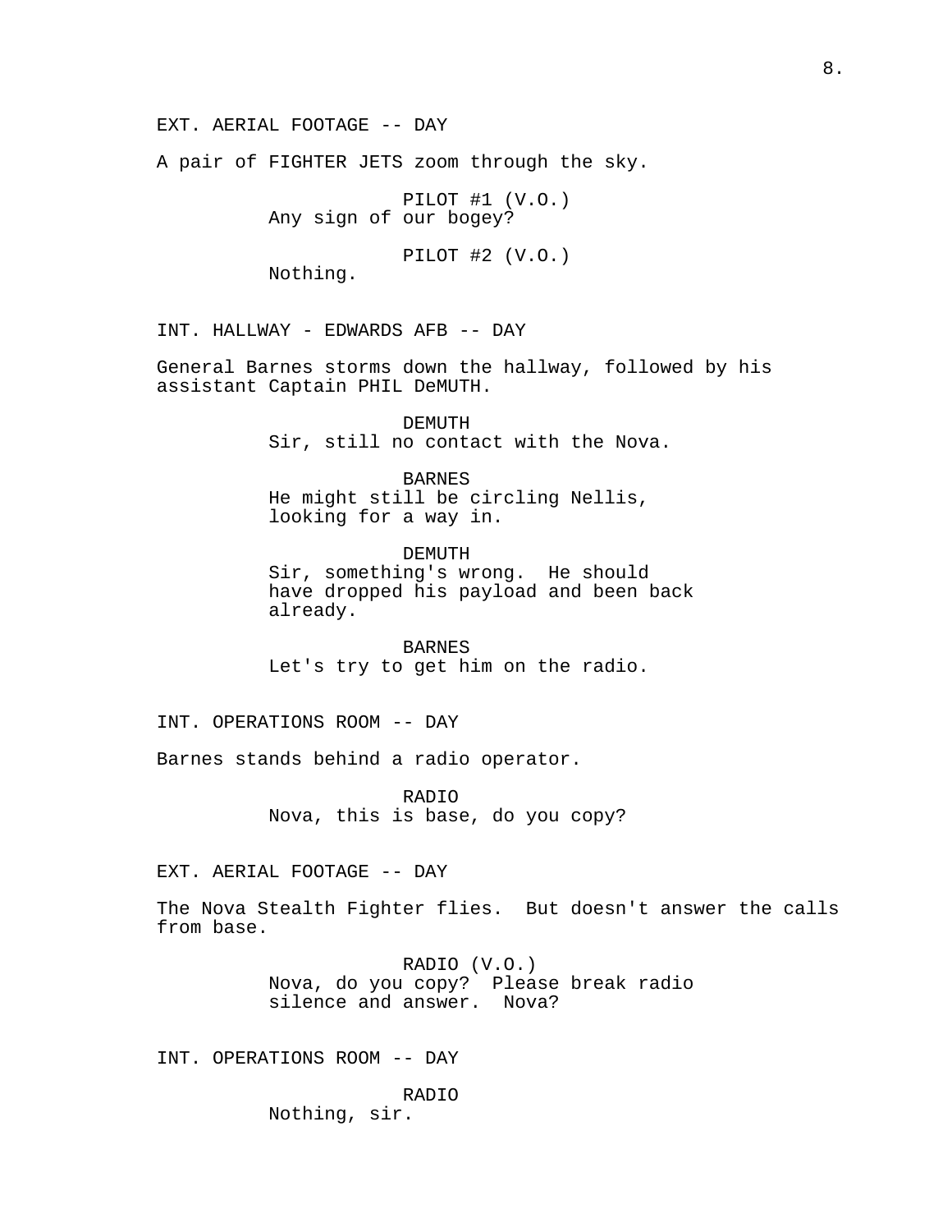EXT. AERIAL FOOTAGE -- DAY

A pair of FIGHTER JETS zoom through the sky.

PILOT #1 (V.O.)
Any sign of our bogey?

PILOT #2 (V.O.)
Nothing.

INT. HALLWAY - EDWARDS AFB -- DAY

General Barnes storms down the hallway, followed by his assistant Captain PHIL DeMUTH.

DEMUTH
Sir, still no contact with the Nova.

BARNES
He might still be circling Nellis, looking for a way in.

DEMUTH
Sir, something's wrong. He should have dropped his payload and been back already.

BARNES
Let's try to get him on the radio.

INT. OPERATIONS ROOM -- DAY

Barnes stands behind a radio operator.

RADIO
Nova, this is base, do you copy?

EXT. AERIAL FOOTAGE -- DAY

The Nova Stealth Fighter flies. But doesn't answer the calls from base.

RADIO (V.O.)
Nova, do you copy? Please break radio silence and answer. Nova?

INT. OPERATIONS ROOM -- DAY

RADIO
Nothing, sir.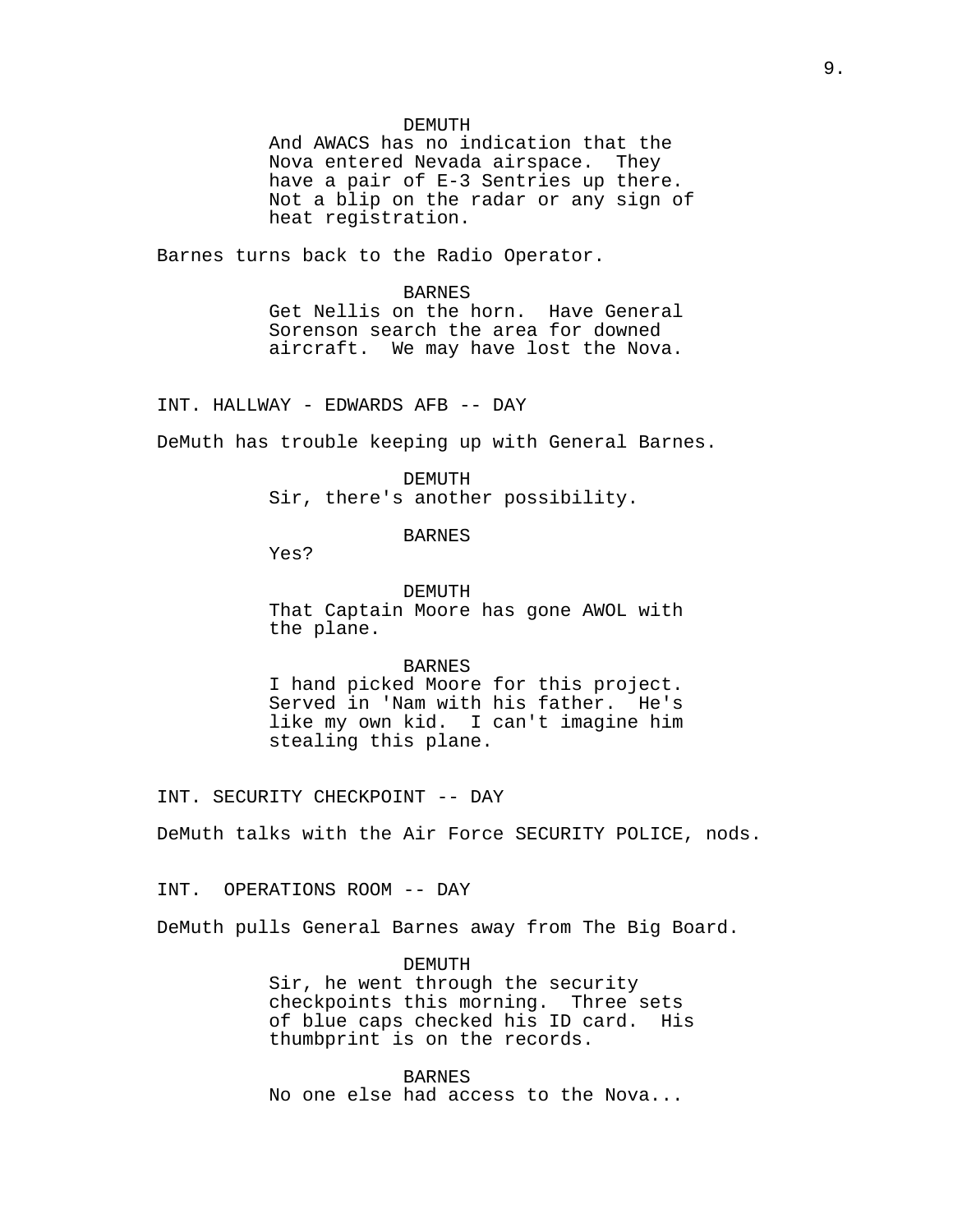DEMUTH
And AWACS has no indication that the Nova entered Nevada airspace. They have a pair of E-3 Sentries up there. Not a blip on the radar or any sign of heat registration.

Barnes turns back to the Radio Operator.

BARNES
Get Nellis on the horn. Have General Sorenson search the area for downed aircraft. We may have lost the Nova.

INT. HALLWAY - EDWARDS AFB -- DAY

DeMuth has trouble keeping up with General Barnes.

DEMUTH
Sir, there's another possibility.

BARNES
Yes?

DEMUTH
That Captain Moore has gone AWOL with the plane.

BARNES
I hand picked Moore for this project. Served in 'Nam with his father. He's like my own kid. I can't imagine him stealing this plane.

INT. SECURITY CHECKPOINT -- DAY

DeMuth talks with the Air Force SECURITY POLICE, nods.

INT. OPERATIONS ROOM -- DAY

DeMuth pulls General Barnes away from The Big Board.

DEMUTH
Sir, he went through the security checkpoints this morning. Three sets of blue caps checked his ID card. His thumbprint is on the records.

BARNES
No one else had access to the Nova...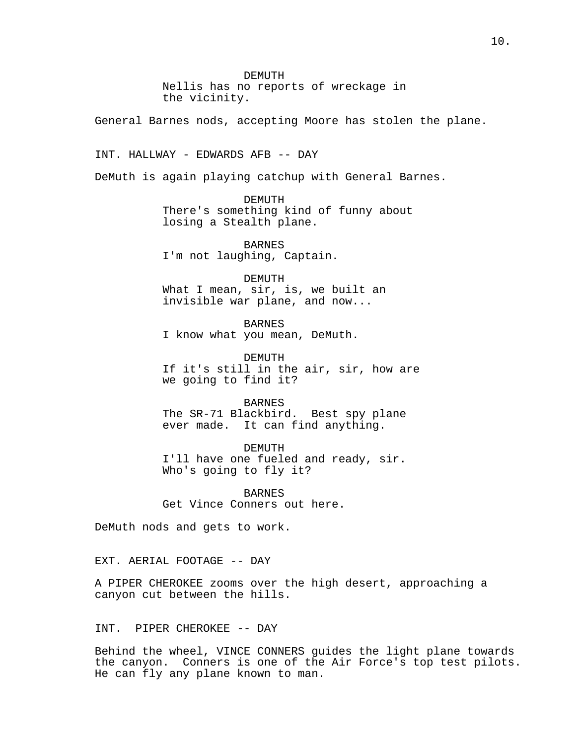DEMUTH
Nellis has no reports of wreckage in the vicinity.

General Barnes nods, accepting Moore has stolen the plane.

INT. HALLWAY - EDWARDS AFB -- DAY

DeMuth is again playing catchup with General Barnes.

DEMUTH
There's something kind of funny about losing a Stealth plane.

BARNES
I'm not laughing, Captain.

DEMUTH
What I mean, sir, is, we built an invisible war plane, and now...

BARNES
I know what you mean, DeMuth.

DEMUTH
If it's still in the air, sir, how are we going to find it?

BARNES
The SR-71 Blackbird. Best spy plane ever made. It can find anything.

DEMUTH
I'll have one fueled and ready, sir. Who's going to fly it?

BARNES
Get Vince Conners out here.

DeMuth nods and gets to work.

EXT. AERIAL FOOTAGE -- DAY

A PIPER CHEROKEE zooms over the high desert, approaching a canyon cut between the hills.

INT. PIPER CHEROKEE -- DAY

Behind the wheel, VINCE CONNERS guides the light plane towards the canyon. Conners is one of the Air Force's top test pilots. He can fly any plane known to man.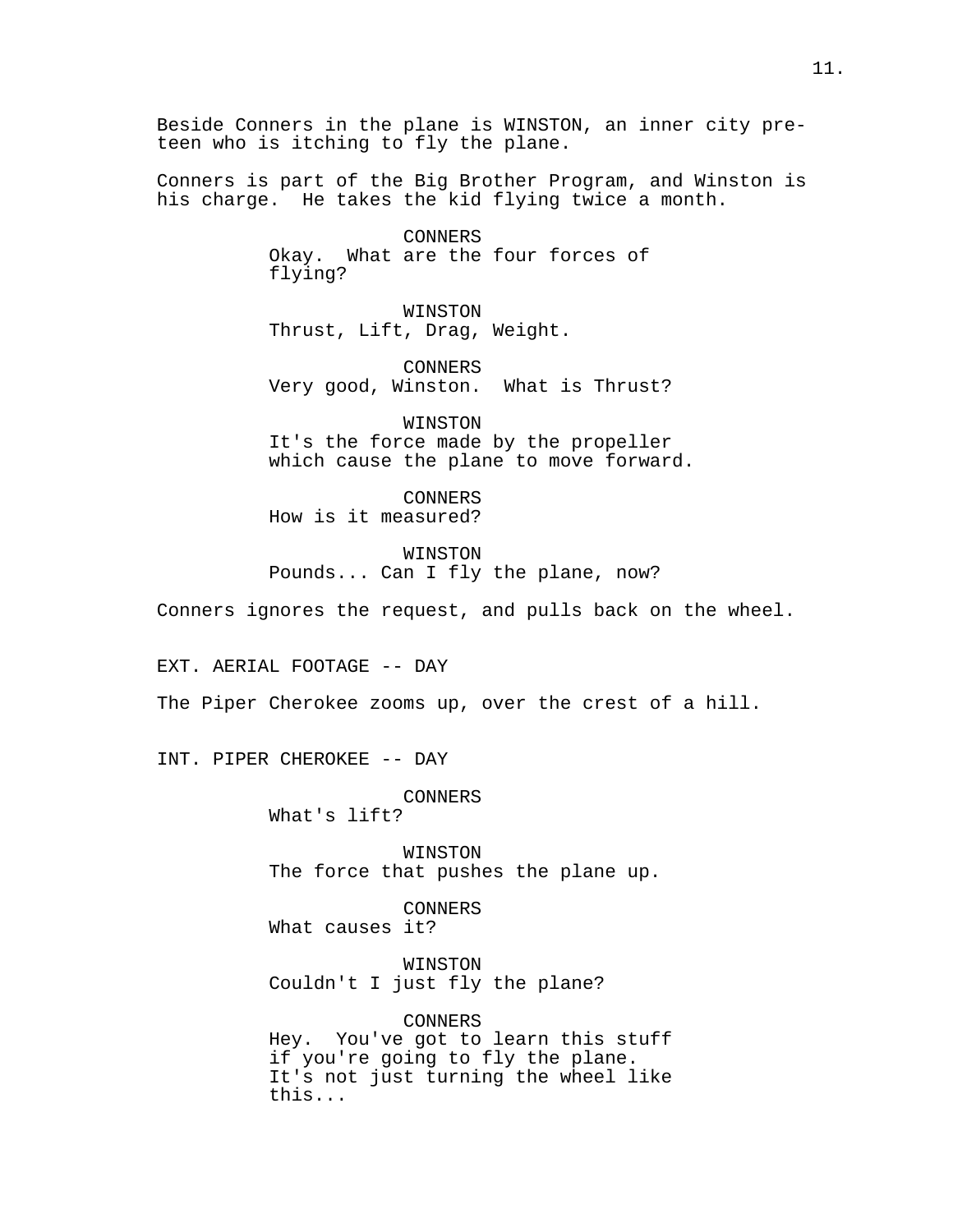Beside Conners in the plane is WINSTON, an inner city pre-teen who is itching to fly the plane.

Conners is part of the Big Brother Program, and Winston is his charge. He takes the kid flying twice a month.

CONNERS
Okay. What are the four forces of flying?

WINSTON
Thrust, Lift, Drag, Weight.

CONNERS
Very good, Winston. What is Thrust?

WINSTON
It's the force made by the propeller which cause the plane to move forward.

CONNERS
How is it measured?

WINSTON
Pounds... Can I fly the plane, now?

Conners ignores the request, and pulls back on the wheel.

EXT. AERIAL FOOTAGE -- DAY

The Piper Cherokee zooms up, over the crest of a hill.

INT. PIPER CHEROKEE -- DAY

CONNERS
What's lift?

WINSTON
The force that pushes the plane up.

CONNERS
What causes it?

WINSTON
Couldn't I just fly the plane?

CONNERS
Hey. You've got to learn this stuff if you're going to fly the plane. It's not just turning the wheel like this...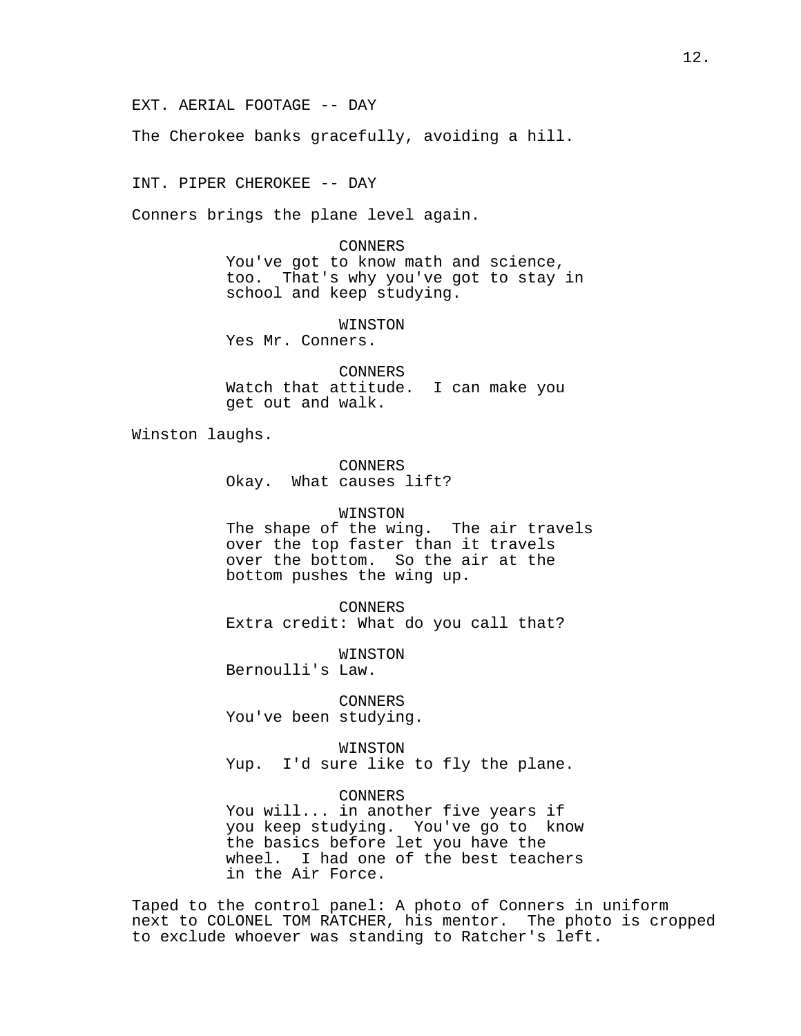EXT. AERIAL FOOTAGE -- DAY

The Cherokee banks gracefully, avoiding a hill.

INT. PIPER CHEROKEE -- DAY

Conners brings the plane level again.

CONNERS
You've got to know math and science, too. That's why you've got to stay in school and keep studying.

WINSTON
Yes Mr. Conners.

CONNERS
Watch that attitude. I can make you get out and walk.

Winston laughs.

CONNERS
Okay. What causes lift?

WINSTON
The shape of the wing. The air travels over the top faster than it travels over the bottom. So the air at the bottom pushes the wing up.

CONNERS
Extra credit: What do you call that?

WINSTON
Bernoulli's Law.

CONNERS
You've been studying.

WINSTON
Yup. I'd sure like to fly the plane.

CONNERS
You will... in another five years if you keep studying. You've go to know the basics before let you have the wheel. I had one of the best teachers in the Air Force.

Taped to the control panel: A photo of Conners in uniform next to COLONEL TOM RATCHER, his mentor. The photo is cropped to exclude whoever was standing to Ratcher's left.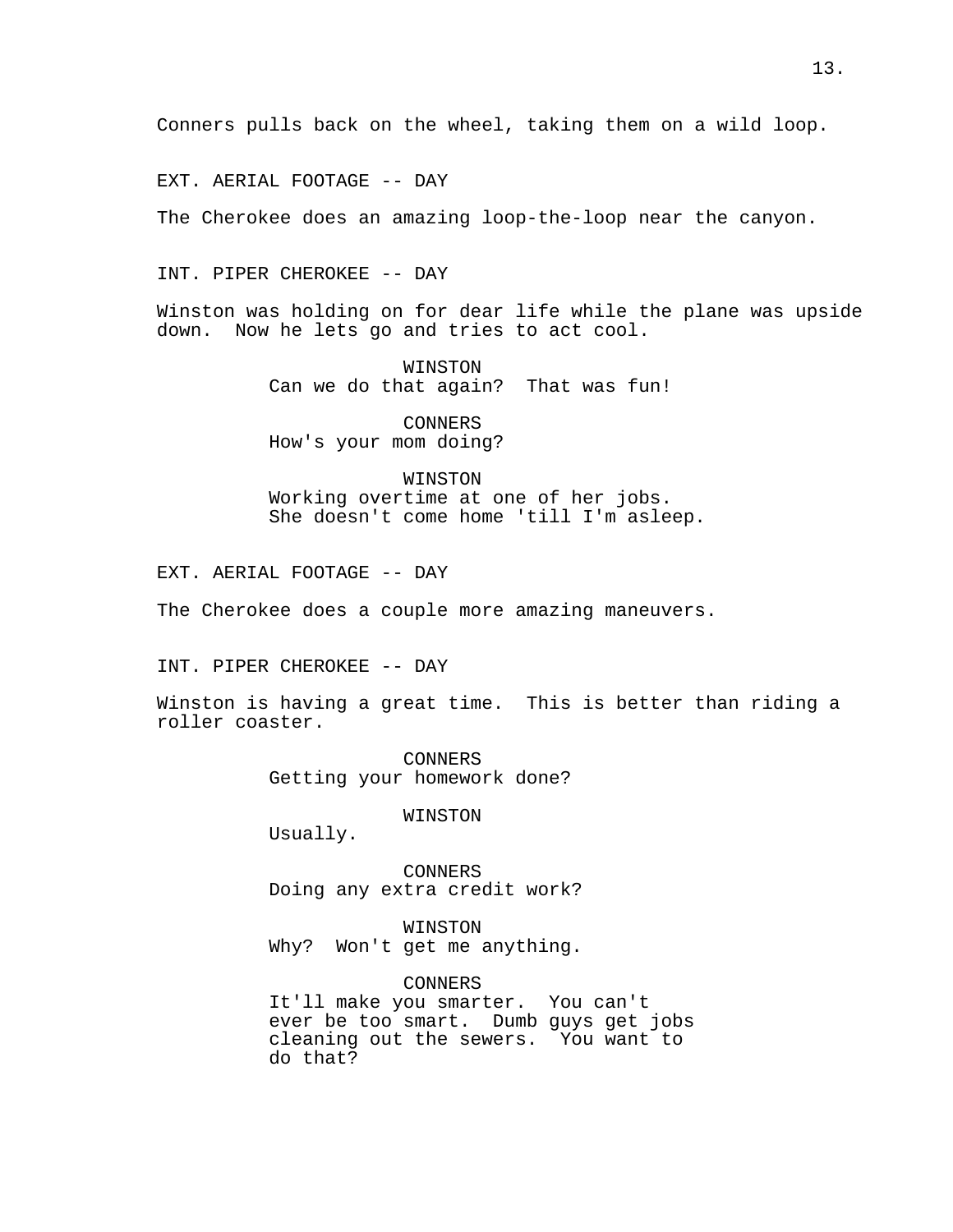Conners pulls back on the wheel, taking them on a wild loop.

EXT. AERIAL FOOTAGE -- DAY

The Cherokee does an amazing loop-the-loop near the canyon.

INT. PIPER CHEROKEE -- DAY

Winston was holding on for dear life while the plane was upside down. Now he lets go and tries to act cool.

WINSTON
Can we do that again? That was fun!

CONNERS
How's your mom doing?

WINSTON
Working overtime at one of her jobs. She doesn't come home 'till I'm asleep.

EXT. AERIAL FOOTAGE -- DAY

The Cherokee does a couple more amazing maneuvers.

INT. PIPER CHEROKEE -- DAY

Winston is having a great time. This is better than riding a roller coaster.

CONNERS
Getting your homework done?

WINSTON
Usually.

CONNERS
Doing any extra credit work?

WINSTON
Why? Won't get me anything.

CONNERS
It'll make you smarter. You can't ever be too smart. Dumb guys get jobs cleaning out the sewers. You want to do that?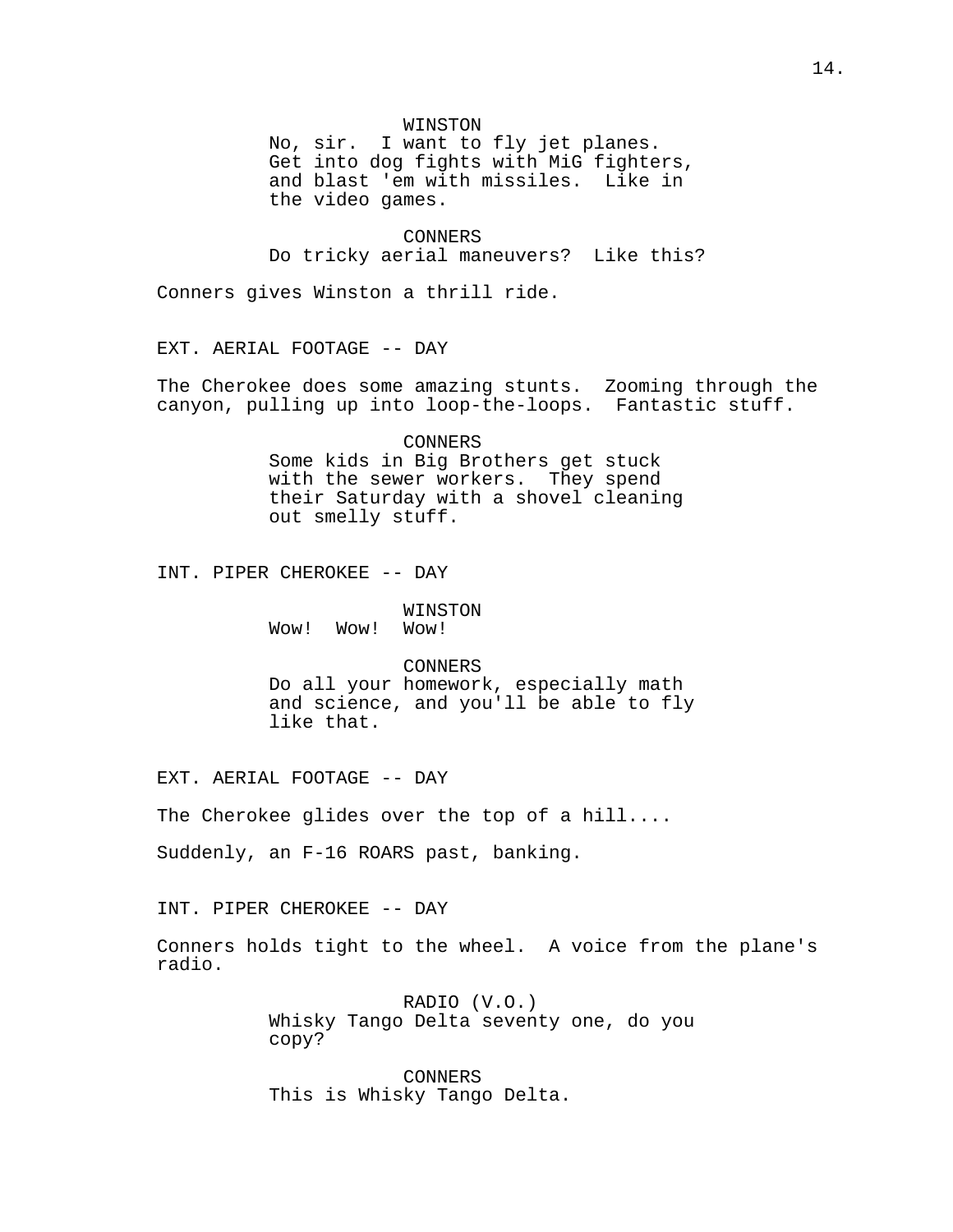WINSTON
No, sir.  I want to fly jet planes.  Get into dog fights with MiG fighters, and blast 'em with missiles.  Like in the video games.

CONNERS
Do tricky aerial maneuvers?  Like this?

Conners gives Winston a thrill ride.

EXT. AERIAL FOOTAGE -- DAY

The Cherokee does some amazing stunts.  Zooming through the canyon, pulling up into loop-the-loops.  Fantastic stuff.

CONNERS
Some kids in Big Brothers get stuck with the sewer workers.  They spend their Saturday with a shovel cleaning out smelly stuff.

INT. PIPER CHEROKEE -- DAY

WINSTON
Wow!  Wow!  Wow!

CONNERS
Do all your homework, especially math and science, and you'll be able to fly like that.

EXT. AERIAL FOOTAGE -- DAY

The Cherokee glides over the top of a hill....

Suddenly, an F-16 ROARS past, banking.

INT. PIPER CHEROKEE -- DAY

Conners holds tight to the wheel.  A voice from the plane's radio.

RADIO (V.O.)
Whisky Tango Delta seventy one, do you copy?

CONNERS
This is Whisky Tango Delta.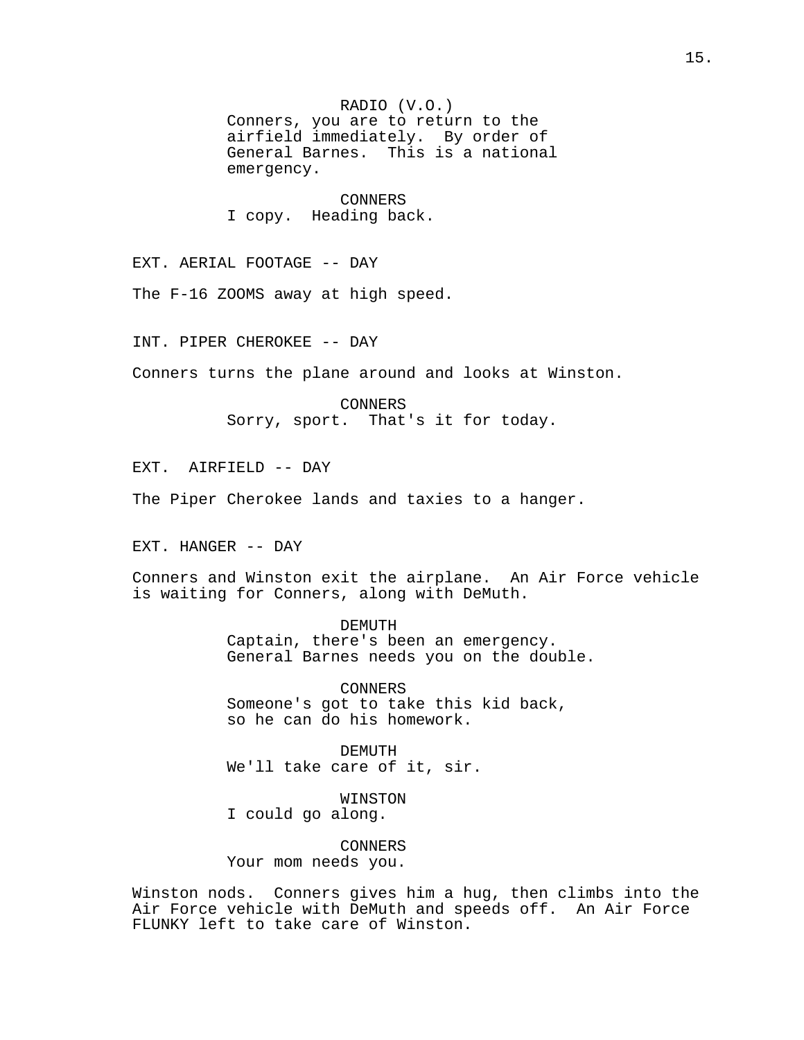RADIO (V.O.)
Conners, you are to return to the airfield immediately. By order of General Barnes. This is a national emergency.

CONNERS
I copy. Heading back.

EXT. AERIAL FOOTAGE -- DAY

The F-16 ZOOMS away at high speed.

INT. PIPER CHEROKEE -- DAY

Conners turns the plane around and looks at Winston.

CONNERS
Sorry, sport. That's it for today.

EXT. AIRFIELD -- DAY

The Piper Cherokee lands and taxies to a hanger.

EXT. HANGER -- DAY

Conners and Winston exit the airplane. An Air Force vehicle is waiting for Conners, along with DeMuth.

DEMUTH
Captain, there's been an emergency. General Barnes needs you on the double.

CONNERS
Someone's got to take this kid back, so he can do his homework.

DEMUTH
We'll take care of it, sir.

WINSTON
I could go along.

CONNERS
Your mom needs you.

Winston nods. Conners gives him a hug, then climbs into the Air Force vehicle with DeMuth and speeds off. An Air Force FLUNKY left to take care of Winston.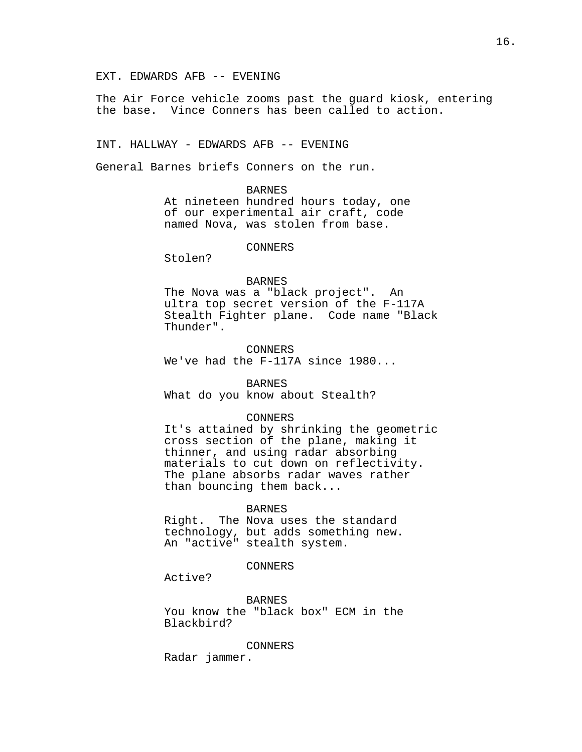EXT. EDWARDS AFB -- EVENING

The Air Force vehicle zooms past the guard kiosk, entering the base.  Vince Conners has been called to action.

INT. HALLWAY - EDWARDS AFB -- EVENING

General Barnes briefs Conners on the run.

BARNES
At nineteen hundred hours today, one of our experimental air craft, code named Nova, was stolen from base.

CONNERS
Stolen?

BARNES
The Nova was a "black project".  An ultra top secret version of the F-117A Stealth Fighter plane.  Code name "Black Thunder".

CONNERS
We've had the F-117A since 1980...

BARNES
What do you know about Stealth?

CONNERS
It's attained by shrinking the geometric cross section of the plane, making it thinner, and using radar absorbing materials to cut down on reflectivity. The plane absorbs radar waves rather than bouncing them back...

BARNES
Right.  The Nova uses the standard technology, but adds something new. An "active" stealth system.

CONNERS
Active?

BARNES
You know the "black box" ECM in the Blackbird?

CONNERS
Radar jammer.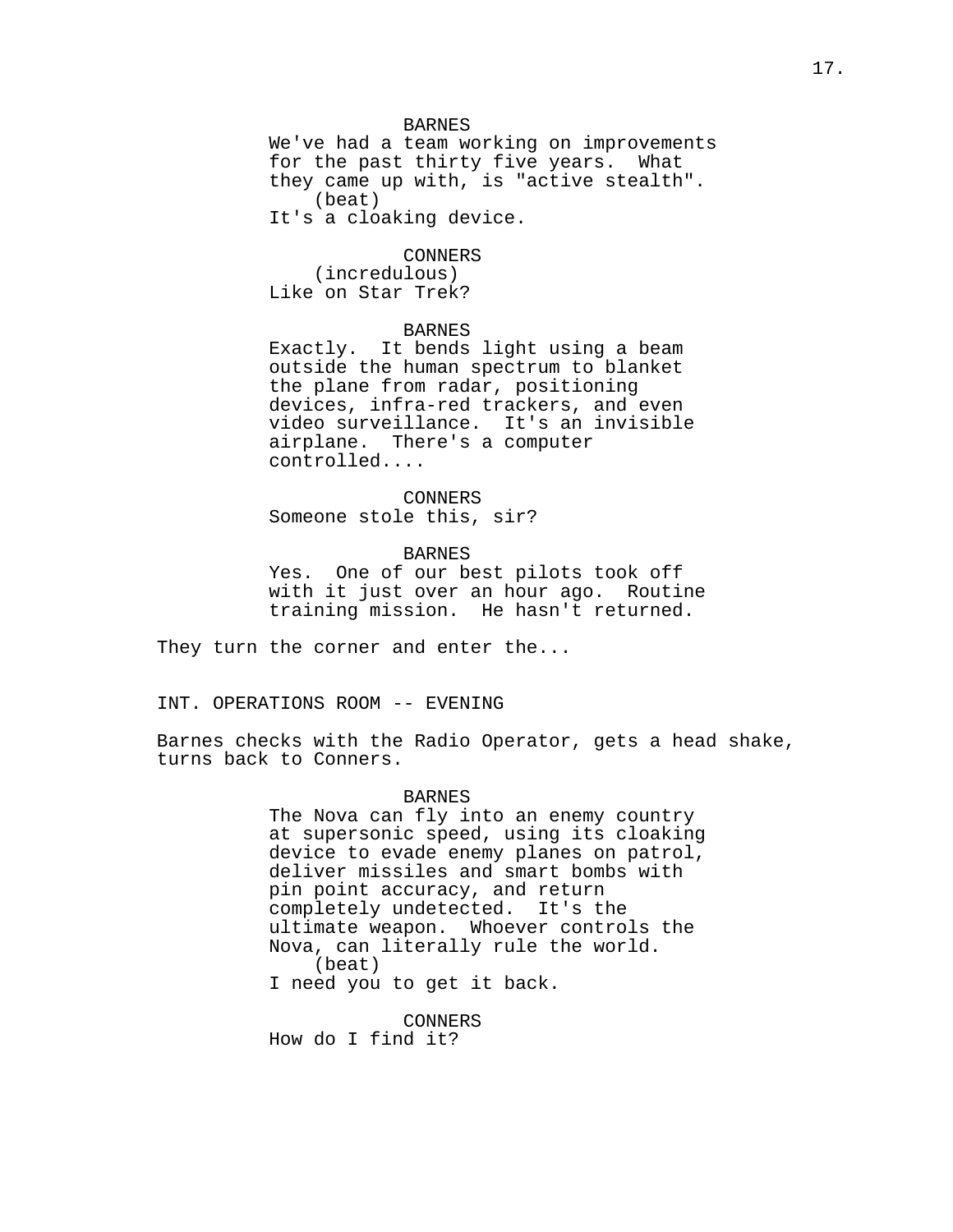BARNES
We've had a team working on improvements for the past thirty five years. What they came up with, is "active stealth".
(beat)
It's a cloaking device.

CONNERS
(incredulous)
Like on Star Trek?

BARNES
Exactly. It bends light using a beam outside the human spectrum to blanket the plane from radar, positioning devices, infra-red trackers, and even video surveillance. It's an invisible airplane. There's a computer controlled....

CONNERS
Someone stole this, sir?

BARNES
Yes. One of our best pilots took off with it just over an hour ago. Routine training mission. He hasn't returned.

They turn the corner and enter the...

INT. OPERATIONS ROOM -- EVENING

Barnes checks with the Radio Operator, gets a head shake, turns back to Conners.

BARNES
The Nova can fly into an enemy country at supersonic speed, using its cloaking device to evade enemy planes on patrol, deliver missiles and smart bombs with pin point accuracy, and return completely undetected. It's the ultimate weapon. Whoever controls the Nova, can literally rule the world.
(beat)
I need you to get it back.

CONNERS
How do I find it?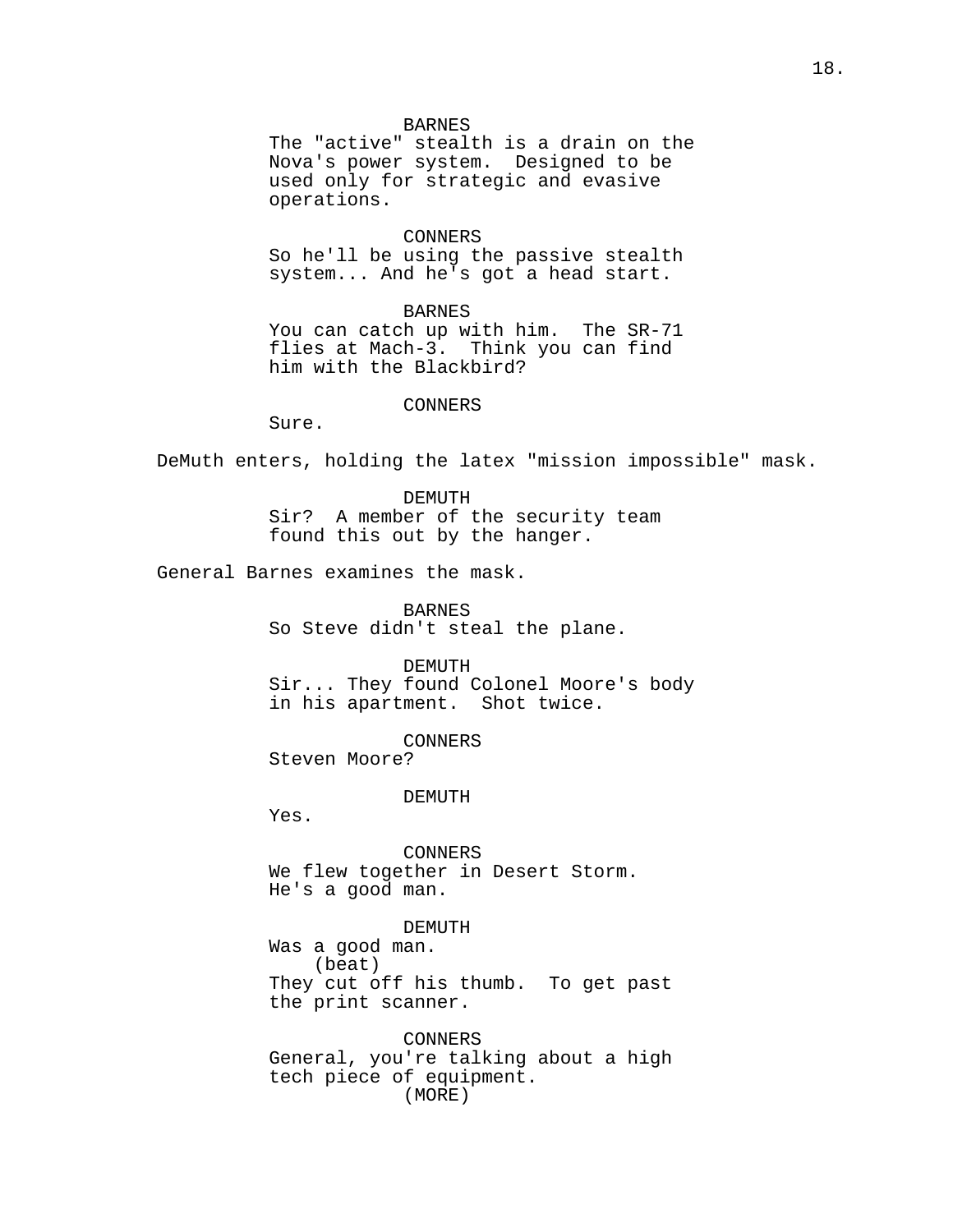BARNES
The "active" stealth is a drain on the Nova's power system. Designed to be used only for strategic and evasive operations.

CONNERS
So he'll be using the passive stealth system... And he's got a head start.

BARNES
You can catch up with him. The SR-71 flies at Mach-3. Think you can find him with the Blackbird?

CONNERS
Sure.

DeMuth enters, holding the latex "mission impossible" mask.

DEMUTH
Sir? A member of the security team found this out by the hanger.

General Barnes examines the mask.

BARNES
So Steve didn't steal the plane.

DEMUTH
Sir... They found Colonel Moore's body in his apartment. Shot twice.

CONNERS
Steven Moore?

DEMUTH
Yes.

CONNERS
We flew together in Desert Storm. He's a good man.

DEMUTH
Was a good man.
(beat)
They cut off his thumb. To get past the print scanner.

CONNERS
General, you're talking about a high tech piece of equipment.
(MORE)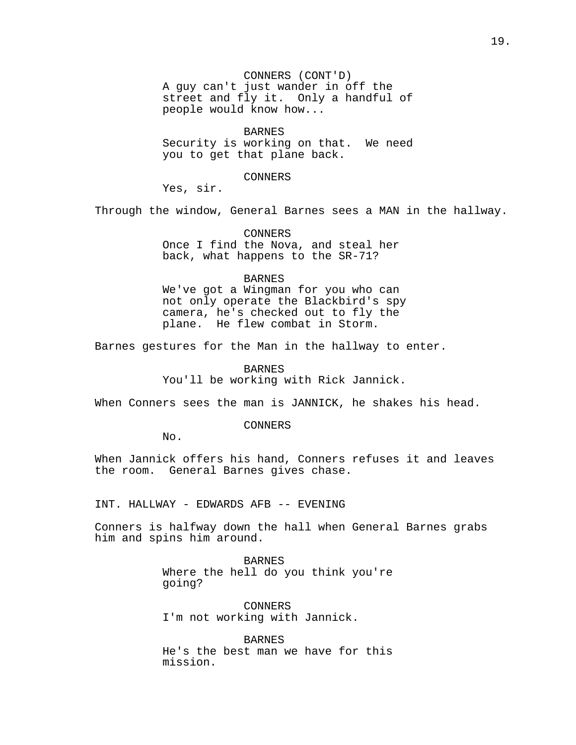CONNERS (CONT'D)
A guy can't just wander in off the street and fly it. Only a handful of people would know how...

BARNES
Security is working on that. We need you to get that plane back.

CONNERS
Yes, sir.

Through the window, General Barnes sees a MAN in the hallway.

CONNERS
Once I find the Nova, and steal her back, what happens to the SR-71?

BARNES
We've got a Wingman for you who can not only operate the Blackbird's spy camera, he's checked out to fly the plane. He flew combat in Storm.

Barnes gestures for the Man in the hallway to enter.

BARNES
You'll be working with Rick Jannick.

When Conners sees the man is JANNICK, he shakes his head.

CONNERS
No.

When Jannick offers his hand, Conners refuses it and leaves the room. General Barnes gives chase.

INT. HALLWAY - EDWARDS AFB -- EVENING

Conners is halfway down the hall when General Barnes grabs him and spins him around.

BARNES
Where the hell do you think you're going?

CONNERS
I'm not working with Jannick.

BARNES
He's the best man we have for this mission.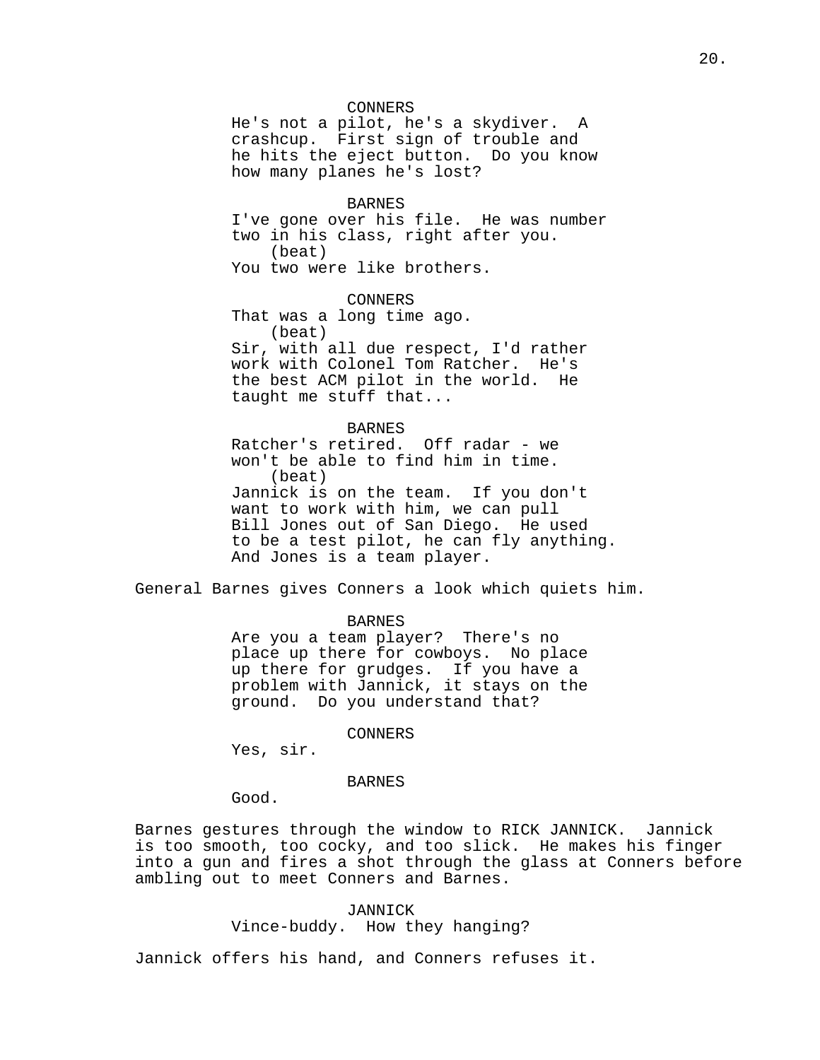CONNERS
He's not a pilot, he's a skydiver. A crashcup. First sign of trouble and he hits the eject button. Do you know how many planes he's lost?

BARNES
I've gone over his file. He was number two in his class, right after you.
(beat)
You two were like brothers.

CONNERS
That was a long time ago.
(beat)
Sir, with all due respect, I'd rather work with Colonel Tom Ratcher. He's the best ACM pilot in the world. He taught me stuff that...

BARNES
Ratcher's retired. Off radar - we won't be able to find him in time.
(beat)
Jannick is on the team. If you don't want to work with him, we can pull Bill Jones out of San Diego. He used to be a test pilot, he can fly anything. And Jones is a team player.

General Barnes gives Conners a look which quiets him.

BARNES
Are you a team player? There's no place up there for cowboys. No place up there for grudges. If you have a problem with Jannick, it stays on the ground. Do you understand that?

CONNERS
Yes, sir.

BARNES
Good.

Barnes gestures through the window to RICK JANNICK. Jannick is too smooth, too cocky, and too slick. He makes his finger into a gun and fires a shot through the glass at Conners before ambling out to meet Conners and Barnes.

JANNICK
Vince-buddy. How they hanging?

Jannick offers his hand, and Conners refuses it.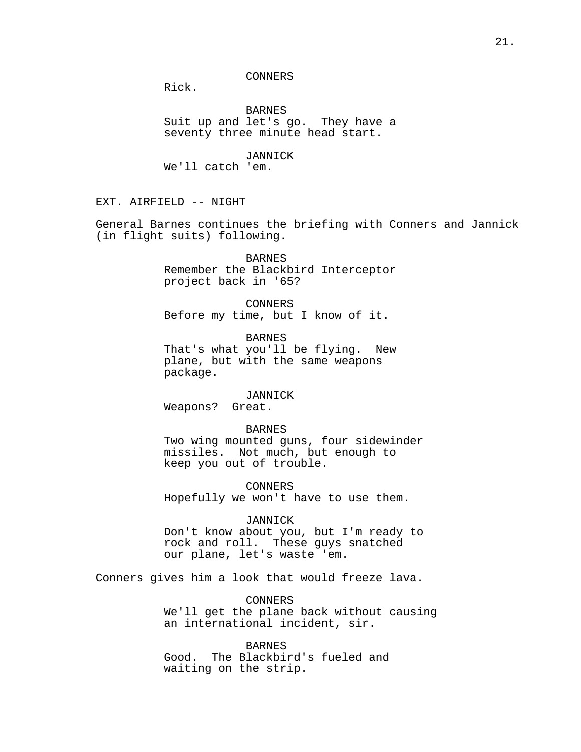CONNERS
Rick.

BARNES
Suit up and let's go. They have a seventy three minute head start.

JANNICK
We'll catch 'em.

EXT. AIRFIELD -- NIGHT

General Barnes continues the briefing with Conners and Jannick (in flight suits) following.

BARNES
Remember the Blackbird Interceptor project back in '65?

CONNERS
Before my time, but I know of it.

BARNES
That's what you'll be flying. New plane, but with the same weapons package.

JANNICK
Weapons? Great.

BARNES
Two wing mounted guns, four sidewinder missiles. Not much, but enough to keep you out of trouble.

CONNERS
Hopefully we won't have to use them.

JANNICK
Don't know about you, but I'm ready to rock and roll. These guys snatched our plane, let's waste 'em.

Conners gives him a look that would freeze lava.

CONNERS
We'll get the plane back without causing an international incident, sir.

BARNES
Good. The Blackbird's fueled and waiting on the strip.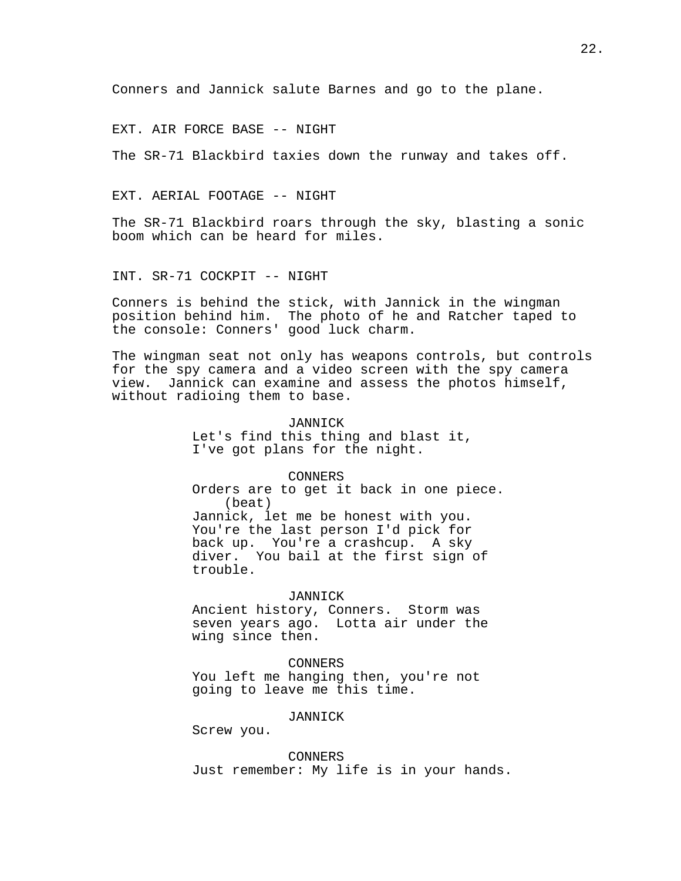Conners and Jannick salute Barnes and go to the plane.

EXT. AIR FORCE BASE -- NIGHT

The SR-71 Blackbird taxies down the runway and takes off.

EXT. AERIAL FOOTAGE -- NIGHT

The SR-71 Blackbird roars through the sky, blasting a sonic boom which can be heard for miles.

INT. SR-71 COCKPIT -- NIGHT

Conners is behind the stick, with Jannick in the wingman position behind him. The photo of he and Ratcher taped to the console: Conners' good luck charm.

The wingman seat not only has weapons controls, but controls for the spy camera and a video screen with the spy camera view. Jannick can examine and assess the photos himself, without radioing them to base.

JANNICK
Let's find this thing and blast it, I've got plans for the night.

CONNERS
Orders are to get it back in one piece.
(beat)
Jannick, let me be honest with you. You're the last person I'd pick for back up. You're a crashcup. A sky diver. You bail at the first sign of trouble.

JANNICK
Ancient history, Conners. Storm was seven years ago. Lotta air under the wing since then.

CONNERS
You left me hanging then, you're not going to leave me this time.

JANNICK
Screw you.

CONNERS
Just remember: My life is in your hands.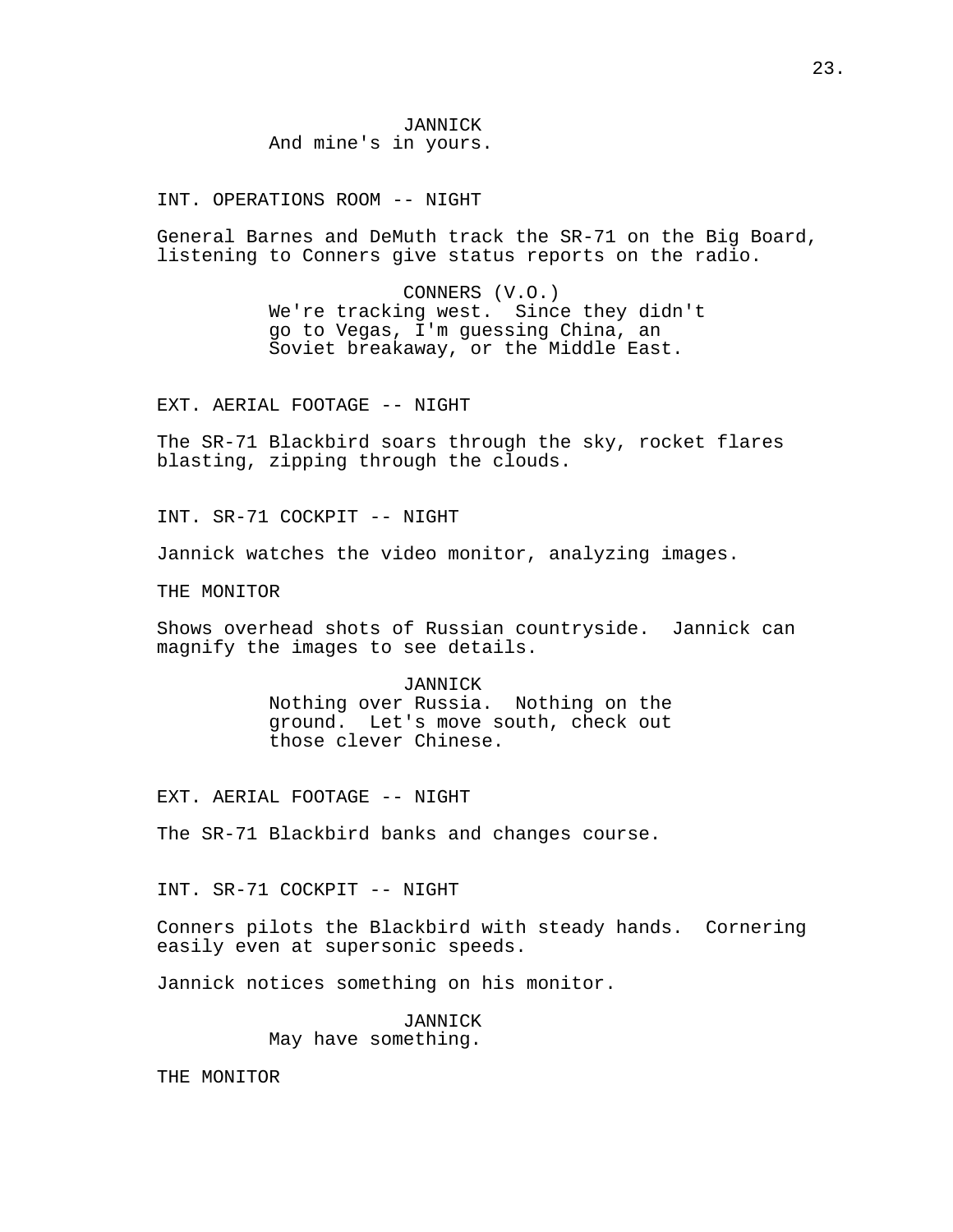JANNICK
And mine's in yours.

INT. OPERATIONS ROOM -- NIGHT

General Barnes and DeMuth track the SR-71 on the Big Board, listening to Conners give status reports on the radio.

CONNERS (V.O.)
We're tracking west. Since they didn't go to Vegas, I'm guessing China, an Soviet breakaway, or the Middle East.

EXT. AERIAL FOOTAGE -- NIGHT

The SR-71 Blackbird soars through the sky, rocket flares blasting, zipping through the clouds.

INT. SR-71 COCKPIT -- NIGHT

Jannick watches the video monitor, analyzing images.

THE MONITOR

Shows overhead shots of Russian countryside. Jannick can magnify the images to see details.

JANNICK
Nothing over Russia. Nothing on the ground. Let's move south, check out those clever Chinese.

EXT. AERIAL FOOTAGE -- NIGHT

The SR-71 Blackbird banks and changes course.

INT. SR-71 COCKPIT -- NIGHT

Conners pilots the Blackbird with steady hands. Cornering easily even at supersonic speeds.

Jannick notices something on his monitor.

JANNICK
May have something.

THE MONITOR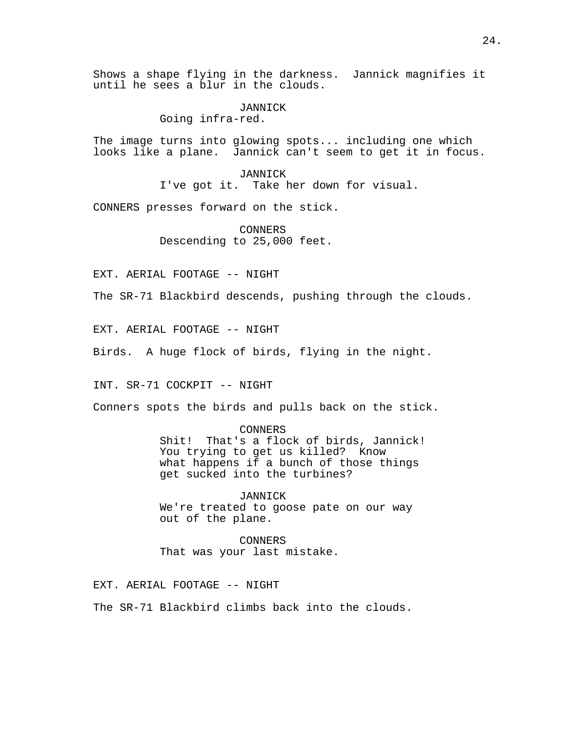Shows a shape flying in the darkness. Jannick magnifies it until he sees a blur in the clouds.

JANNICK
Going infra-red.

The image turns into glowing spots... including one which looks like a plane. Jannick can't seem to get it in focus.

JANNICK
I've got it. Take her down for visual.

CONNERS presses forward on the stick.

CONNERS
Descending to 25,000 feet.

EXT. AERIAL FOOTAGE -- NIGHT

The SR-71 Blackbird descends, pushing through the clouds.

EXT. AERIAL FOOTAGE -- NIGHT

Birds. A huge flock of birds, flying in the night.

INT. SR-71 COCKPIT -- NIGHT

Conners spots the birds and pulls back on the stick.

CONNERS
Shit! That's a flock of birds, Jannick! You trying to get us killed? Know what happens if a bunch of those things get sucked into the turbines?

JANNICK
We're treated to goose pate on our way out of the plane.

CONNERS
That was your last mistake.

EXT. AERIAL FOOTAGE -- NIGHT

The SR-71 Blackbird climbs back into the clouds.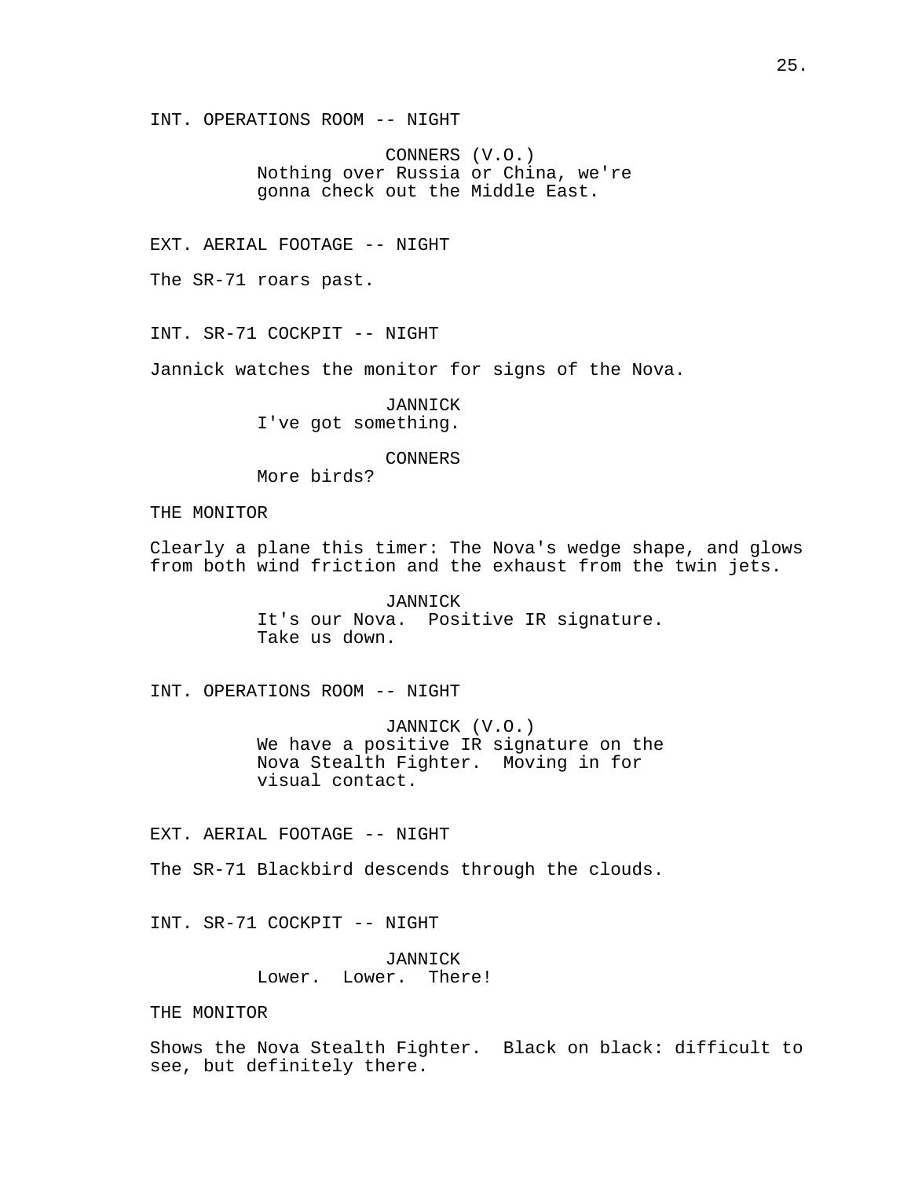INT. OPERATIONS ROOM -- NIGHT

CONNERS (V.O.)
Nothing over Russia or China, we're gonna check out the Middle East.

EXT. AERIAL FOOTAGE -- NIGHT

The SR-71 roars past.

INT. SR-71 COCKPIT -- NIGHT

Jannick watches the monitor for signs of the Nova.

JANNICK
I've got something.

CONNERS
More birds?

THE MONITOR

Clearly a plane this timer: The Nova's wedge shape, and glows from both wind friction and the exhaust from the twin jets.

JANNICK
It's our Nova. Positive IR signature. Take us down.

INT. OPERATIONS ROOM -- NIGHT

JANNICK (V.O.)
We have a positive IR signature on the Nova Stealth Fighter. Moving in for visual contact.

EXT. AERIAL FOOTAGE -- NIGHT

The SR-71 Blackbird descends through the clouds.

INT. SR-71 COCKPIT -- NIGHT

JANNICK
Lower. Lower. There!

THE MONITOR

Shows the Nova Stealth Fighter. Black on black: difficult to see, but definitely there.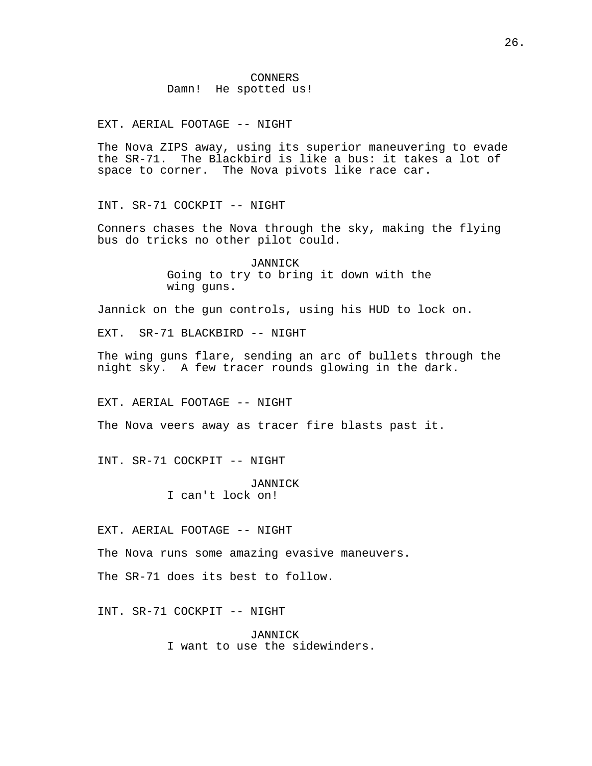CONNERS
Damn!  He spotted us!

EXT. AERIAL FOOTAGE -- NIGHT

The Nova ZIPS away, using its superior maneuvering to evade the SR-71.  The Blackbird is like a bus: it takes a lot of space to corner.  The Nova pivots like race car.

INT. SR-71 COCKPIT -- NIGHT

Conners chases the Nova through the sky, making the flying bus do tricks no other pilot could.

JANNICK
Going to try to bring it down with the wing guns.

Jannick on the gun controls, using his HUD to lock on.

EXT.  SR-71 BLACKBIRD -- NIGHT

The wing guns flare, sending an arc of bullets through the night sky.  A few tracer rounds glowing in the dark.

EXT. AERIAL FOOTAGE -- NIGHT

The Nova veers away as tracer fire blasts past it.

INT. SR-71 COCKPIT -- NIGHT

JANNICK
I can't lock on!

EXT. AERIAL FOOTAGE -- NIGHT

The Nova runs some amazing evasive maneuvers.

The SR-71 does its best to follow.

INT. SR-71 COCKPIT -- NIGHT

JANNICK
I want to use the sidewinders.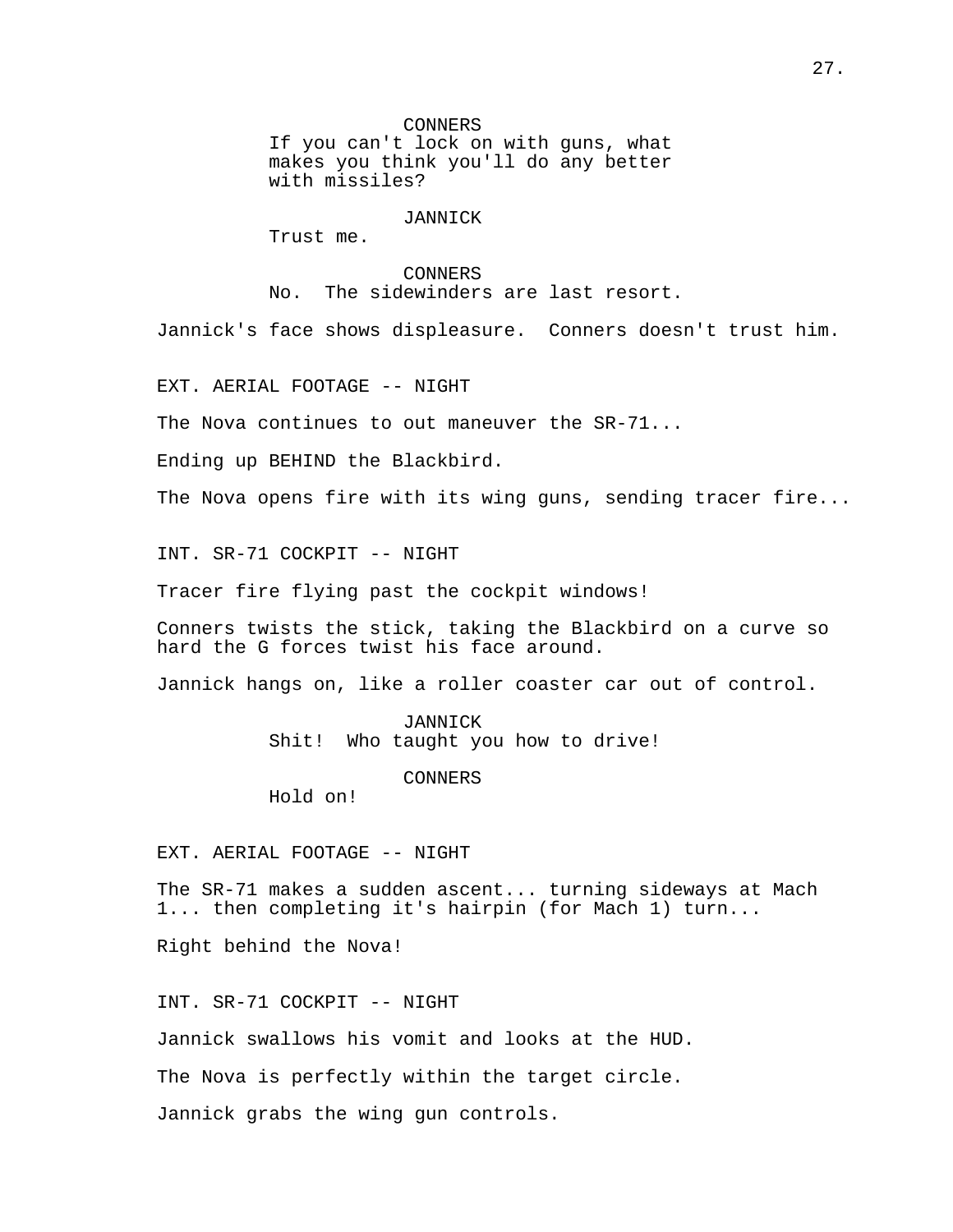CONNERS
If you can't lock on with guns, what makes you think you'll do any better with missiles?

JANNICK
Trust me.

CONNERS
No. The sidewinders are last resort.

Jannick's face shows displeasure. Conners doesn't trust him.

EXT. AERIAL FOOTAGE -- NIGHT

The Nova continues to out maneuver the SR-71...

Ending up BEHIND the Blackbird.

The Nova opens fire with its wing guns, sending tracer fire...

INT. SR-71 COCKPIT -- NIGHT

Tracer fire flying past the cockpit windows!

Conners twists the stick, taking the Blackbird on a curve so hard the G forces twist his face around.

Jannick hangs on, like a roller coaster car out of control.

JANNICK
Shit! Who taught you how to drive!

CONNERS
Hold on!

EXT. AERIAL FOOTAGE -- NIGHT

The SR-71 makes a sudden ascent... turning sideways at Mach 1... then completing it's hairpin (for Mach 1) turn...

Right behind the Nova!

INT. SR-71 COCKPIT -- NIGHT

Jannick swallows his vomit and looks at the HUD.

The Nova is perfectly within the target circle.

Jannick grabs the wing gun controls.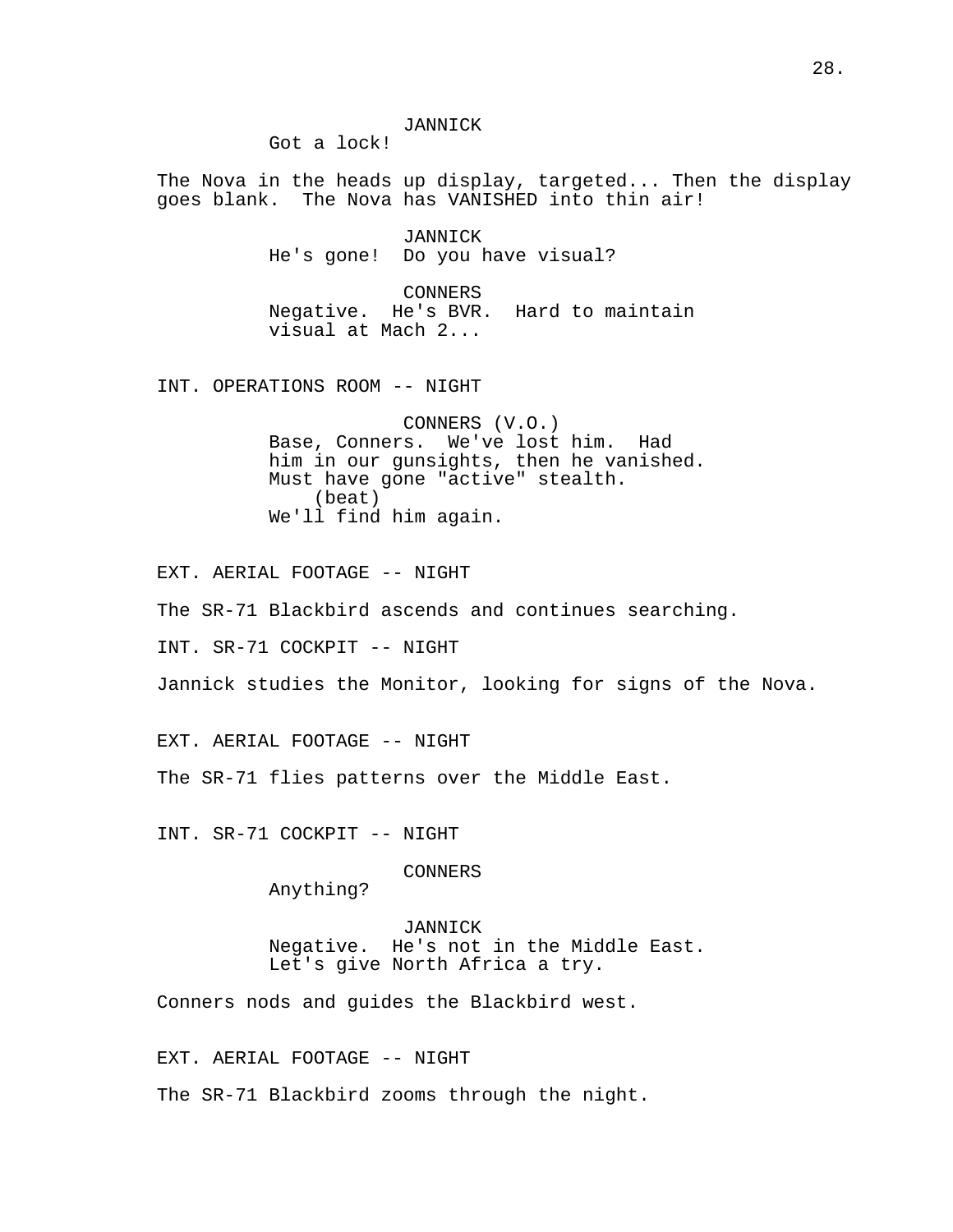JANNICK
Got a lock!

The Nova in the heads up display, targeted... Then the display goes blank. The Nova has VANISHED into thin air!

JANNICK
He's gone! Do you have visual?

CONNERS
Negative. He's BVR. Hard to maintain visual at Mach 2...

INT. OPERATIONS ROOM -- NIGHT

CONNERS (V.O.)
Base, Conners. We've lost him. Had him in our gunsights, then he vanished. Must have gone "active" stealth.
(beat)
We'll find him again.

EXT. AERIAL FOOTAGE -- NIGHT

The SR-71 Blackbird ascends and continues searching.

INT. SR-71 COCKPIT -- NIGHT

Jannick studies the Monitor, looking for signs of the Nova.

EXT. AERIAL FOOTAGE -- NIGHT

The SR-71 flies patterns over the Middle East.

INT. SR-71 COCKPIT -- NIGHT

CONNERS
Anything?

JANNICK
Negative. He's not in the Middle East. Let's give North Africa a try.

Conners nods and guides the Blackbird west.

EXT. AERIAL FOOTAGE -- NIGHT

The SR-71 Blackbird zooms through the night.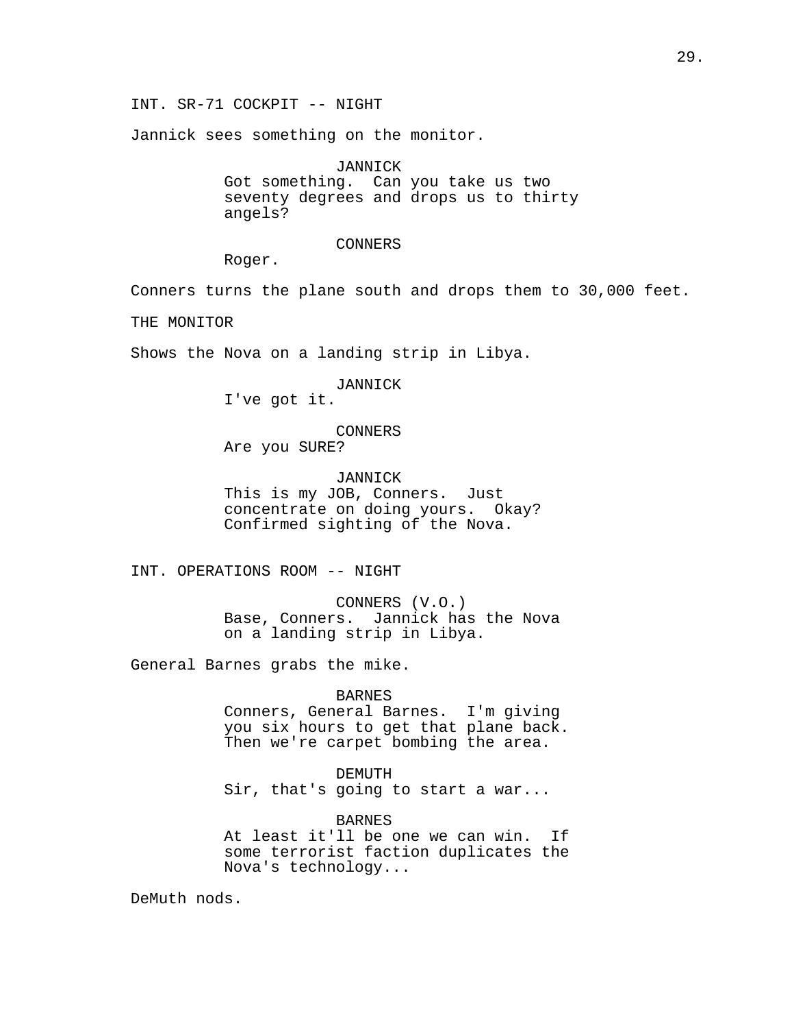INT. SR-71 COCKPIT -- NIGHT

Jannick sees something on the monitor.

JANNICK
Got something.  Can you take us two seventy degrees and drops us to thirty angels?

CONNERS
Roger.

Conners turns the plane south and drops them to 30,000 feet.

THE MONITOR

Shows the Nova on a landing strip in Libya.

JANNICK
I've got it.

CONNERS
Are you SURE?

JANNICK
This is my JOB, Conners.  Just concentrate on doing yours.  Okay? Confirmed sighting of the Nova.

INT. OPERATIONS ROOM -- NIGHT

CONNERS (V.O.)
Base, Conners.  Jannick has the Nova on a landing strip in Libya.

General Barnes grabs the mike.

BARNES
Conners, General Barnes.  I'm giving you six hours to get that plane back. Then we're carpet bombing the area.

DEMUTH
Sir, that's going to start a war...

BARNES
At least it'll be one we can win.  If some terrorist faction duplicates the Nova's technology...

DeMuth nods.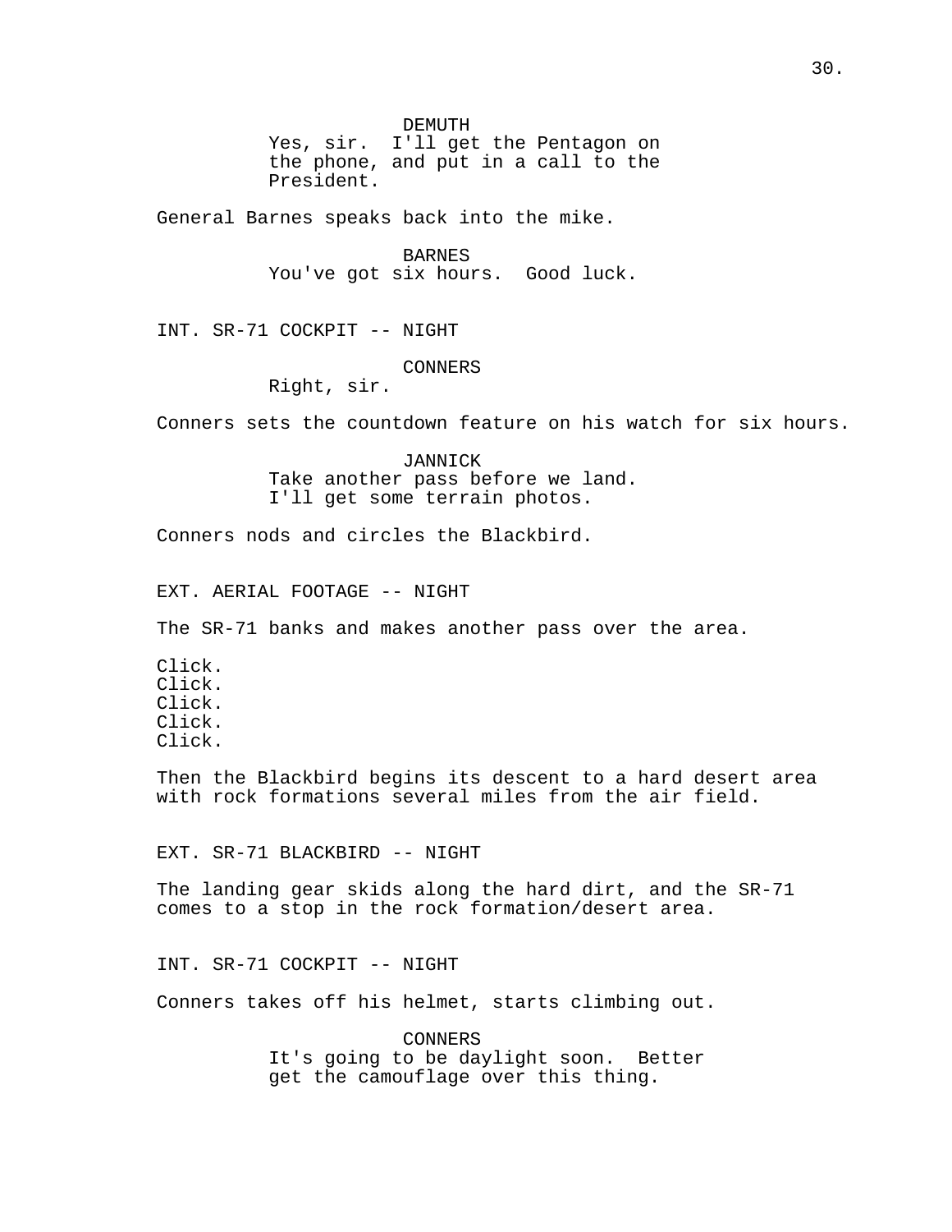DEMUTH
Yes, sir. I'll get the Pentagon on the phone, and put in a call to the President.

General Barnes speaks back into the mike.

BARNES
You've got six hours. Good luck.

INT. SR-71 COCKPIT -- NIGHT

CONNERS
Right, sir.

Conners sets the countdown feature on his watch for six hours.

JANNICK
Take another pass before we land. I'll get some terrain photos.

Conners nods and circles the Blackbird.

EXT. AERIAL FOOTAGE -- NIGHT

The SR-71 banks and makes another pass over the area.

Click.
Click.
Click.
Click.
Click.

Then the Blackbird begins its descent to a hard desert area with rock formations several miles from the air field.

EXT. SR-71 BLACKBIRD -- NIGHT

The landing gear skids along the hard dirt, and the SR-71 comes to a stop in the rock formation/desert area.

INT. SR-71 COCKPIT -- NIGHT

Conners takes off his helmet, starts climbing out.

CONNERS
It's going to be daylight soon. Better get the camouflage over this thing.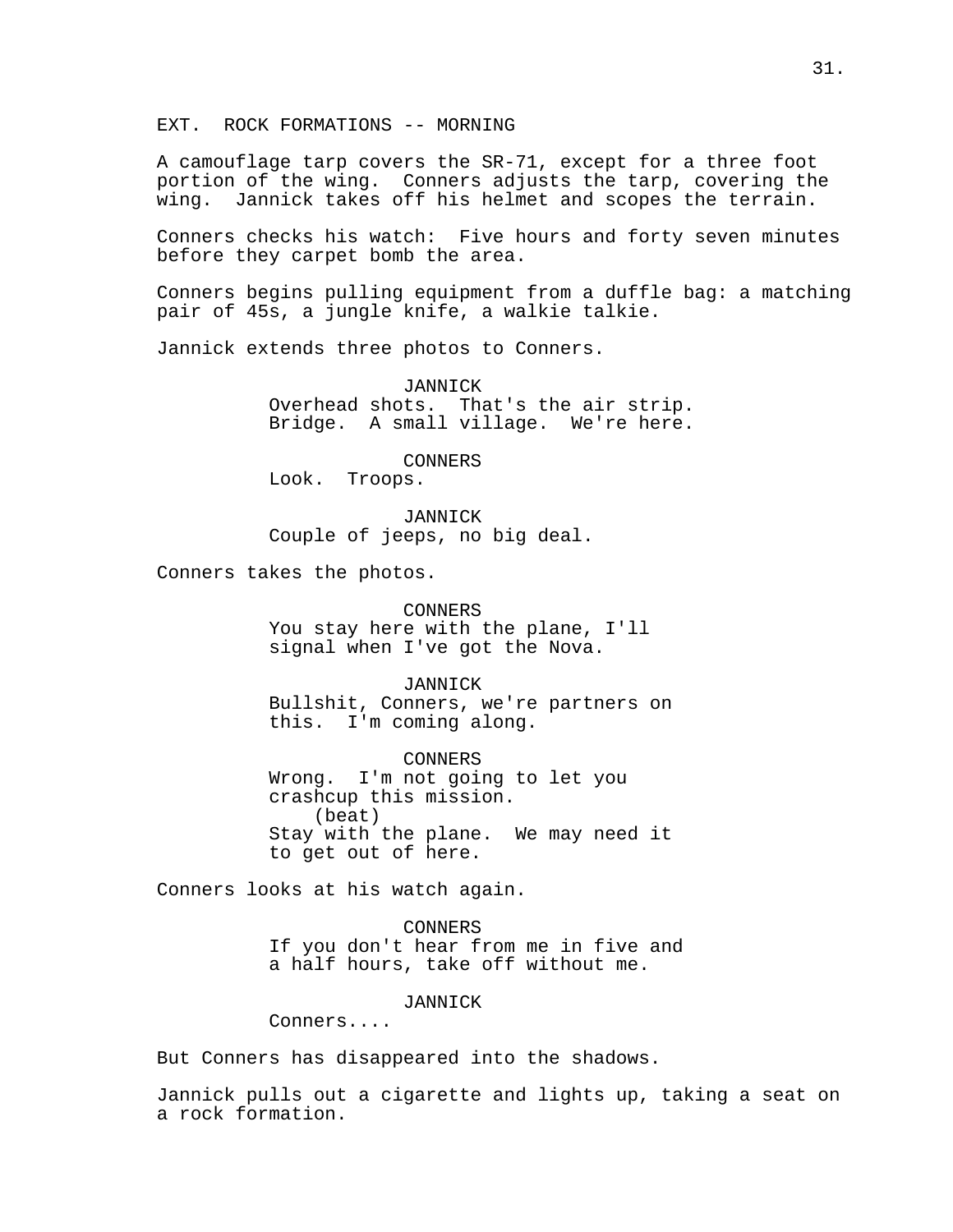EXT.  ROCK FORMATIONS -- MORNING

A camouflage tarp covers the SR-71, except for a three foot portion of the wing.  Conners adjusts the tarp, covering the wing.  Jannick takes off his helmet and scopes the terrain.

Conners checks his watch:  Five hours and forty seven minutes before they carpet bomb the area.

Conners begins pulling equipment from a duffle bag: a matching pair of 45s, a jungle knife, a walkie talkie.

Jannick extends three photos to Conners.

JANNICK
Overhead shots.  That's the air strip. Bridge.  A small village.  We're here.

CONNERS
Look.  Troops.

JANNICK
Couple of jeeps, no big deal.

Conners takes the photos.

CONNERS
You stay here with the plane, I'll signal when I've got the Nova.

JANNICK
Bullshit, Conners, we're partners on this.  I'm coming along.

CONNERS
Wrong.  I'm not going to let you crashcup this mission.
(beat)
Stay with the plane.  We may need it to get out of here.

Conners looks at his watch again.

CONNERS
If you don't hear from me in five and a half hours, take off without me.

JANNICK
Conners....

But Conners has disappeared into the shadows.

Jannick pulls out a cigarette and lights up, taking a seat on a rock formation.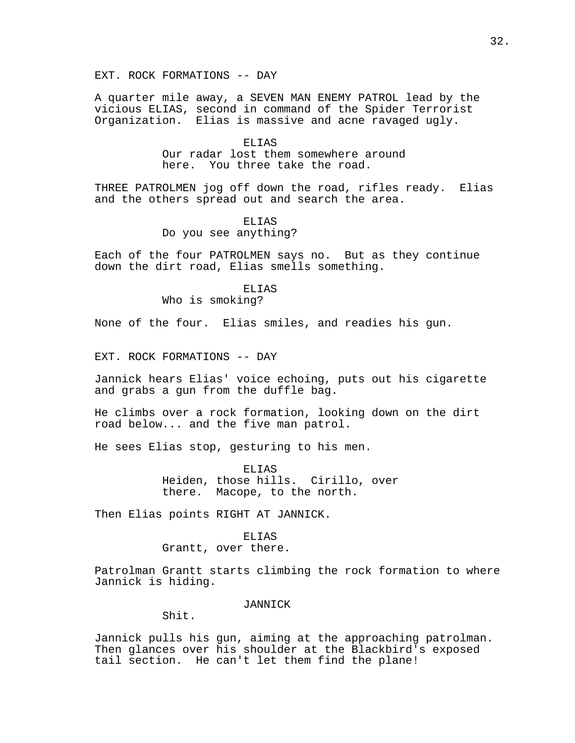EXT. ROCK FORMATIONS -- DAY

A quarter mile away, a SEVEN MAN ENEMY PATROL lead by the vicious ELIAS, second in command of the Spider Terrorist Organization. Elias is massive and acne ravaged ugly.

ELIAS
Our radar lost them somewhere around here. You three take the road.

THREE PATROLMEN jog off down the road, rifles ready. Elias and the others spread out and search the area.

ELIAS
Do you see anything?

Each of the four PATROLMEN says no. But as they continue down the dirt road, Elias smells something.

ELIAS
Who is smoking?

None of the four. Elias smiles, and readies his gun.

EXT. ROCK FORMATIONS -- DAY

Jannick hears Elias' voice echoing, puts out his cigarette and grabs a gun from the duffle bag.

He climbs over a rock formation, looking down on the dirt road below... and the five man patrol.

He sees Elias stop, gesturing to his men.

ELIAS
Heiden, those hills. Cirillo, over there. Macope, to the north.

Then Elias points RIGHT AT JANNICK.

ELIAS
Grantt, over there.

Patrolman Grantt starts climbing the rock formation to where Jannick is hiding.

JANNICK
Shit.

Jannick pulls his gun, aiming at the approaching patrolman. Then glances over his shoulder at the Blackbird's exposed tail section. He can't let them find the plane!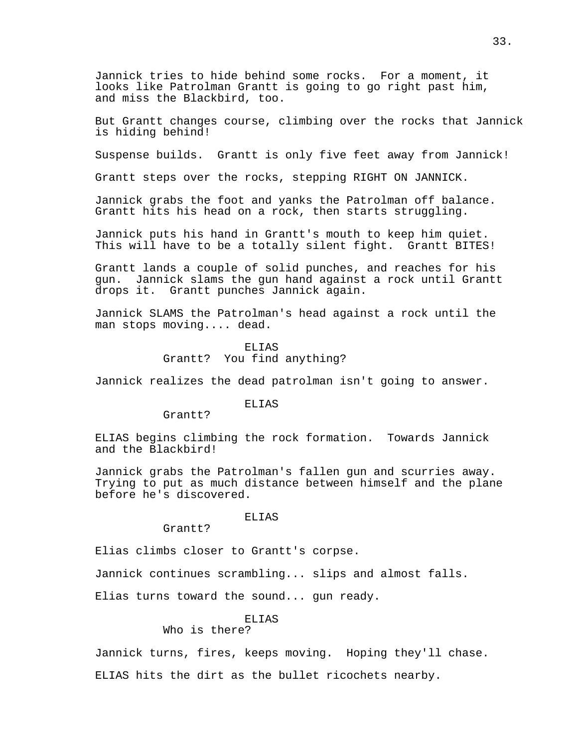Jannick tries to hide behind some rocks. For a moment, it looks like Patrolman Grantt is going to go right past him, and miss the Blackbird, too.

But Grantt changes course, climbing over the rocks that Jannick is hiding behind!

Suspense builds. Grantt is only five feet away from Jannick!

Grantt steps over the rocks, stepping RIGHT ON JANNICK.

Jannick grabs the foot and yanks the Patrolman off balance. Grantt hits his head on a rock, then starts struggling.

Jannick puts his hand in Grantt's mouth to keep him quiet. This will have to be a totally silent fight. Grantt BITES!

Grantt lands a couple of solid punches, and reaches for his gun. Jannick slams the gun hand against a rock until Grantt drops it. Grantt punches Jannick again.

Jannick SLAMS the Patrolman's head against a rock until the man stops moving.... dead.

ELIAS
Grantt? You find anything?

Jannick realizes the dead patrolman isn't going to answer.

ELIAS
Grantt?

ELIAS begins climbing the rock formation. Towards Jannick and the Blackbird!

Jannick grabs the Patrolman's fallen gun and scurries away. Trying to put as much distance between himself and the plane before he's discovered.

ELIAS
Grantt?

Elias climbs closer to Grantt's corpse.

Jannick continues scrambling... slips and almost falls.

Elias turns toward the sound... gun ready.

ELIAS
Who is there?

Jannick turns, fires, keeps moving. Hoping they'll chase.

ELIAS hits the dirt as the bullet ricochets nearby.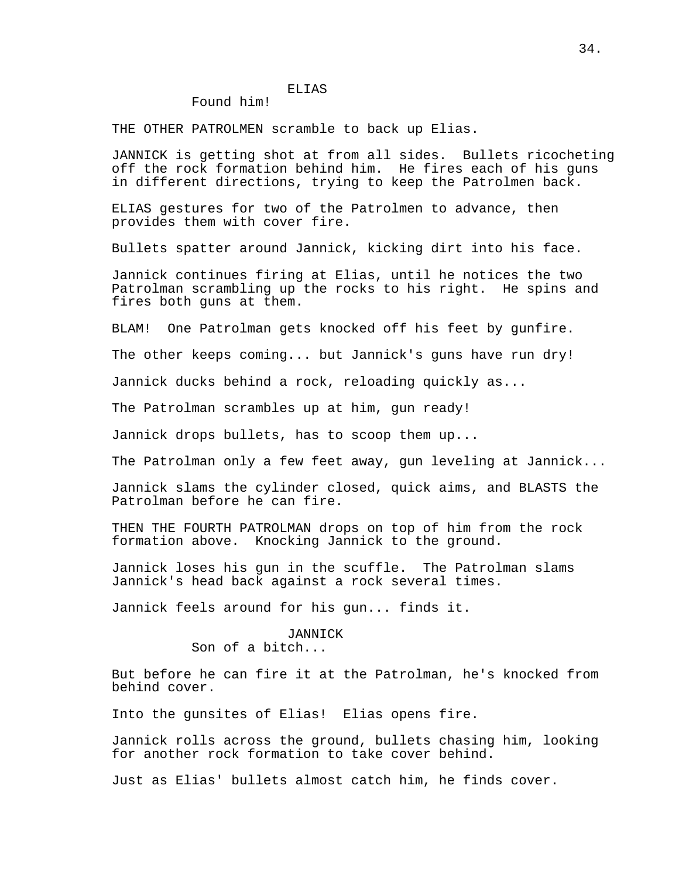ELIAS

Found him!

THE OTHER PATROLMEN scramble to back up Elias.

JANNICK is getting shot at from all sides. Bullets ricocheting off the rock formation behind him. He fires each of his guns in different directions, trying to keep the Patrolmen back.

ELIAS gestures for two of the Patrolmen to advance, then provides them with cover fire.

Bullets spatter around Jannick, kicking dirt into his face.

Jannick continues firing at Elias, until he notices the two Patrolman scrambling up the rocks to his right. He spins and fires both guns at them.

BLAM! One Patrolman gets knocked off his feet by gunfire.

The other keeps coming... but Jannick's guns have run dry!

Jannick ducks behind a rock, reloading quickly as...

The Patrolman scrambles up at him, gun ready!

Jannick drops bullets, has to scoop them up...

The Patrolman only a few feet away, gun leveling at Jannick...

Jannick slams the cylinder closed, quick aims, and BLASTS the Patrolman before he can fire.

THEN THE FOURTH PATROLMAN drops on top of him from the rock formation above. Knocking Jannick to the ground.

Jannick loses his gun in the scuffle. The Patrolman slams Jannick's head back against a rock several times.

Jannick feels around for his gun... finds it.

JANNICK

Son of a bitch...

But before he can fire it at the Patrolman, he's knocked from behind cover.

Into the gunsites of Elias! Elias opens fire.

Jannick rolls across the ground, bullets chasing him, looking for another rock formation to take cover behind.

Just as Elias' bullets almost catch him, he finds cover.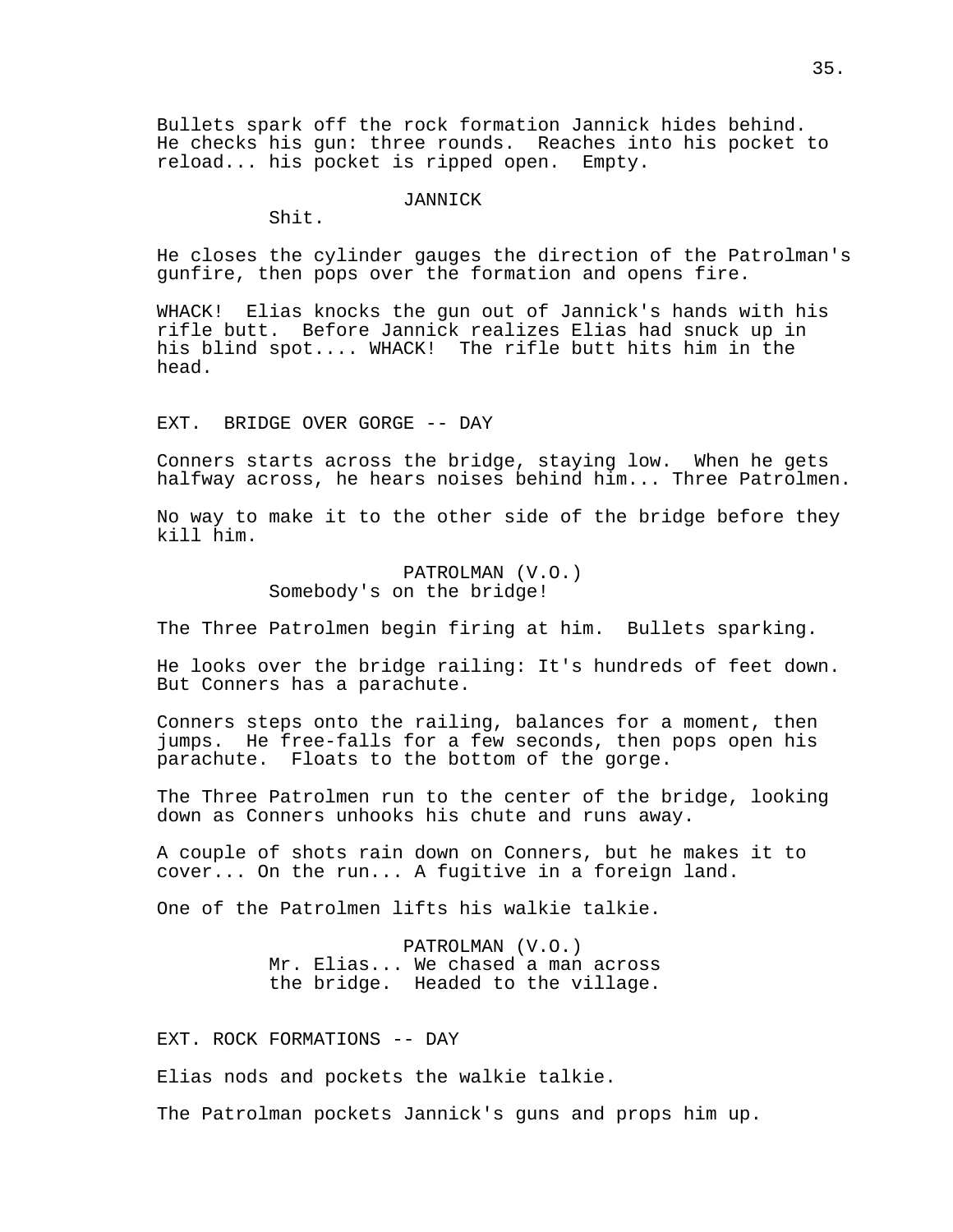Bullets spark off the rock formation Jannick hides behind. He checks his gun: three rounds. Reaches into his pocket to reload... his pocket is ripped open. Empty.

JANNICK
Shit.

He closes the cylinder gauges the direction of the Patrolman's gunfire, then pops over the formation and opens fire.

WHACK! Elias knocks the gun out of Jannick's hands with his rifle butt. Before Jannick realizes Elias had snuck up in his blind spot.... WHACK! The rifle butt hits him in the head.

EXT. BRIDGE OVER GORGE -- DAY

Conners starts across the bridge, staying low. When he gets halfway across, he hears noises behind him... Three Patrolmen.

No way to make it to the other side of the bridge before they kill him.

PATROLMAN (V.O.)
Somebody's on the bridge!

The Three Patrolmen begin firing at him. Bullets sparking.

He looks over the bridge railing: It's hundreds of feet down. But Conners has a parachute.

Conners steps onto the railing, balances for a moment, then jumps. He free-falls for a few seconds, then pops open his parachute. Floats to the bottom of the gorge.

The Three Patrolmen run to the center of the bridge, looking down as Conners unhooks his chute and runs away.

A couple of shots rain down on Conners, but he makes it to cover... On the run... A fugitive in a foreign land.

One of the Patrolmen lifts his walkie talkie.

PATROLMAN (V.O.)
Mr. Elias... We chased a man across the bridge. Headed to the village.

EXT. ROCK FORMATIONS -- DAY

Elias nods and pockets the walkie talkie.

The Patrolman pockets Jannick's guns and props him up.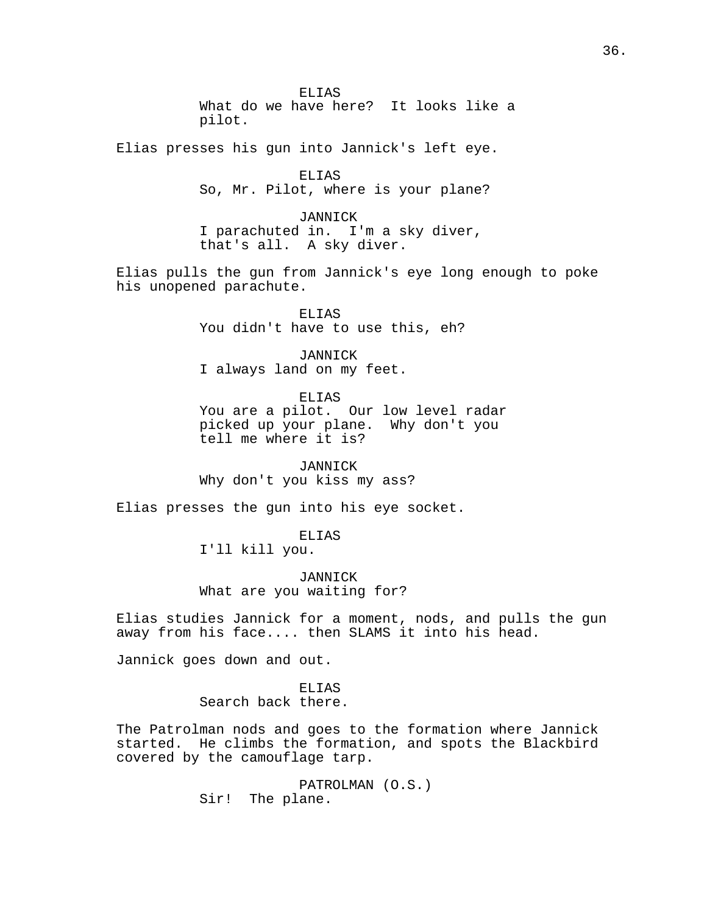ELIAS
What do we have here?  It looks like a pilot.

Elias presses his gun into Jannick's left eye.

ELIAS
So, Mr. Pilot, where is your plane?

JANNICK
I parachuted in.  I'm a sky diver, that's all.  A sky diver.

Elias pulls the gun from Jannick's eye long enough to poke his unopened parachute.

ELIAS
You didn't have to use this, eh?

JANNICK
I always land on my feet.

ELIAS
You are a pilot.  Our low level radar picked up your plane.  Why don't you tell me where it is?

JANNICK
Why don't you kiss my ass?

Elias presses the gun into his eye socket.

ELIAS
I'll kill you.

JANNICK
What are you waiting for?

Elias studies Jannick for a moment, nods, and pulls the gun away from his face.... then SLAMS it into his head.

Jannick goes down and out.

ELIAS
Search back there.

The Patrolman nods and goes to the formation where Jannick started.  He climbs the formation, and spots the Blackbird covered by the camouflage tarp.

PATROLMAN (O.S.)
Sir!  The plane.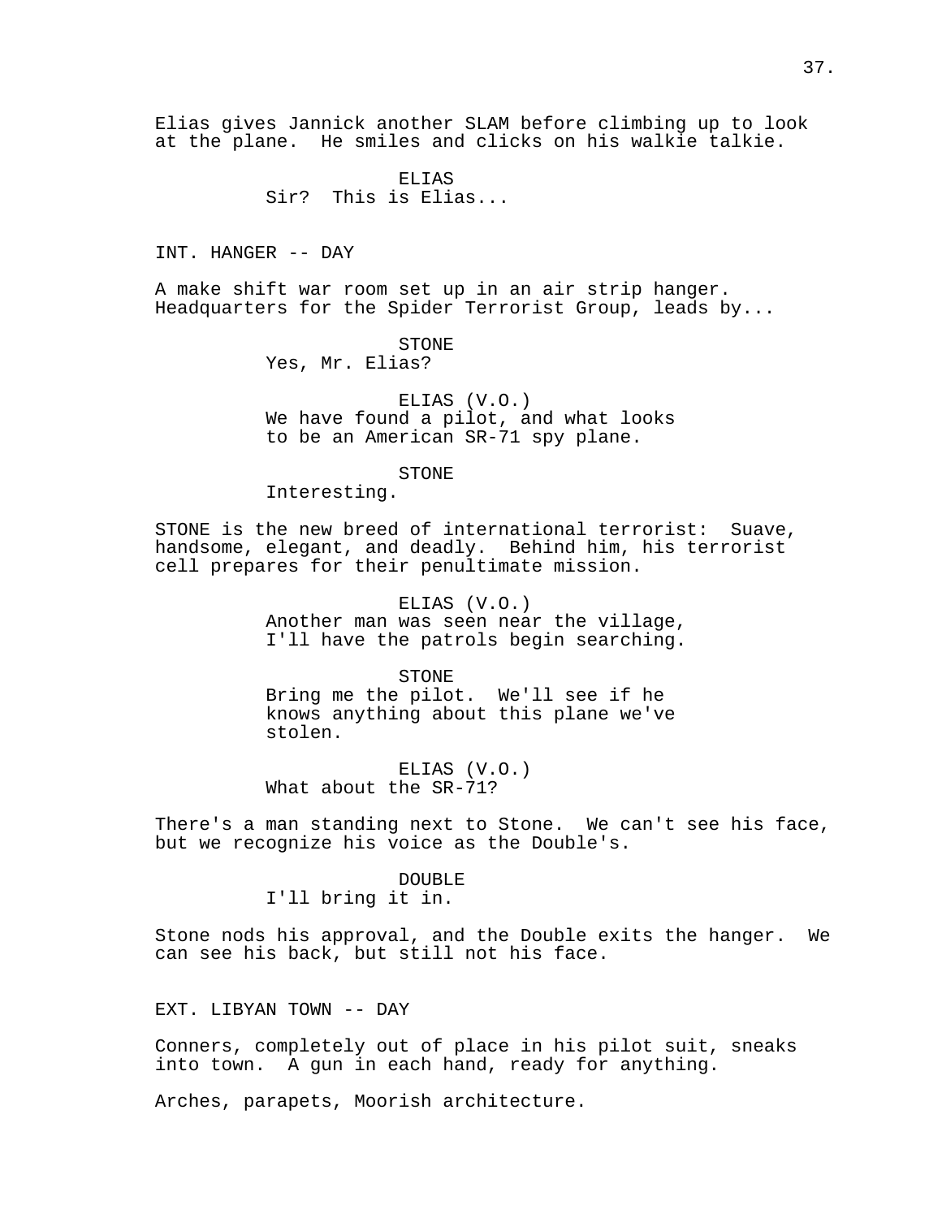Elias gives Jannick another SLAM before climbing up to look at the plane. He smiles and clicks on his walkie talkie.

ELIAS
Sir? This is Elias...

INT. HANGER -- DAY

A make shift war room set up in an air strip hanger. Headquarters for the Spider Terrorist Group, leads by...

STONE
Yes, Mr. Elias?

ELIAS (V.O.)
We have found a pilot, and what looks to be an American SR-71 spy plane.

STONE
Interesting.

STONE is the new breed of international terrorist: Suave, handsome, elegant, and deadly. Behind him, his terrorist cell prepares for their penultimate mission.

ELIAS (V.O.)
Another man was seen near the village, I'll have the patrols begin searching.

STONE
Bring me the pilot. We'll see if he knows anything about this plane we've stolen.

ELIAS (V.O.)
What about the SR-71?

There's a man standing next to Stone. We can't see his face, but we recognize his voice as the Double's.

DOUBLE
I'll bring it in.

Stone nods his approval, and the Double exits the hanger. We can see his back, but still not his face.

EXT. LIBYAN TOWN -- DAY

Conners, completely out of place in his pilot suit, sneaks into town. A gun in each hand, ready for anything.

Arches, parapets, Moorish architecture.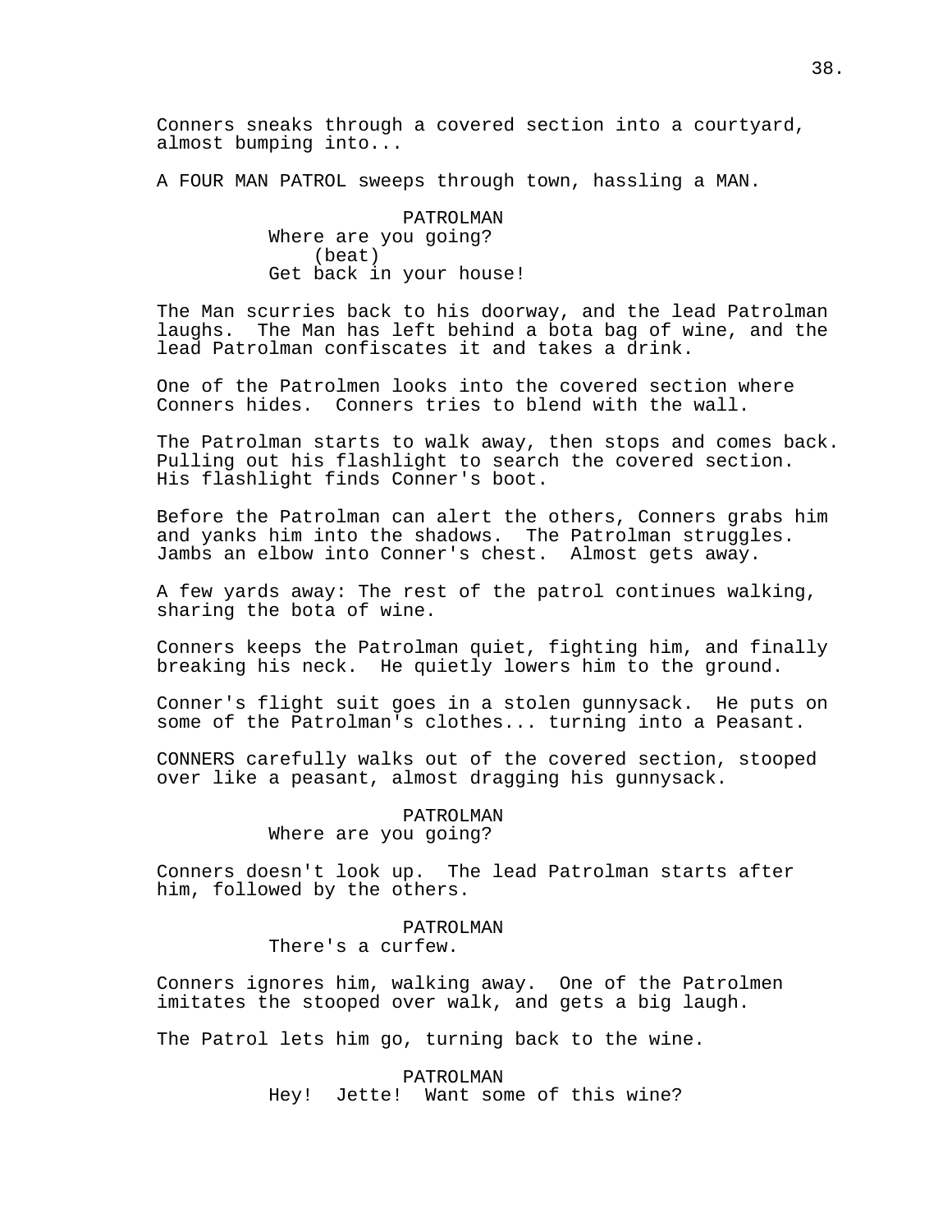Conners sneaks through a covered section into a courtyard, almost bumping into...

A FOUR MAN PATROL sweeps through town, hassling a MAN.

PATROLMAN
Where are you going?
(beat)
Get back in your house!

The Man scurries back to his doorway, and the lead Patrolman laughs. The Man has left behind a bota bag of wine, and the lead Patrolman confiscates it and takes a drink.

One of the Patrolmen looks into the covered section where Conners hides. Conners tries to blend with the wall.

The Patrolman starts to walk away, then stops and comes back. Pulling out his flashlight to search the covered section. His flashlight finds Conner's boot.

Before the Patrolman can alert the others, Conners grabs him and yanks him into the shadows. The Patrolman struggles. Jambs an elbow into Conner's chest. Almost gets away.

A few yards away: The rest of the patrol continues walking, sharing the bota of wine.

Conners keeps the Patrolman quiet, fighting him, and finally breaking his neck. He quietly lowers him to the ground.

Conner's flight suit goes in a stolen gunnysack. He puts on some of the Patrolman's clothes... turning into a Peasant.

CONNERS carefully walks out of the covered section, stooped over like a peasant, almost dragging his gunnysack.

PATROLMAN
Where are you going?

Conners doesn't look up. The lead Patrolman starts after him, followed by the others.

PATROLMAN
There's a curfew.

Conners ignores him, walking away. One of the Patrolmen imitates the stooped over walk, and gets a big laugh.

The Patrol lets him go, turning back to the wine.

PATROLMAN
Hey! Jette! Want some of this wine?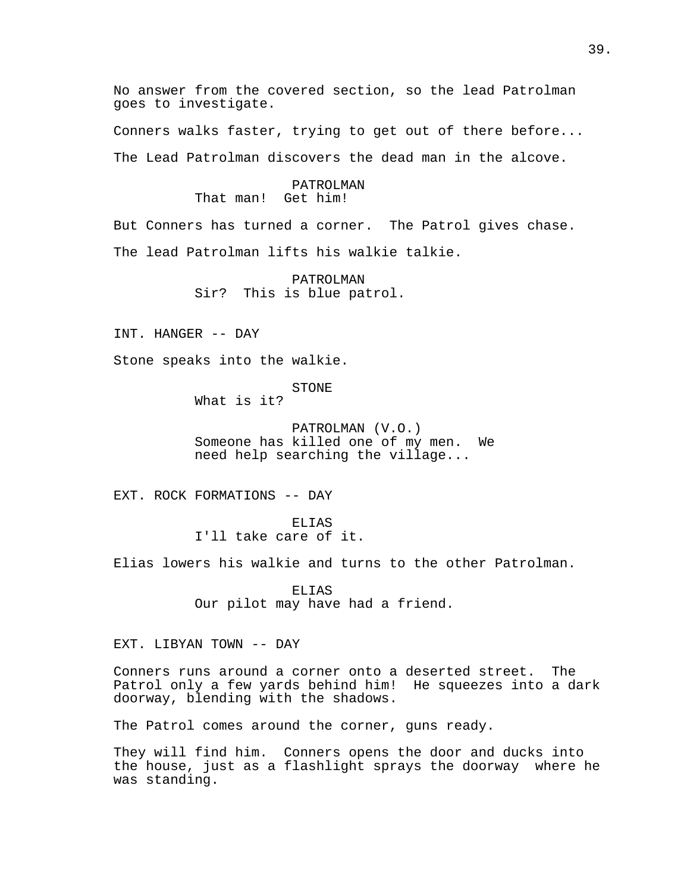No answer from the covered section, so the lead Patrolman goes to investigate.

Conners walks faster, trying to get out of there before...

The Lead Patrolman discovers the dead man in the alcove.

PATROLMAN
That man! Get him!

But Conners has turned a corner. The Patrol gives chase.

The lead Patrolman lifts his walkie talkie.

PATROLMAN
Sir? This is blue patrol.

INT. HANGER -- DAY

Stone speaks into the walkie.

STONE
What is it?

PATROLMAN (V.O.)
Someone has killed one of my men. We need help searching the village...

EXT. ROCK FORMATIONS -- DAY

ELIAS
I'll take care of it.

Elias lowers his walkie and turns to the other Patrolman.

ELIAS
Our pilot may have had a friend.

EXT. LIBYAN TOWN -- DAY

Conners runs around a corner onto a deserted street. The Patrol only a few yards behind him! He squeezes into a dark doorway, blending with the shadows.

The Patrol comes around the corner, guns ready.

They will find him. Conners opens the door and ducks into the house, just as a flashlight sprays the doorway where he was standing.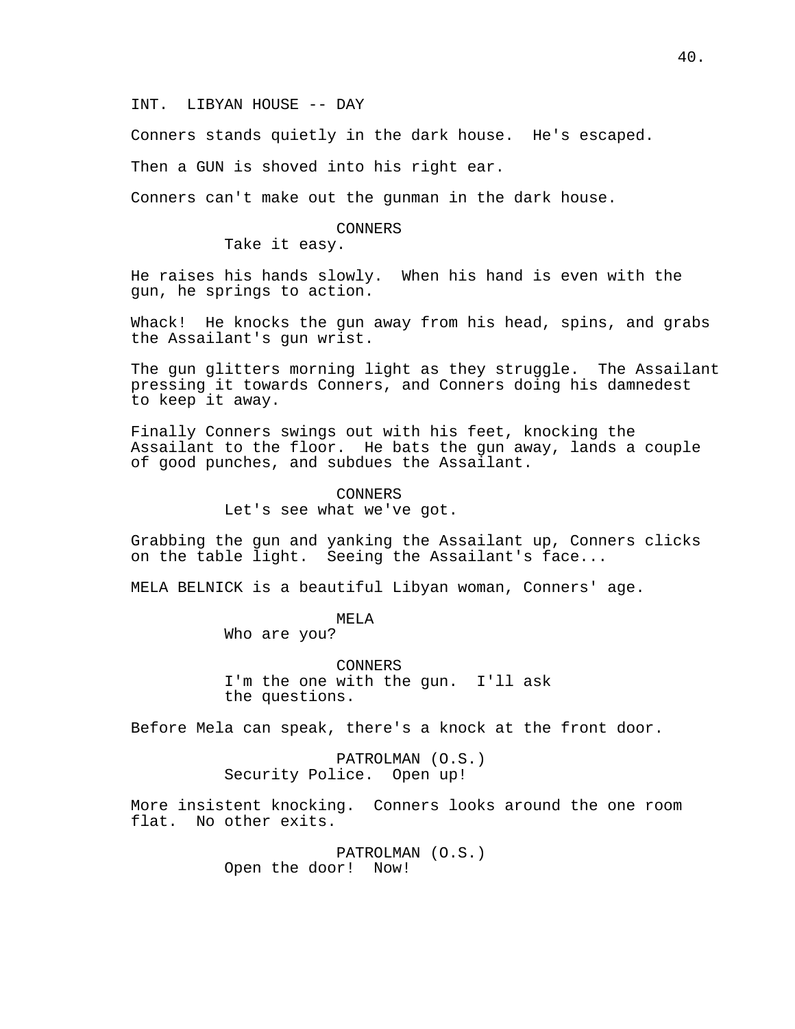INT. LIBYAN HOUSE -- DAY

Conners stands quietly in the dark house. He's escaped.

Then a GUN is shoved into his right ear.

Conners can't make out the gunman in the dark house.

CONNERS
Take it easy.

He raises his hands slowly. When his hand is even with the gun, he springs to action.

Whack! He knocks the gun away from his head, spins, and grabs the Assailant's gun wrist.

The gun glitters morning light as they struggle. The Assailant pressing it towards Conners, and Conners doing his damnedest to keep it away.

Finally Conners swings out with his feet, knocking the Assailant to the floor. He bats the gun away, lands a couple of good punches, and subdues the Assailant.

CONNERS
Let's see what we've got.

Grabbing the gun and yanking the Assailant up, Conners clicks on the table light. Seeing the Assailant's face...

MELA BELNICK is a beautiful Libyan woman, Conners' age.

MELA
Who are you?

CONNERS
I'm the one with the gun. I'll ask the questions.

Before Mela can speak, there's a knock at the front door.

PATROLMAN (O.S.)
Security Police. Open up!

More insistent knocking. Conners looks around the one room flat. No other exits.

PATROLMAN (O.S.)
Open the door! Now!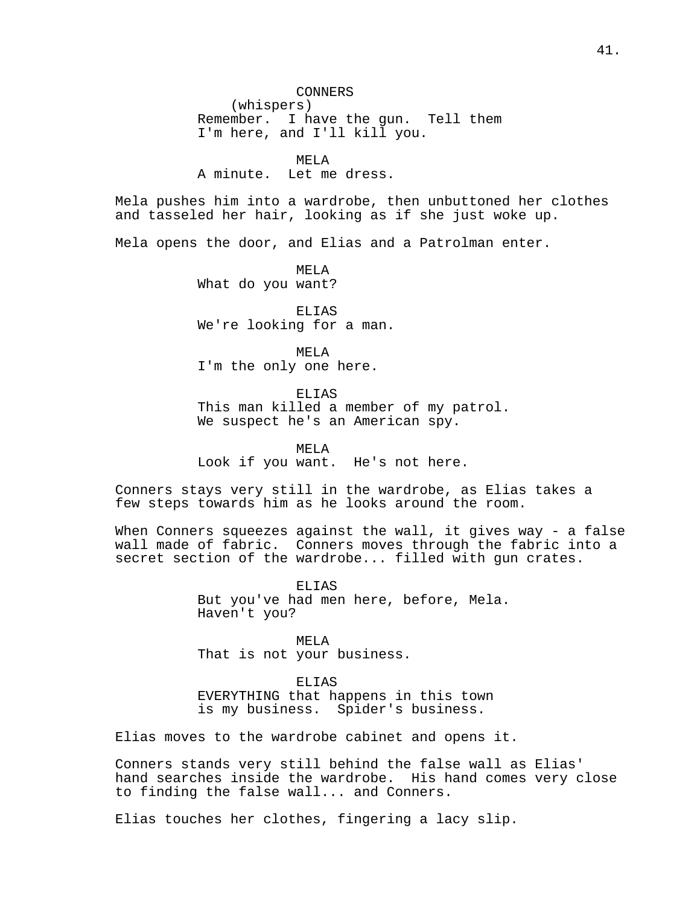CONNERS
(whispers)
Remember. I have the gun. Tell them I'm here, and I'll kill you.

MELA
A minute. Let me dress.

Mela pushes him into a wardrobe, then unbuttoned her clothes and tasseled her hair, looking as if she just woke up.

Mela opens the door, and Elias and a Patrolman enter.

MELA
What do you want?

ELIAS
We're looking for a man.

MELA
I'm the only one here.

ELIAS
This man killed a member of my patrol. We suspect he's an American spy.

MELA
Look if you want. He's not here.

Conners stays very still in the wardrobe, as Elias takes a few steps towards him as he looks around the room.

When Conners squeezes against the wall, it gives way - a false wall made of fabric. Conners moves through the fabric into a secret section of the wardrobe... filled with gun crates.

ELIAS
But you've had men here, before, Mela. Haven't you?

MELA
That is not your business.

ELIAS
EVERYTHING that happens in this town is my business. Spider's business.

Elias moves to the wardrobe cabinet and opens it.

Conners stands very still behind the false wall as Elias' hand searches inside the wardrobe. His hand comes very close to finding the false wall... and Conners.

Elias touches her clothes, fingering a lacy slip.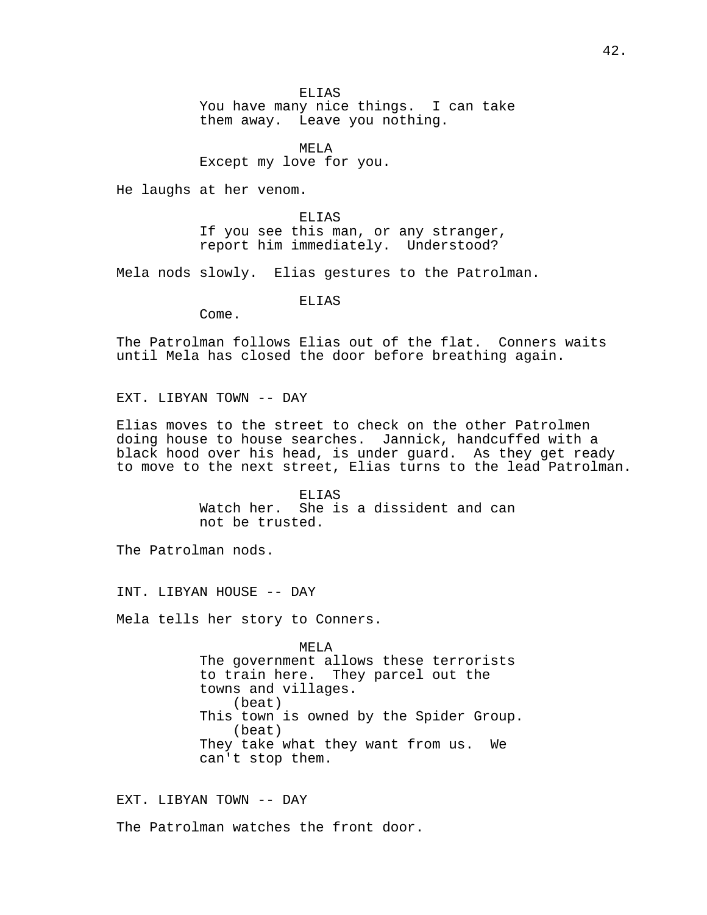ELIAS
You have many nice things.  I can take them away.  Leave you nothing.

MELA
Except my love for you.

He laughs at her venom.

ELIAS
If you see this man, or any stranger, report him immediately.  Understood?

Mela nods slowly.  Elias gestures to the Patrolman.

ELIAS
Come.

The Patrolman follows Elias out of the flat.  Conners waits until Mela has closed the door before breathing again.

EXT. LIBYAN TOWN -- DAY

Elias moves to the street to check on the other Patrolmen doing house to house searches.  Jannick, handcuffed with a black hood over his head, is under guard.  As they get ready to move to the next street, Elias turns to the lead Patrolman.

ELIAS
Watch her.  She is a dissident and can not be trusted.

The Patrolman nods.

INT. LIBYAN HOUSE -- DAY

Mela tells her story to Conners.

MELA
The government allows these terrorists to train here.  They parcel out the towns and villages.
(beat)
This town is owned by the Spider Group.
(beat)
They take what they want from us.  We can't stop them.

EXT. LIBYAN TOWN -- DAY

The Patrolman watches the front door.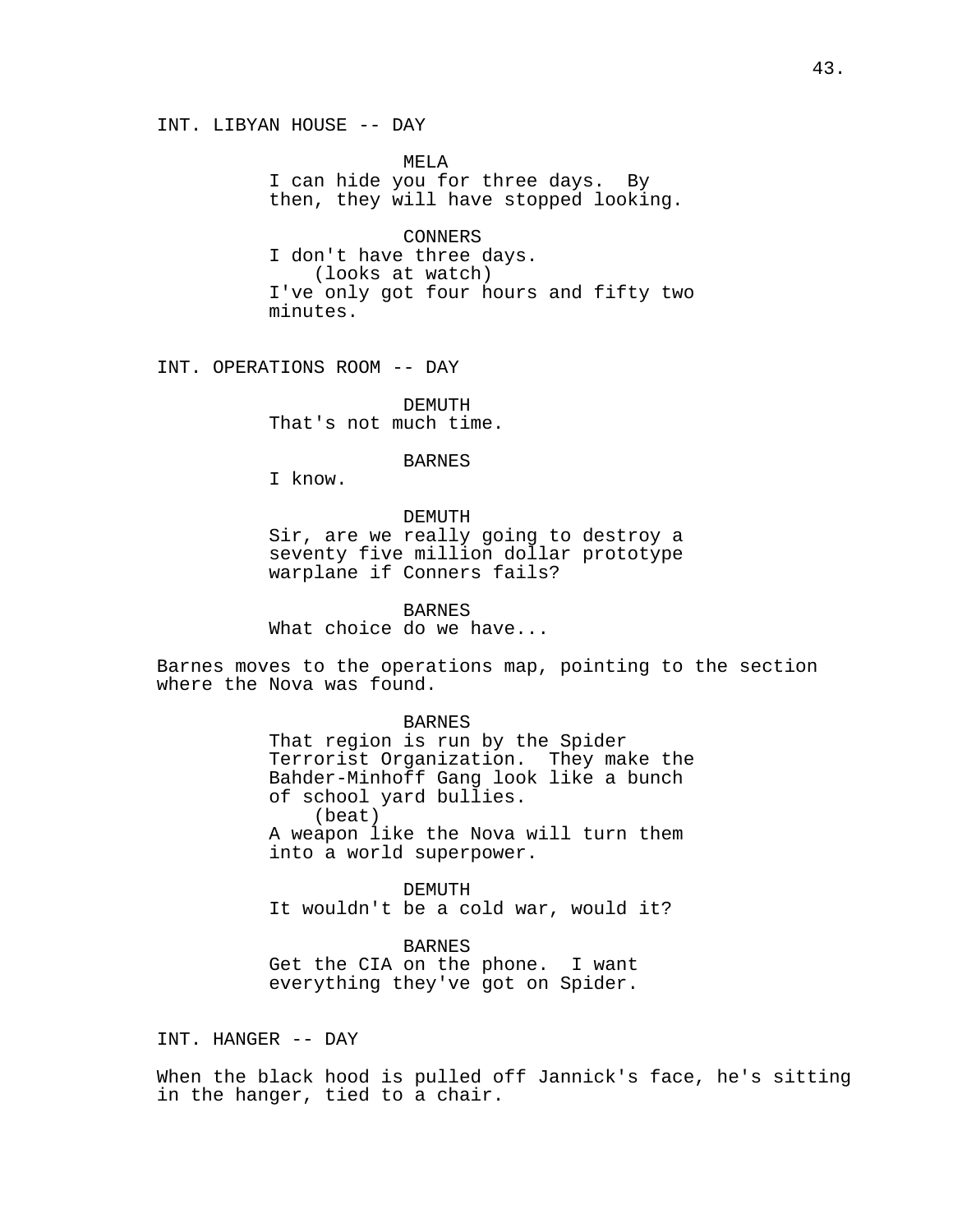INT. LIBYAN HOUSE -- DAY

MELA
I can hide you for three days. By then, they will have stopped looking.

CONNERS
I don't have three days.
(looks at watch)
I've only got four hours and fifty two minutes.

INT. OPERATIONS ROOM -- DAY

DEMUTH
That's not much time.

BARNES
I know.

DEMUTH
Sir, are we really going to destroy a seventy five million dollar prototype warplane if Conners fails?

BARNES
What choice do we have...

Barnes moves to the operations map, pointing to the section where the Nova was found.

BARNES
That region is run by the Spider Terrorist Organization. They make the Bahder-Minhoff Gang look like a bunch of school yard bullies.
(beat)
A weapon like the Nova will turn them into a world superpower.

DEMUTH
It wouldn't be a cold war, would it?

BARNES
Get the CIA on the phone. I want everything they've got on Spider.

INT. HANGER -- DAY

When the black hood is pulled off Jannick's face, he's sitting in the hanger, tied to a chair.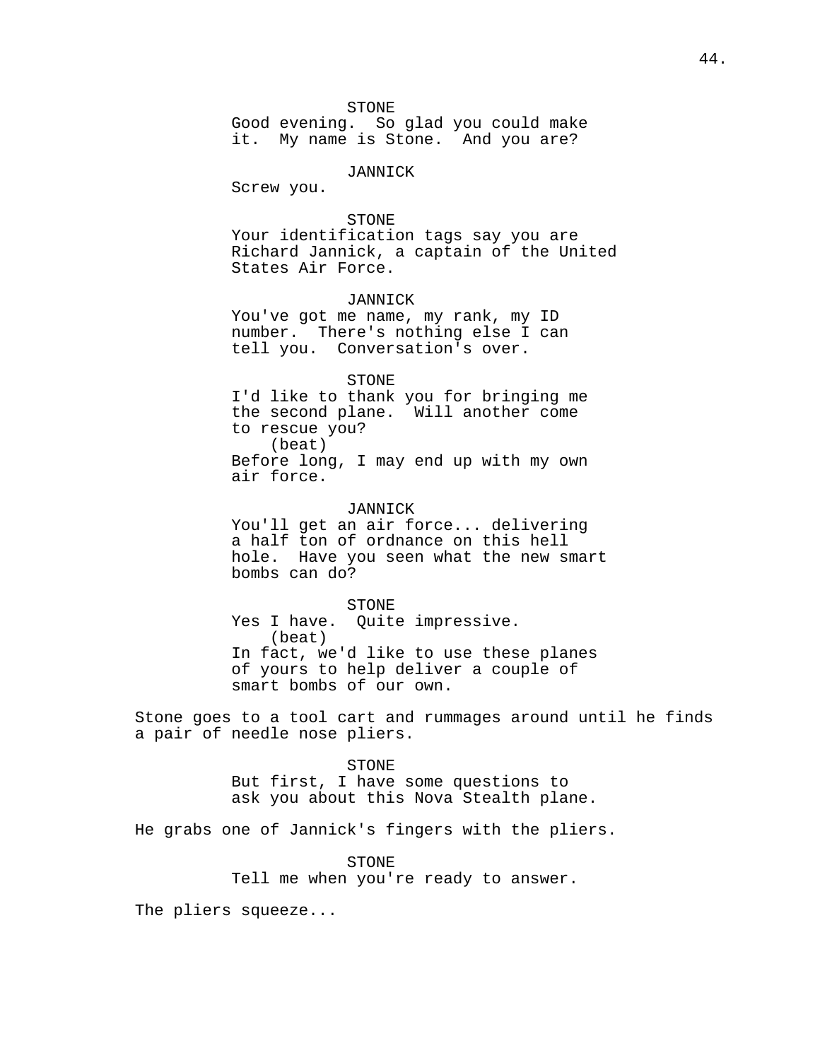STONE
Good evening. So glad you could make it. My name is Stone. And you are?

JANNICK
Screw you.

STONE
Your identification tags say you are Richard Jannick, a captain of the United States Air Force.

JANNICK
You've got me name, my rank, my ID number. There's nothing else I can tell you. Conversation's over.

STONE
I'd like to thank you for bringing me the second plane. Will another come to rescue you?
(beat)
Before long, I may end up with my own air force.

JANNICK
You'll get an air force... delivering a half ton of ordnance on this hell hole. Have you seen what the new smart bombs can do?

STONE
Yes I have. Quite impressive.
(beat)
In fact, we'd like to use these planes of yours to help deliver a couple of smart bombs of our own.

Stone goes to a tool cart and rummages around until he finds a pair of needle nose pliers.

STONE
But first, I have some questions to ask you about this Nova Stealth plane.

He grabs one of Jannick's fingers with the pliers.

STONE
Tell me when you're ready to answer.

The pliers squeeze...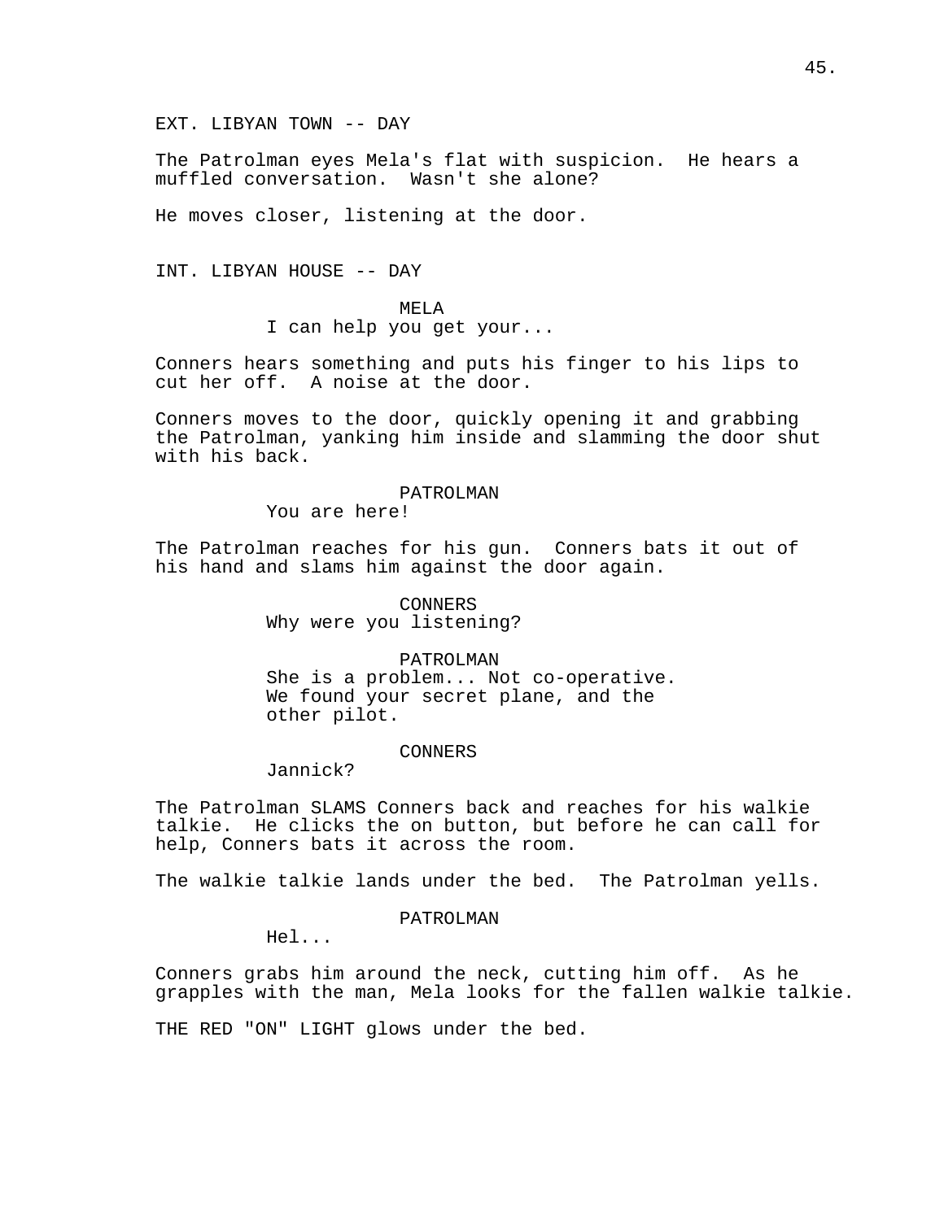EXT. LIBYAN TOWN -- DAY

The Patrolman eyes Mela's flat with suspicion. He hears a muffled conversation. Wasn't she alone?

He moves closer, listening at the door.

INT. LIBYAN HOUSE -- DAY

MELA
I can help you get your...

Conners hears something and puts his finger to his lips to cut her off. A noise at the door.

Conners moves to the door, quickly opening it and grabbing the Patrolman, yanking him inside and slamming the door shut with his back.

PATROLMAN
You are here!

The Patrolman reaches for his gun. Conners bats it out of his hand and slams him against the door again.

CONNERS
Why were you listening?

PATROLMAN
She is a problem... Not co-operative. We found your secret plane, and the other pilot.

CONNERS
Jannick?

The Patrolman SLAMS Conners back and reaches for his walkie talkie. He clicks the on button, but before he can call for help, Conners bats it across the room.

The walkie talkie lands under the bed. The Patrolman yells.

PATROLMAN
Hel...

Conners grabs him around the neck, cutting him off. As he grapples with the man, Mela looks for the fallen walkie talkie.

THE RED "ON" LIGHT glows under the bed.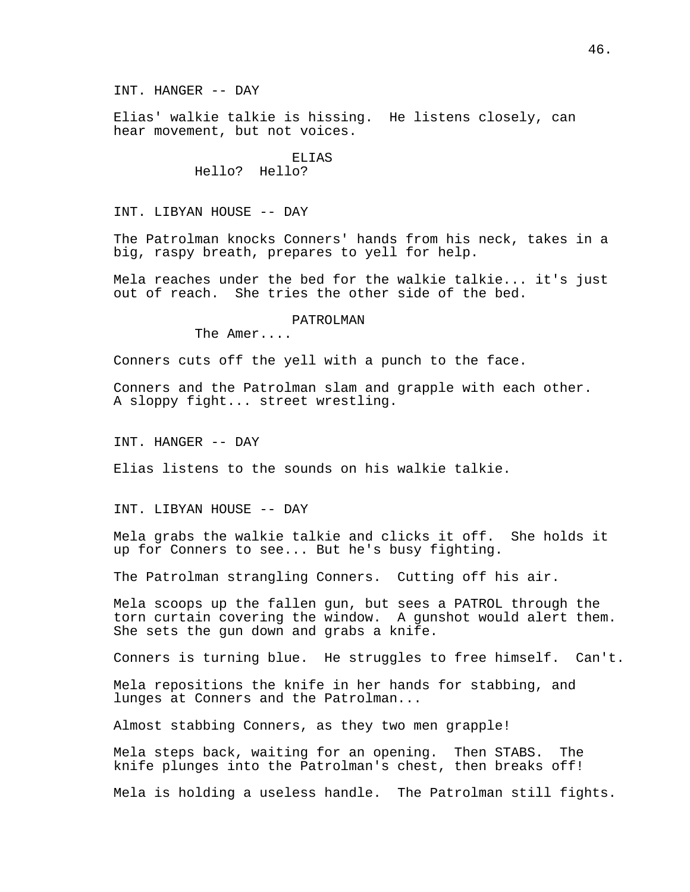INT. HANGER -- DAY

Elias' walkie talkie is hissing. He listens closely, can hear movement, but not voices.

ELIAS
Hello? Hello?

INT. LIBYAN HOUSE -- DAY

The Patrolman knocks Conners' hands from his neck, takes in a big, raspy breath, prepares to yell for help.

Mela reaches under the bed for the walkie talkie... it's just out of reach. She tries the other side of the bed.

PATROLMAN
The Amer....

Conners cuts off the yell with a punch to the face.

Conners and the Patrolman slam and grapple with each other. A sloppy fight... street wrestling.

INT. HANGER -- DAY

Elias listens to the sounds on his walkie talkie.

INT. LIBYAN HOUSE -- DAY

Mela grabs the walkie talkie and clicks it off. She holds it up for Conners to see... But he's busy fighting.

The Patrolman strangling Conners. Cutting off his air.

Mela scoops up the fallen gun, but sees a PATROL through the torn curtain covering the window. A gunshot would alert them. She sets the gun down and grabs a knife.

Conners is turning blue. He struggles to free himself. Can't.

Mela repositions the knife in her hands for stabbing, and lunges at Conners and the Patrolman...

Almost stabbing Conners, as they two men grapple!

Mela steps back, waiting for an opening. Then STABS. The knife plunges into the Patrolman's chest, then breaks off!

Mela is holding a useless handle. The Patrolman still fights.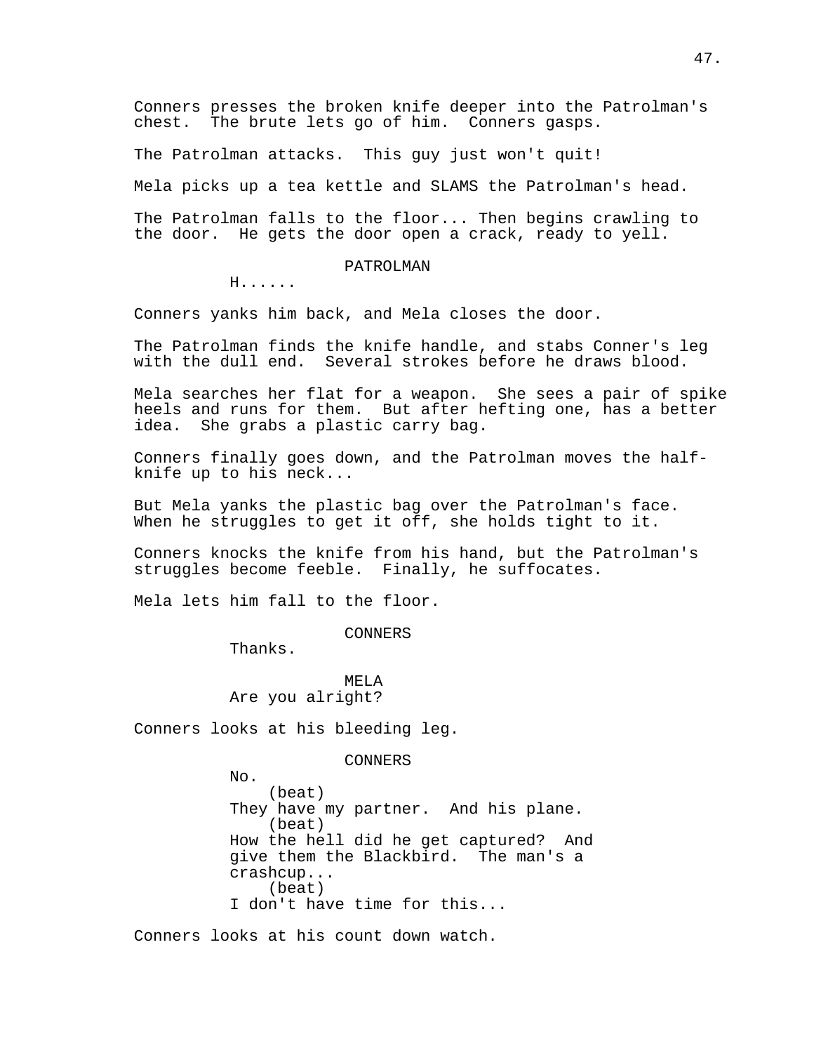Conners presses the broken knife deeper into the Patrolman's chest. The brute lets go of him. Conners gasps.

The Patrolman attacks. This guy just won't quit!

Mela picks up a tea kettle and SLAMS the Patrolman's head.

The Patrolman falls to the floor... Then begins crawling to the door. He gets the door open a crack, ready to yell.

PATROLMAN
H......

Conners yanks him back, and Mela closes the door.

The Patrolman finds the knife handle, and stabs Conner's leg with the dull end. Several strokes before he draws blood.

Mela searches her flat for a weapon. She sees a pair of spike heels and runs for them. But after hefting one, has a better idea. She grabs a plastic carry bag.

Conners finally goes down, and the Patrolman moves the half-knife up to his neck...

But Mela yanks the plastic bag over the Patrolman's face. When he struggles to get it off, she holds tight to it.

Conners knocks the knife from his hand, but the Patrolman's struggles become feeble. Finally, he suffocates.

Mela lets him fall to the floor.

CONNERS
Thanks.

MELA
Are you alright?

Conners looks at his bleeding leg.

CONNERS
No.
(beat)
They have my partner. And his plane.
(beat)
How the hell did he get captured? And give them the Blackbird. The man's a crashcup...
(beat)
I don't have time for this...

Conners looks at his count down watch.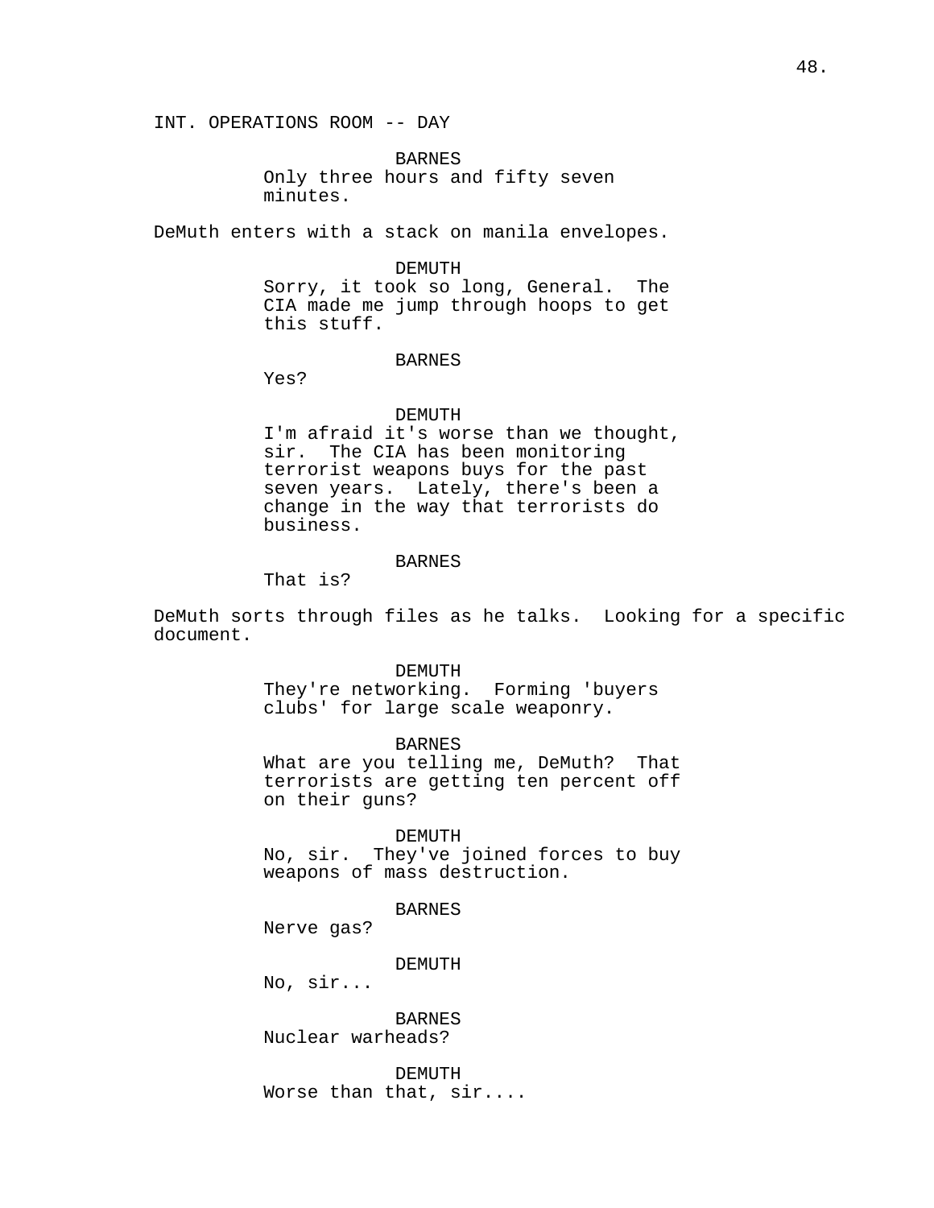INT. OPERATIONS ROOM -- DAY

BARNES
Only three hours and fifty seven minutes.

DeMuth enters with a stack on manila envelopes.

DEMUTH
Sorry, it took so long, General. The CIA made me jump through hoops to get this stuff.

BARNES
Yes?

DEMUTH
I'm afraid it's worse than we thought, sir. The CIA has been monitoring terrorist weapons buys for the past seven years. Lately, there's been a change in the way that terrorists do business.

BARNES
That is?

DeMuth sorts through files as he talks. Looking for a specific document.

DEMUTH
They're networking. Forming 'buyers clubs' for large scale weaponry.

BARNES
What are you telling me, DeMuth? That terrorists are getting ten percent off on their guns?

DEMUTH
No, sir. They've joined forces to buy weapons of mass destruction.

BARNES
Nerve gas?

DEMUTH
No, sir...

BARNES
Nuclear warheads?

DEMUTH
Worse than that, sir....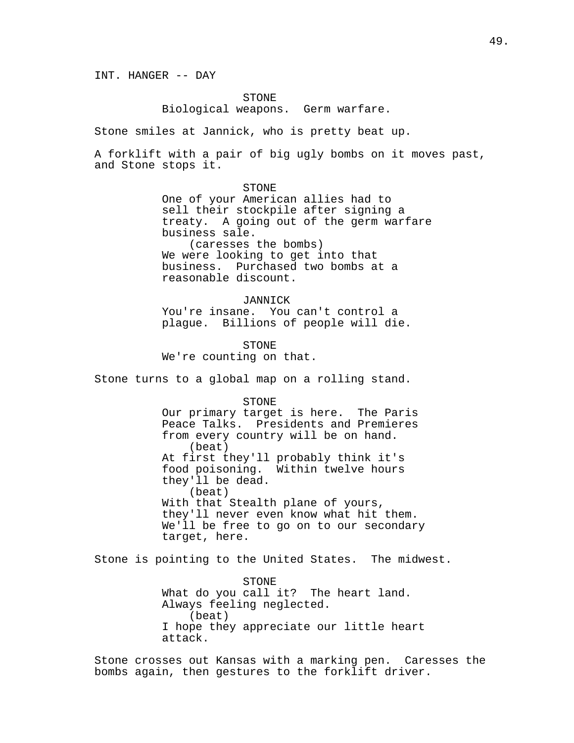INT. HANGER -- DAY

STONE
Biological weapons. Germ warfare.

Stone smiles at Jannick, who is pretty beat up.

A forklift with a pair of big ugly bombs on it moves past, and Stone stops it.

STONE
One of your American allies had to sell their stockpile after signing a treaty. A going out of the germ warfare business sale.
(caresses the bombs)
We were looking to get into that business. Purchased two bombs at a reasonable discount.

JANNICK
You're insane. You can't control a plague. Billions of people will die.

STONE
We're counting on that.

Stone turns to a global map on a rolling stand.

STONE
Our primary target is here. The Paris Peace Talks. Presidents and Premieres from every country will be on hand.
(beat)
At first they'll probably think it's food poisoning. Within twelve hours they'll be dead.
(beat)
With that Stealth plane of yours, they'll never even know what hit them. We'll be free to go on to our secondary target, here.

Stone is pointing to the United States. The midwest.

STONE
What do you call it? The heart land. Always feeling neglected.
(beat)
I hope they appreciate our little heart attack.

Stone crosses out Kansas with a marking pen. Caresses the bombs again, then gestures to the forklift driver.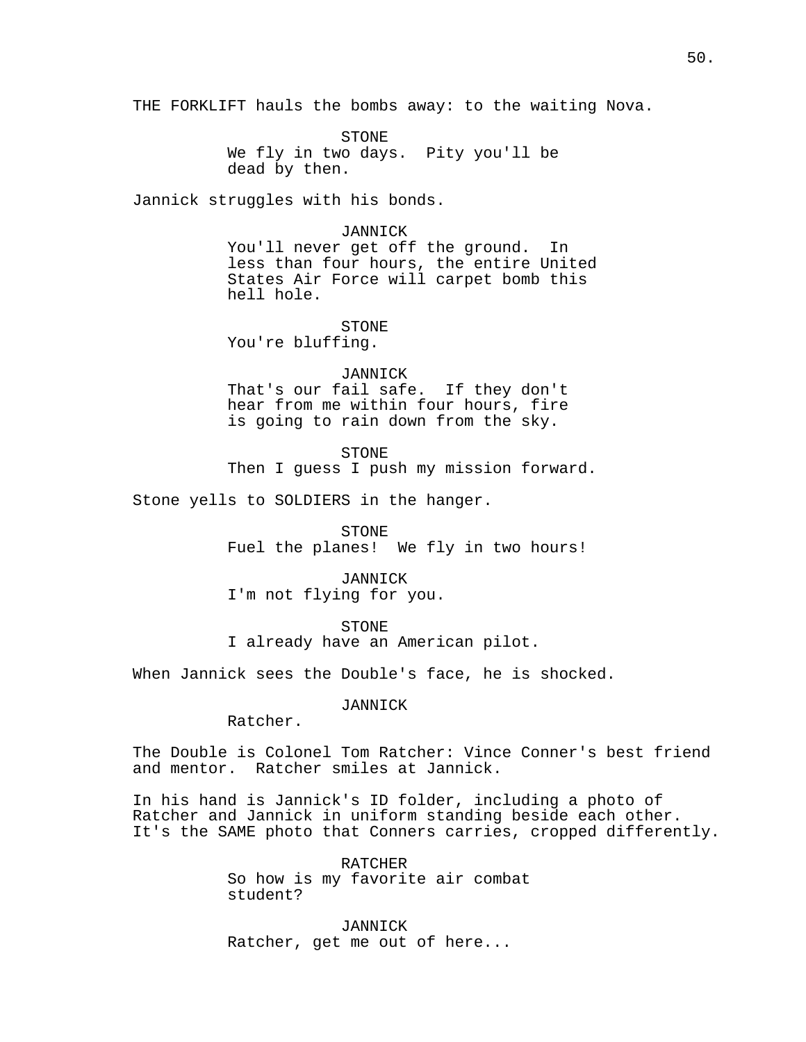THE FORKLIFT hauls the bombs away: to the waiting Nova.

STONE
We fly in two days.  Pity you'll be dead by then.

Jannick struggles with his bonds.

JANNICK
You'll never get off the ground.  In less than four hours, the entire United States Air Force will carpet bomb this hell hole.

STONE
You're bluffing.

JANNICK
That's our fail safe.  If they don't hear from me within four hours, fire is going to rain down from the sky.

STONE
Then I guess I push my mission forward.

Stone yells to SOLDIERS in the hanger.

STONE
Fuel the planes!  We fly in two hours!

JANNICK
I'm not flying for you.

STONE
I already have an American pilot.

When Jannick sees the Double's face, he is shocked.

JANNICK
Ratcher.

The Double is Colonel Tom Ratcher: Vince Conner's best friend and mentor.  Ratcher smiles at Jannick.

In his hand is Jannick's ID folder, including a photo of Ratcher and Jannick in uniform standing beside each other. It's the SAME photo that Conners carries, cropped differently.

RATCHER
So how is my favorite air combat student?

JANNICK
Ratcher, get me out of here...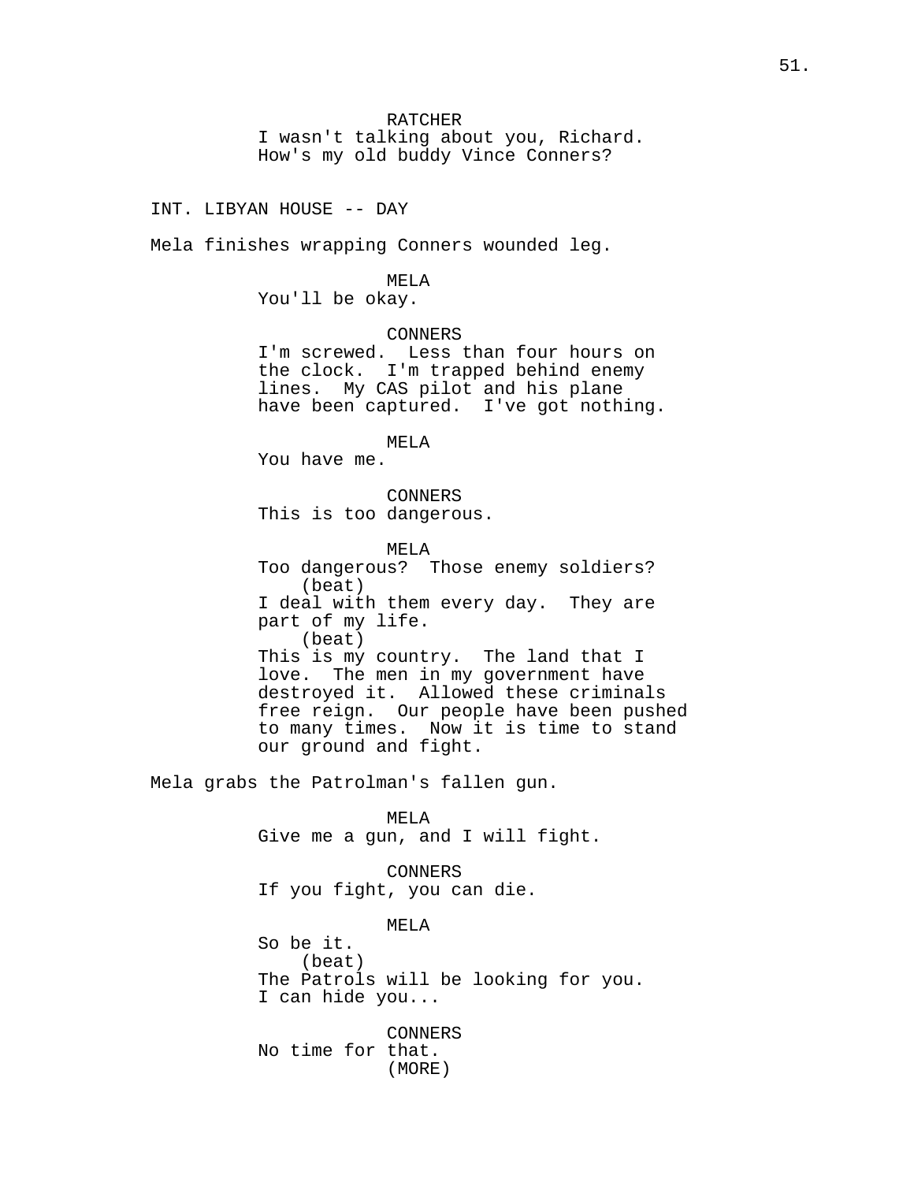RATCHER
I wasn't talking about you, Richard.
How's my old buddy Vince Conners?

INT. LIBYAN HOUSE -- DAY

Mela finishes wrapping Conners wounded leg.

MELA
You'll be okay.

CONNERS
I'm screwed. Less than four hours on the clock. I'm trapped behind enemy lines. My CAS pilot and his plane have been captured. I've got nothing.

MELA
You have me.

CONNERS
This is too dangerous.

MELA
Too dangerous? Those enemy soldiers?
(beat)
I deal with them every day. They are part of my life.
(beat)
This is my country. The land that I love. The men in my government have destroyed it. Allowed these criminals free reign. Our people have been pushed to many times. Now it is time to stand our ground and fight.

Mela grabs the Patrolman's fallen gun.

MELA
Give me a gun, and I will fight.

CONNERS
If you fight, you can die.

MELA
So be it.
(beat)
The Patrols will be looking for you.
I can hide you...

CONNERS
No time for that.
(MORE)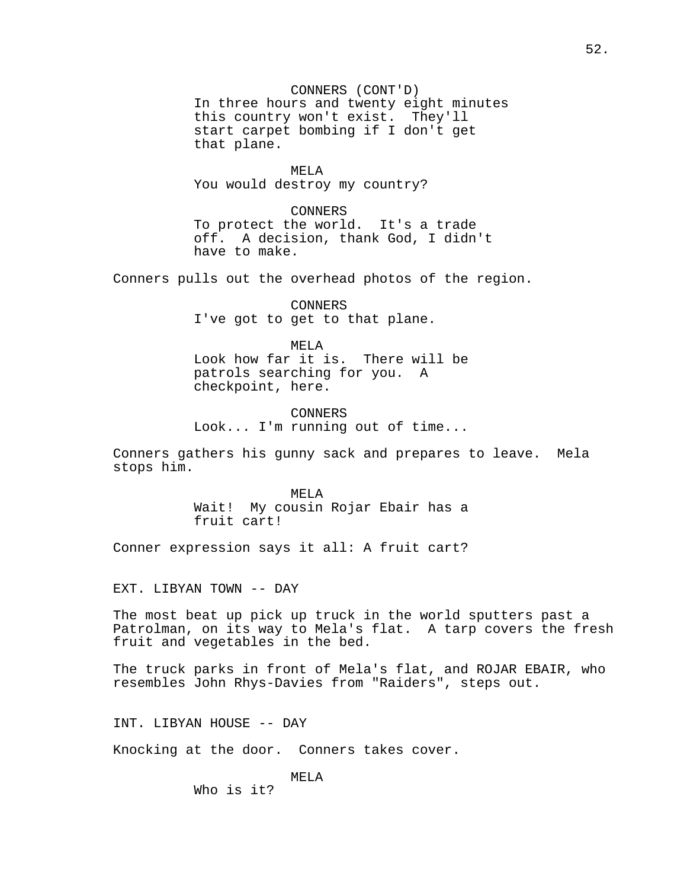CONNERS (CONT'D)
In three hours and twenty eight minutes this country won't exist. They'll start carpet bombing if I don't get that plane.

MELA
You would destroy my country?

CONNERS
To protect the world. It's a trade off. A decision, thank God, I didn't have to make.

Conners pulls out the overhead photos of the region.

CONNERS
I've got to get to that plane.

MELA
Look how far it is. There will be patrols searching for you. A checkpoint, here.

CONNERS
Look... I'm running out of time...

Conners gathers his gunny sack and prepares to leave. Mela stops him.

MELA
Wait! My cousin Rojar Ebair has a fruit cart!

Conner expression says it all: A fruit cart?

EXT. LIBYAN TOWN -- DAY

The most beat up pick up truck in the world sputters past a Patrolman, on its way to Mela's flat. A tarp covers the fresh fruit and vegetables in the bed.

The truck parks in front of Mela's flat, and ROJAR EBAIR, who resembles John Rhys-Davies from "Raiders", steps out.

INT. LIBYAN HOUSE -- DAY

Knocking at the door. Conners takes cover.

MELA
Who is it?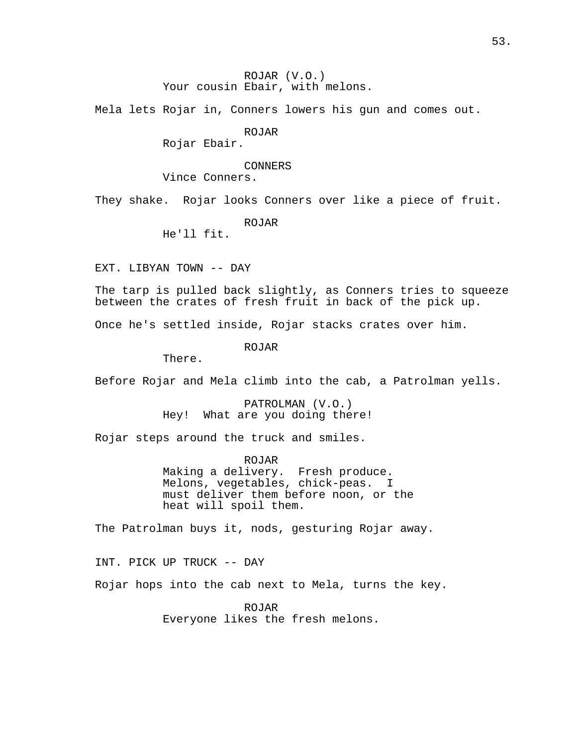ROJAR (V.O.)
Your cousin Ebair, with melons.

Mela lets Rojar in, Conners lowers his gun and comes out.

ROJAR
Rojar Ebair.

CONNERS
Vince Conners.

They shake. Rojar looks Conners over like a piece of fruit.

ROJAR
He'll fit.

EXT. LIBYAN TOWN -- DAY

The tarp is pulled back slightly, as Conners tries to squeeze between the crates of fresh fruit in back of the pick up.

Once he's settled inside, Rojar stacks crates over him.

ROJAR
There.

Before Rojar and Mela climb into the cab, a Patrolman yells.

PATROLMAN (V.O.)
Hey! What are you doing there!

Rojar steps around the truck and smiles.

ROJAR
Making a delivery. Fresh produce. Melons, vegetables, chick-peas. I must deliver them before noon, or the heat will spoil them.

The Patrolman buys it, nods, gesturing Rojar away.

INT. PICK UP TRUCK -- DAY

Rojar hops into the cab next to Mela, turns the key.

ROJAR
Everyone likes the fresh melons.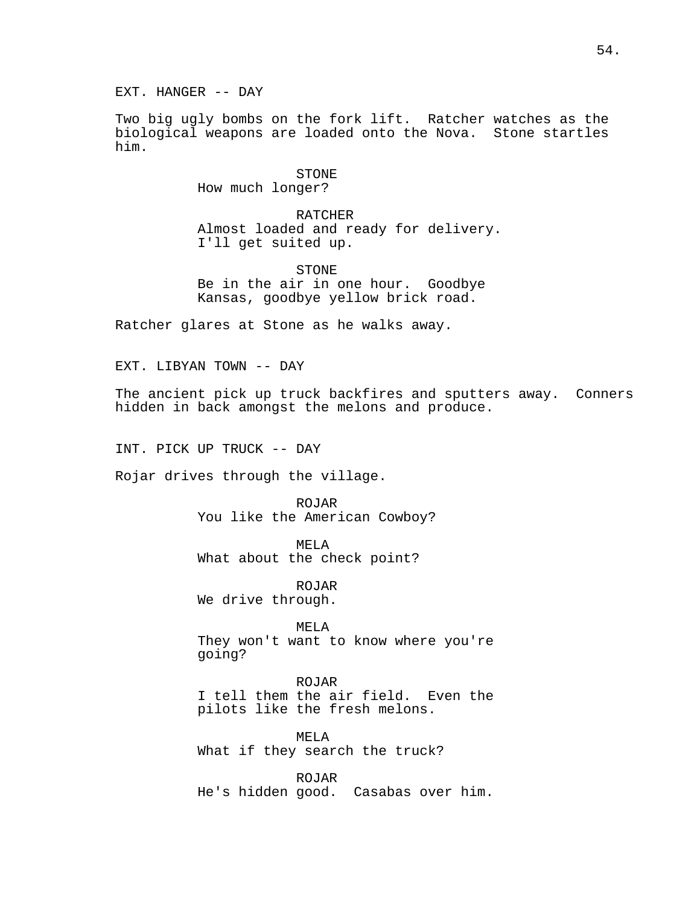EXT. HANGER -- DAY

Two big ugly bombs on the fork lift. Ratcher watches as the biological weapons are loaded onto the Nova. Stone startles him.

STONE
How much longer?

RATCHER
Almost loaded and ready for delivery. I'll get suited up.

STONE
Be in the air in one hour. Goodbye Kansas, goodbye yellow brick road.

Ratcher glares at Stone as he walks away.

EXT. LIBYAN TOWN -- DAY

The ancient pick up truck backfires and sputters away. Conners hidden in back amongst the melons and produce.

INT. PICK UP TRUCK -- DAY

Rojar drives through the village.

ROJAR
You like the American Cowboy?

MELA
What about the check point?

ROJAR
We drive through.

MELA
They won't want to know where you're going?

ROJAR
I tell them the air field. Even the pilots like the fresh melons.

MELA
What if they search the truck?

ROJAR
He's hidden good. Casabas over him.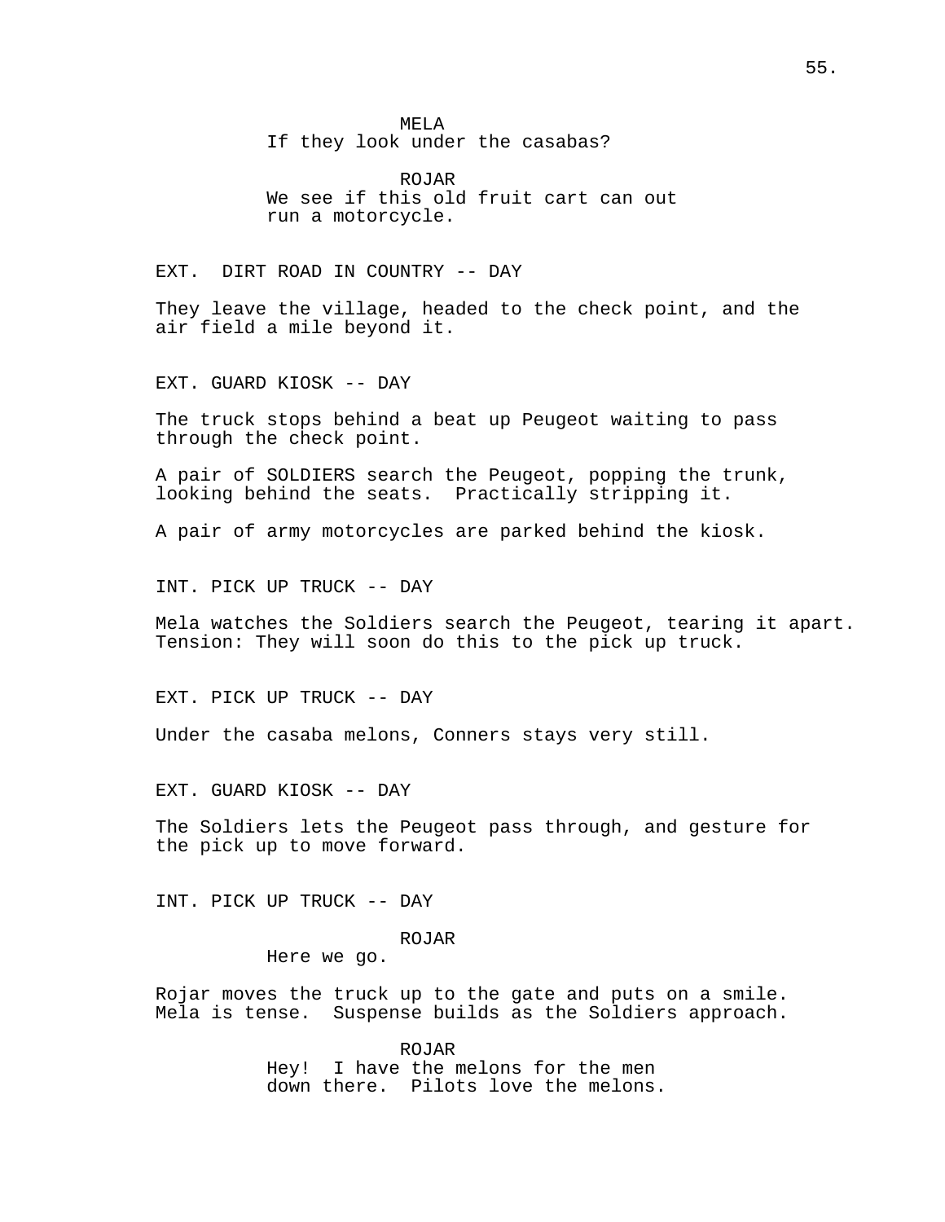MELA
If they look under the casabas?

ROJAR
We see if this old fruit cart can out run a motorcycle.

EXT. DIRT ROAD IN COUNTRY -- DAY

They leave the village, headed to the check point, and the air field a mile beyond it.

EXT. GUARD KIOSK -- DAY

The truck stops behind a beat up Peugeot waiting to pass through the check point.

A pair of SOLDIERS search the Peugeot, popping the trunk, looking behind the seats. Practically stripping it.

A pair of army motorcycles are parked behind the kiosk.

INT. PICK UP TRUCK -- DAY

Mela watches the Soldiers search the Peugeot, tearing it apart. Tension: They will soon do this to the pick up truck.

EXT. PICK UP TRUCK -- DAY

Under the casaba melons, Conners stays very still.

EXT. GUARD KIOSK -- DAY

The Soldiers lets the Peugeot pass through, and gesture for the pick up to move forward.

INT. PICK UP TRUCK -- DAY

ROJAR
Here we go.

Rojar moves the truck up to the gate and puts on a smile. Mela is tense. Suspense builds as the Soldiers approach.

ROJAR
Hey! I have the melons for the men down there. Pilots love the melons.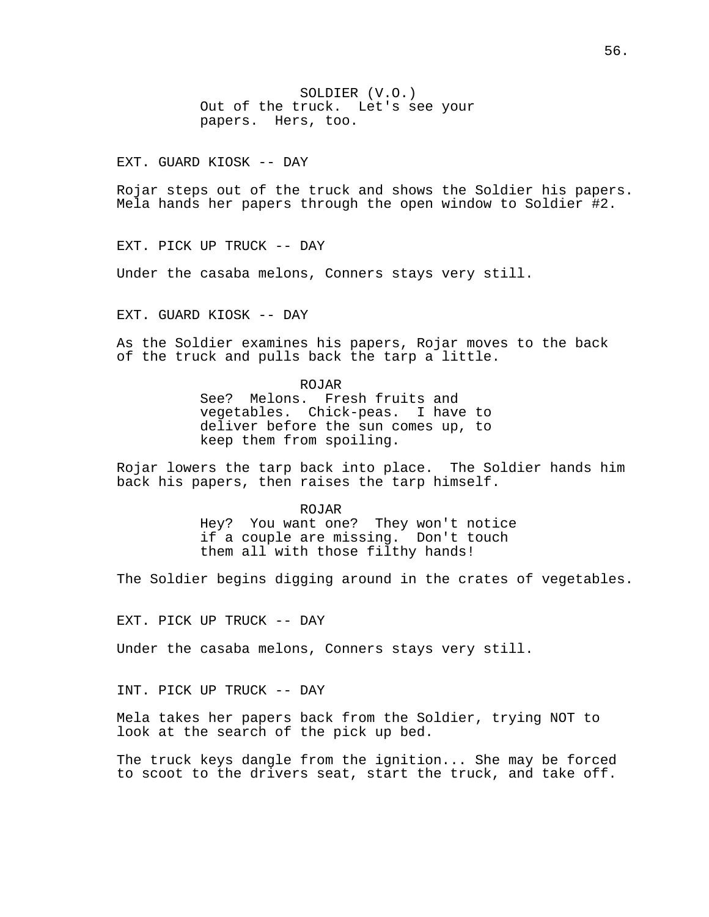SOLDIER (V.O.)
Out of the truck. Let's see your papers. Hers, too.

EXT. GUARD KIOSK -- DAY

Rojar steps out of the truck and shows the Soldier his papers. Mela hands her papers through the open window to Soldier #2.

EXT. PICK UP TRUCK -- DAY

Under the casaba melons, Conners stays very still.

EXT. GUARD KIOSK -- DAY

As the Soldier examines his papers, Rojar moves to the back of the truck and pulls back the tarp a little.

ROJAR
See? Melons. Fresh fruits and vegetables. Chick-peas. I have to deliver before the sun comes up, to keep them from spoiling.

Rojar lowers the tarp back into place. The Soldier hands him back his papers, then raises the tarp himself.

ROJAR
Hey? You want one? They won't notice if a couple are missing. Don't touch them all with those filthy hands!

The Soldier begins digging around in the crates of vegetables.

EXT. PICK UP TRUCK -- DAY

Under the casaba melons, Conners stays very still.

INT. PICK UP TRUCK -- DAY

Mela takes her papers back from the Soldier, trying NOT to look at the search of the pick up bed.

The truck keys dangle from the ignition... She may be forced to scoot to the drivers seat, start the truck, and take off.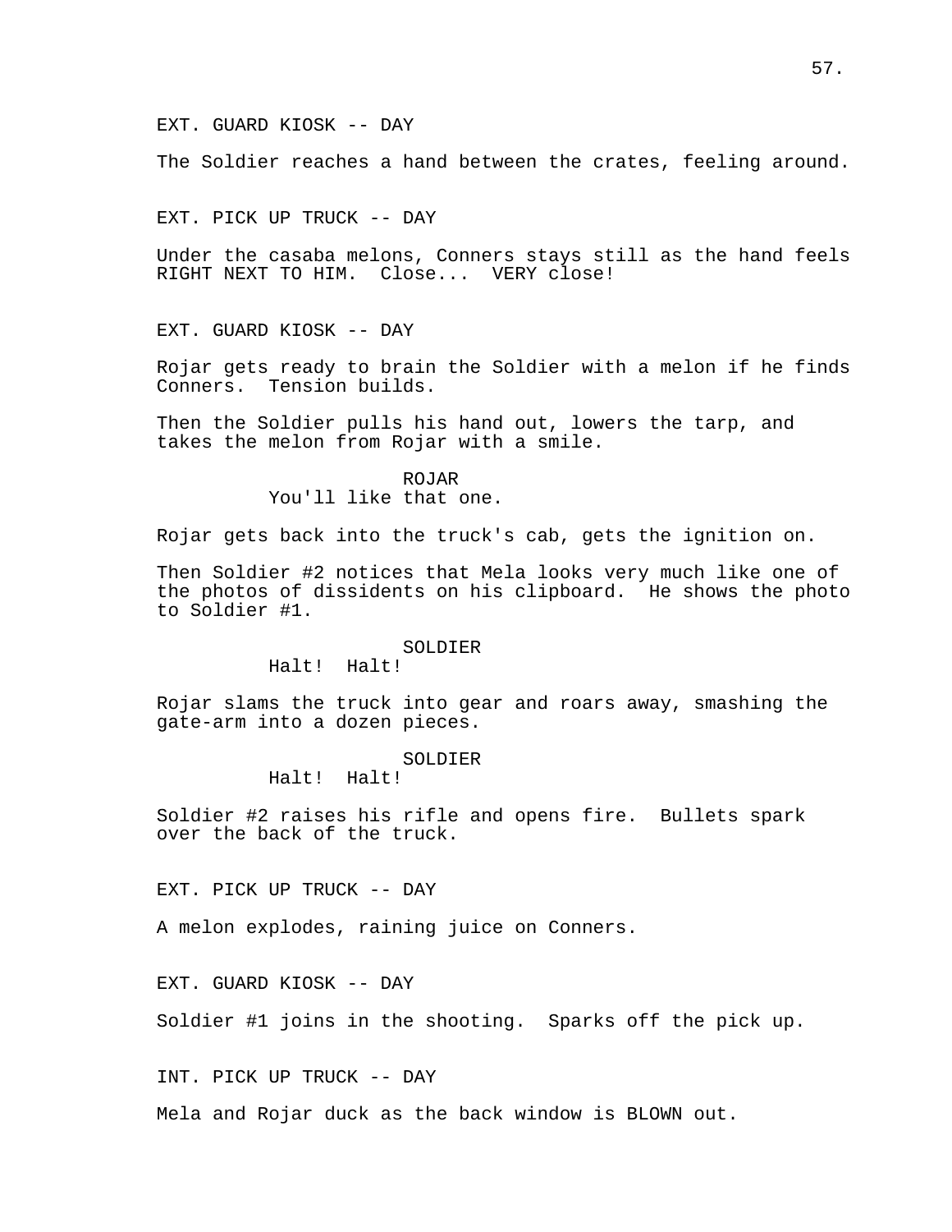EXT. GUARD KIOSK -- DAY

The Soldier reaches a hand between the crates, feeling around.

EXT. PICK UP TRUCK -- DAY

Under the casaba melons, Conners stays still as the hand feels RIGHT NEXT TO HIM.  Close...  VERY close!

EXT. GUARD KIOSK -- DAY

Rojar gets ready to brain the Soldier with a melon if he finds Conners.  Tension builds.

Then the Soldier pulls his hand out, lowers the tarp, and takes the melon from Rojar with a smile.

ROJAR
You'll like that one.

Rojar gets back into the truck's cab, gets the ignition on.

Then Soldier #2 notices that Mela looks very much like one of the photos of dissidents on his clipboard.  He shows the photo to Soldier #1.

SOLDIER
Halt!  Halt!

Rojar slams the truck into gear and roars away, smashing the gate-arm into a dozen pieces.

SOLDIER
Halt!  Halt!

Soldier #2 raises his rifle and opens fire.  Bullets spark over the back of the truck.

EXT. PICK UP TRUCK -- DAY

A melon explodes, raining juice on Conners.

EXT. GUARD KIOSK -- DAY

Soldier #1 joins in the shooting.  Sparks off the pick up.

INT. PICK UP TRUCK -- DAY

Mela and Rojar duck as the back window is BLOWN out.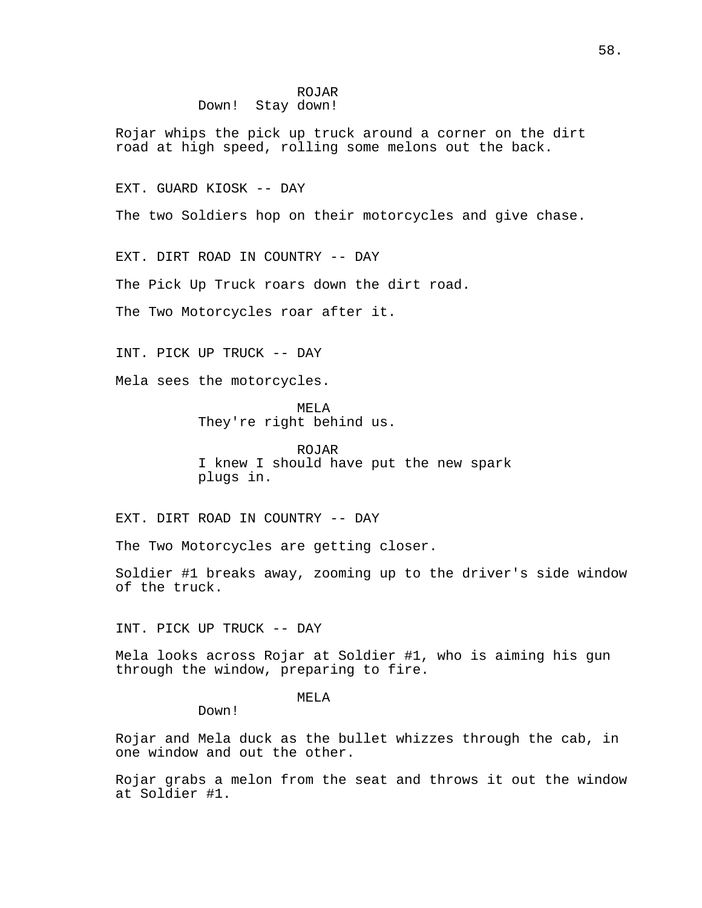ROJAR
Down!  Stay down!

Rojar whips the pick up truck around a corner on the dirt road at high speed, rolling some melons out the back.

EXT. GUARD KIOSK -- DAY

The two Soldiers hop on their motorcycles and give chase.

EXT. DIRT ROAD IN COUNTRY -- DAY

The Pick Up Truck roars down the dirt road.

The Two Motorcycles roar after it.

INT. PICK UP TRUCK -- DAY

Mela sees the motorcycles.

MELA
They're right behind us.

ROJAR
I knew I should have put the new spark plugs in.

EXT. DIRT ROAD IN COUNTRY -- DAY

The Two Motorcycles are getting closer.

Soldier #1 breaks away, zooming up to the driver's side window of the truck.

INT. PICK UP TRUCK -- DAY

Mela looks across Rojar at Soldier #1, who is aiming his gun through the window, preparing to fire.

MELA
Down!

Rojar and Mela duck as the bullet whizzes through the cab, in one window and out the other.

Rojar grabs a melon from the seat and throws it out the window at Soldier #1.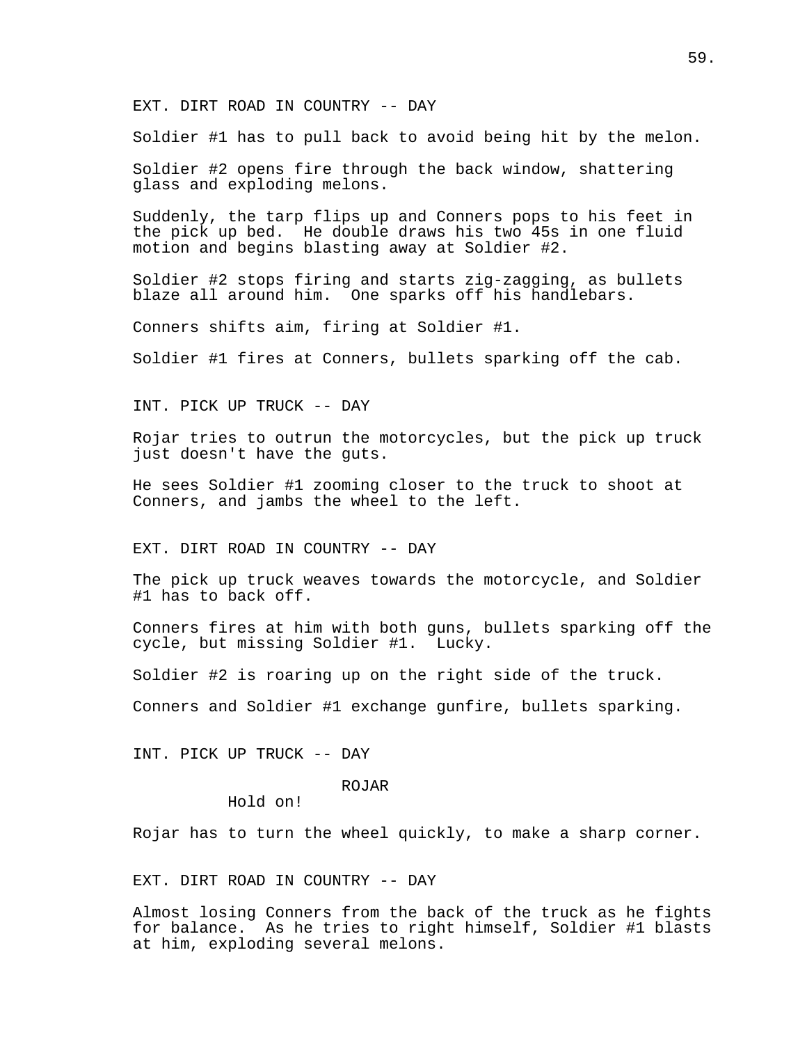EXT. DIRT ROAD IN COUNTRY -- DAY

Soldier #1 has to pull back to avoid being hit by the melon.

Soldier #2 opens fire through the back window, shattering glass and exploding melons.

Suddenly, the tarp flips up and Conners pops to his feet in the pick up bed. He double draws his two 45s in one fluid motion and begins blasting away at Soldier #2.

Soldier #2 stops firing and starts zig-zagging, as bullets blaze all around him. One sparks off his handlebars.

Conners shifts aim, firing at Soldier #1.

Soldier #1 fires at Conners, bullets sparking off the cab.

INT. PICK UP TRUCK -- DAY

Rojar tries to outrun the motorcycles, but the pick up truck just doesn't have the guts.

He sees Soldier #1 zooming closer to the truck to shoot at Conners, and jambs the wheel to the left.

EXT. DIRT ROAD IN COUNTRY -- DAY

The pick up truck weaves towards the motorcycle, and Soldier #1 has to back off.

Conners fires at him with both guns, bullets sparking off the cycle, but missing Soldier #1. Lucky.

Soldier #2 is roaring up on the right side of the truck.

Conners and Soldier #1 exchange gunfire, bullets sparking.

INT. PICK UP TRUCK -- DAY

ROJAR
Hold on!

Rojar has to turn the wheel quickly, to make a sharp corner.

EXT. DIRT ROAD IN COUNTRY -- DAY

Almost losing Conners from the back of the truck as he fights for balance. As he tries to right himself, Soldier #1 blasts at him, exploding several melons.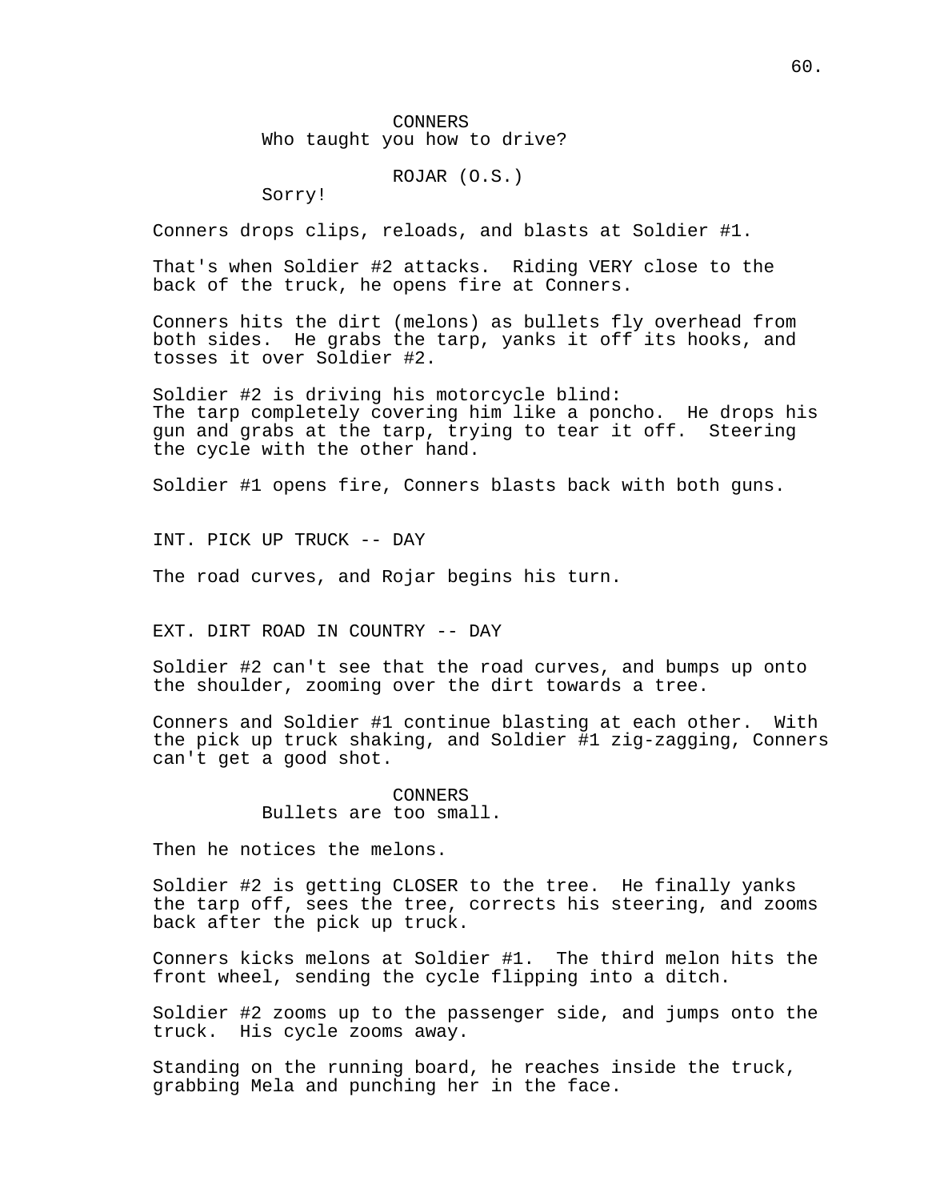CONNERS
Who taught you how to drive?

ROJAR (O.S.)
Sorry!

Conners drops clips, reloads, and blasts at Soldier #1.

That's when Soldier #2 attacks. Riding VERY close to the back of the truck, he opens fire at Conners.

Conners hits the dirt (melons) as bullets fly overhead from both sides. He grabs the tarp, yanks it off its hooks, and tosses it over Soldier #2.

Soldier #2 is driving his motorcycle blind:
The tarp completely covering him like a poncho. He drops his gun and grabs at the tarp, trying to tear it off. Steering the cycle with the other hand.

Soldier #1 opens fire, Conners blasts back with both guns.

INT. PICK UP TRUCK -- DAY

The road curves, and Rojar begins his turn.

EXT. DIRT ROAD IN COUNTRY -- DAY

Soldier #2 can't see that the road curves, and bumps up onto the shoulder, zooming over the dirt towards a tree.

Conners and Soldier #1 continue blasting at each other. With the pick up truck shaking, and Soldier #1 zig-zagging, Conners can't get a good shot.

CONNERS
Bullets are too small.

Then he notices the melons.

Soldier #2 is getting CLOSER to the tree. He finally yanks the tarp off, sees the tree, corrects his steering, and zooms back after the pick up truck.

Conners kicks melons at Soldier #1. The third melon hits the front wheel, sending the cycle flipping into a ditch.

Soldier #2 zooms up to the passenger side, and jumps onto the truck. His cycle zooms away.

Standing on the running board, he reaches inside the truck, grabbing Mela and punching her in the face.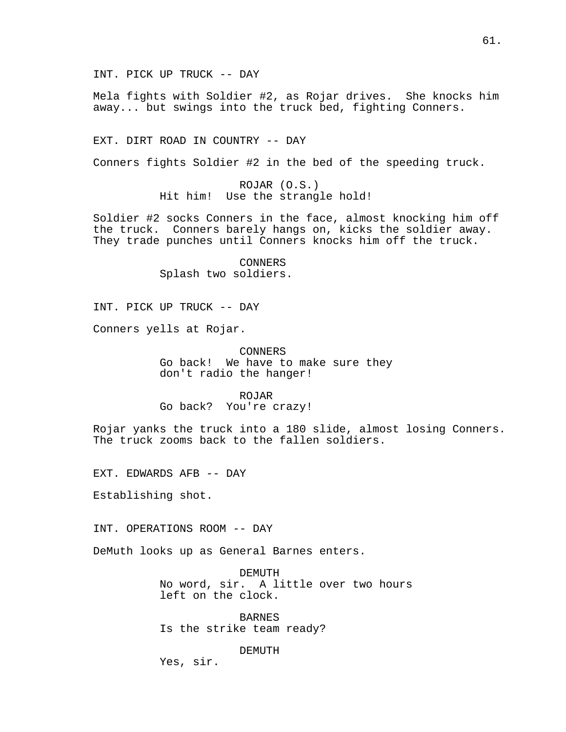INT. PICK UP TRUCK -- DAY

Mela fights with Soldier #2, as Rojar drives. She knocks him away... but swings into the truck bed, fighting Conners.

EXT. DIRT ROAD IN COUNTRY -- DAY

Conners fights Soldier #2 in the bed of the speeding truck.

ROJAR (O.S.)
Hit him! Use the strangle hold!

Soldier #2 socks Conners in the face, almost knocking him off the truck. Conners barely hangs on, kicks the soldier away. They trade punches until Conners knocks him off the truck.

CONNERS
Splash two soldiers.

INT. PICK UP TRUCK -- DAY

Conners yells at Rojar.

CONNERS
Go back! We have to make sure they don't radio the hanger!

ROJAR
Go back? You're crazy!

Rojar yanks the truck into a 180 slide, almost losing Conners. The truck zooms back to the fallen soldiers.

EXT. EDWARDS AFB -- DAY

Establishing shot.

INT. OPERATIONS ROOM -- DAY

DeMuth looks up as General Barnes enters.

DEMUTH
No word, sir. A little over two hours left on the clock.

BARNES
Is the strike team ready?

DEMUTH
Yes, sir.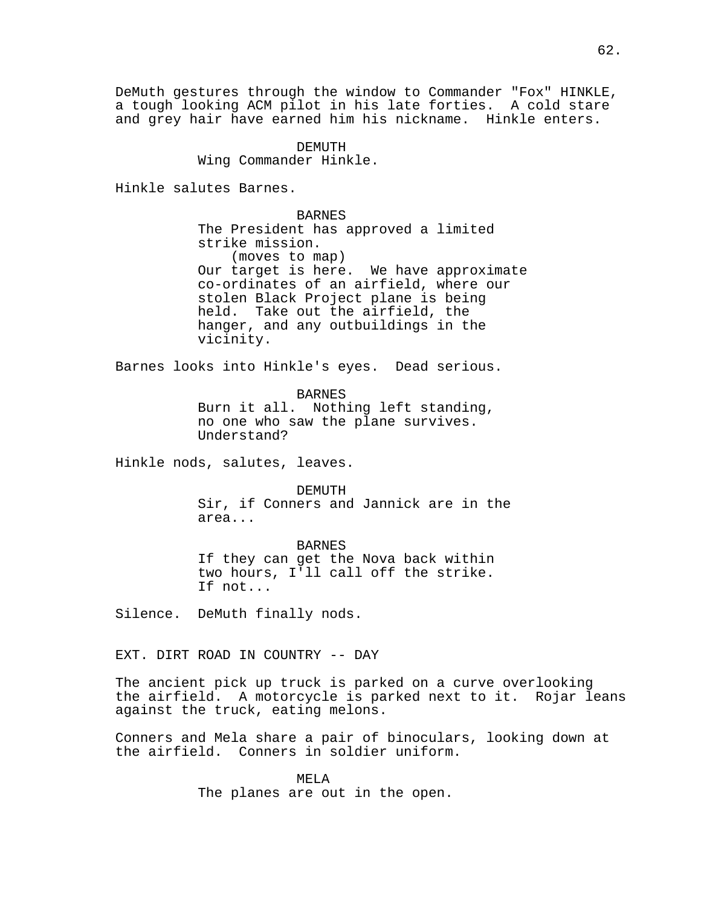DeMuth gestures through the window to Commander "Fox" HINKLE, a tough looking ACM pilot in his late forties. A cold stare and grey hair have earned him his nickname. Hinkle enters.

DEMUTH
Wing Commander Hinkle.

Hinkle salutes Barnes.

BARNES
The President has approved a limited strike mission.
(moves to map)
Our target is here. We have approximate co-ordinates of an airfield, where our stolen Black Project plane is being held. Take out the airfield, the hanger, and any outbuildings in the vicinity.

Barnes looks into Hinkle's eyes. Dead serious.

BARNES
Burn it all. Nothing left standing, no one who saw the plane survives. Understand?

Hinkle nods, salutes, leaves.

DEMUTH
Sir, if Conners and Jannick are in the area...

BARNES
If they can get the Nova back within two hours, I'll call off the strike. If not...

Silence. DeMuth finally nods.

EXT. DIRT ROAD IN COUNTRY -- DAY

The ancient pick up truck is parked on a curve overlooking the airfield. A motorcycle is parked next to it. Rojar leans against the truck, eating melons.

Conners and Mela share a pair of binoculars, looking down at the airfield. Conners in soldier uniform.

MELA
The planes are out in the open.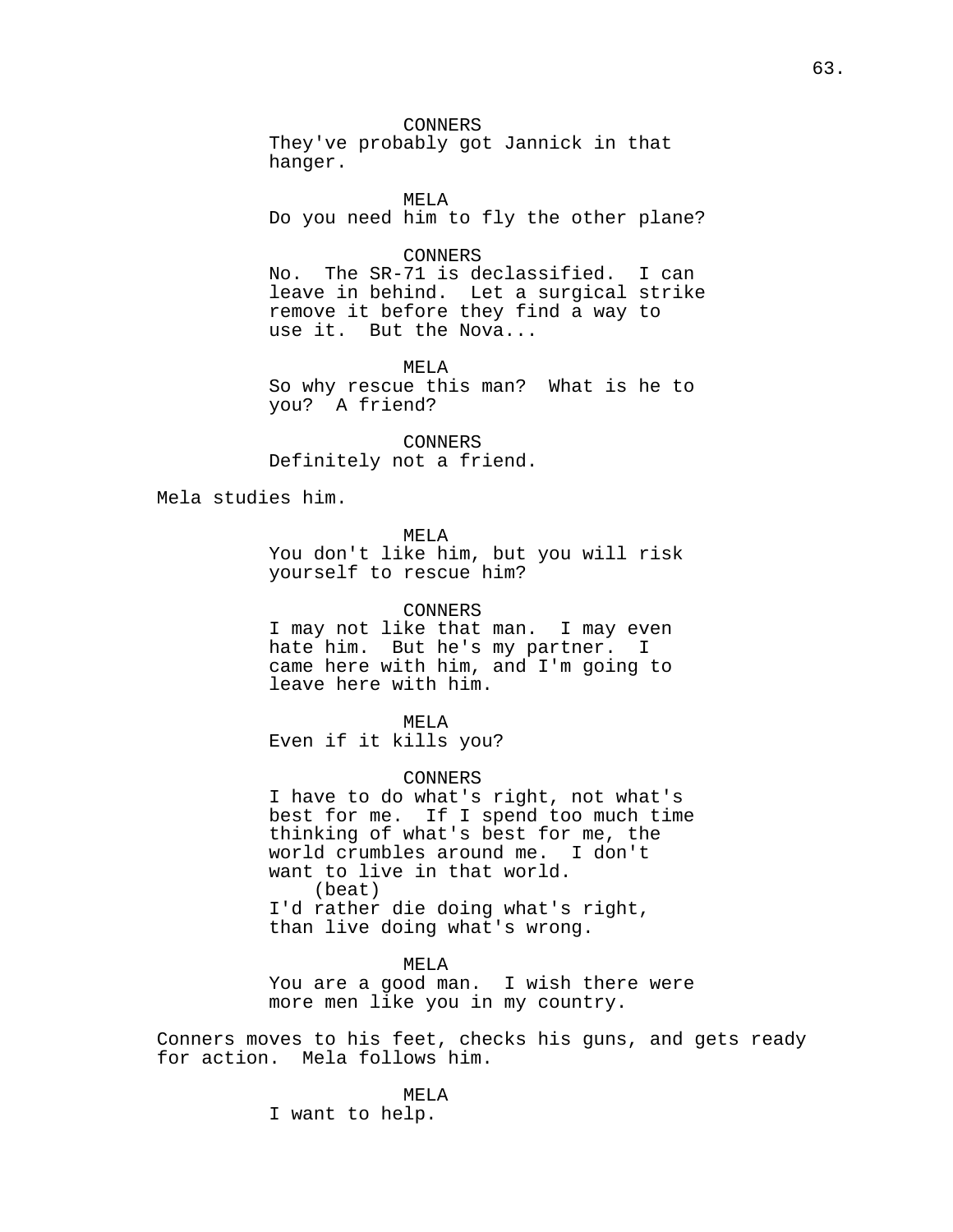CONNERS
They've probably got Jannick in that hanger.

MELA
Do you need him to fly the other plane?

CONNERS
No. The SR-71 is declassified. I can leave in behind. Let a surgical strike remove it before they find a way to use it. But the Nova...

MELA
So why rescue this man? What is he to you? A friend?

CONNERS
Definitely not a friend.

Mela studies him.

MELA
You don't like him, but you will risk yourself to rescue him?

CONNERS
I may not like that man. I may even hate him. But he's my partner. I came here with him, and I'm going to leave here with him.

MELA
Even if it kills you?

CONNERS
I have to do what's right, not what's best for me. If I spend too much time thinking of what's best for me, the world crumbles around me. I don't want to live in that world.
(beat)
I'd rather die doing what's right, than live doing what's wrong.

MELA
You are a good man. I wish there were more men like you in my country.

Conners moves to his feet, checks his guns, and gets ready for action. Mela follows him.

MELA
I want to help.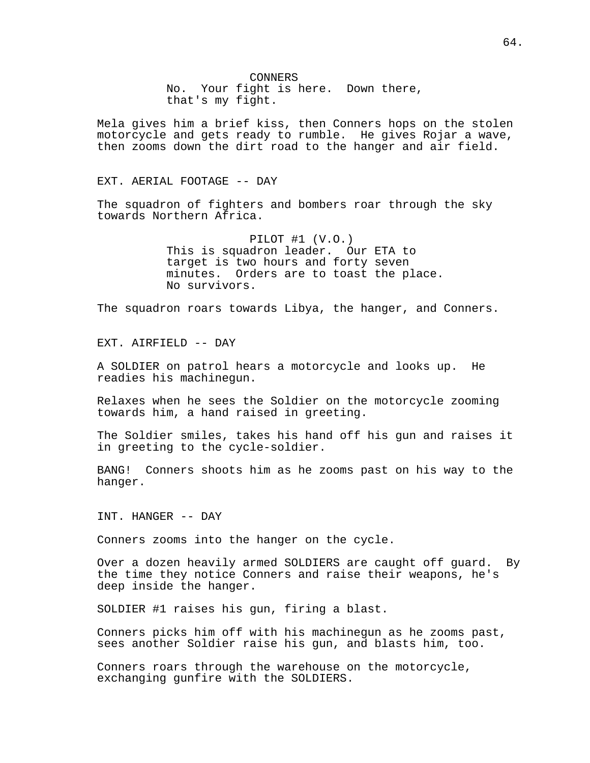CONNERS
No.  Your fight is here.  Down there, that's my fight.

Mela gives him a brief kiss, then Conners hops on the stolen motorcycle and gets ready to rumble.  He gives Rojar a wave, then zooms down the dirt road to the hanger and air field.

EXT. AERIAL FOOTAGE -- DAY

The squadron of fighters and bombers roar through the sky towards Northern Africa.

PILOT #1 (V.O.)
This is squadron leader.  Our ETA to target is two hours and forty seven minutes.  Orders are to toast the place. No survivors.

The squadron roars towards Libya, the hanger, and Conners.

EXT. AIRFIELD -- DAY

A SOLDIER on patrol hears a motorcycle and looks up.  He readies his machinegun.

Relaxes when he sees the Soldier on the motorcycle zooming towards him, a hand raised in greeting.

The Soldier smiles, takes his hand off his gun and raises it in greeting to the cycle-soldier.

BANG!  Conners shoots him as he zooms past on his way to the hanger.

INT. HANGER -- DAY

Conners zooms into the hanger on the cycle.

Over a dozen heavily armed SOLDIERS are caught off guard.  By the time they notice Conners and raise their weapons, he's deep inside the hanger.

SOLDIER #1 raises his gun, firing a blast.

Conners picks him off with his machinegun as he zooms past, sees another Soldier raise his gun, and blasts him, too.

Conners roars through the warehouse on the motorcycle, exchanging gunfire with the SOLDIERS.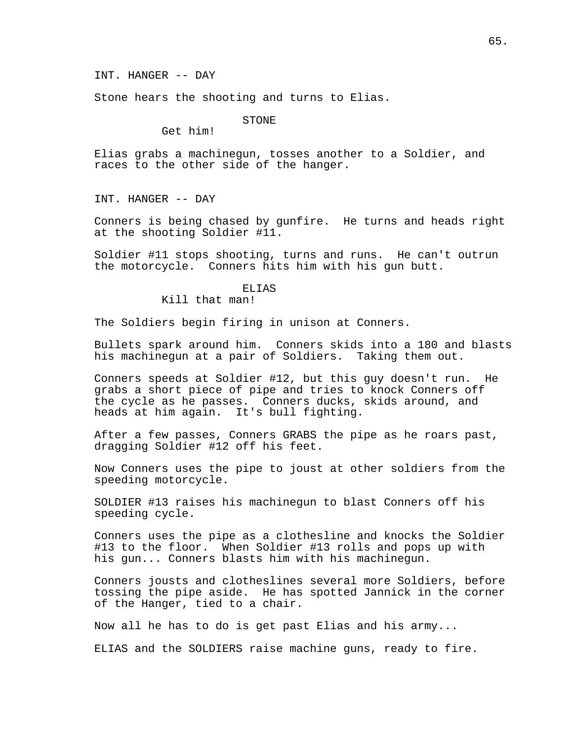INT. HANGER -- DAY

Stone hears the shooting and turns to Elias.

STONE
Get him!

Elias grabs a machinegun, tosses another to a Soldier, and races to the other side of the hanger.

INT. HANGER -- DAY

Conners is being chased by gunfire. He turns and heads right at the shooting Soldier #11.

Soldier #11 stops shooting, turns and runs. He can't outrun the motorcycle. Conners hits him with his gun butt.

ELIAS
Kill that man!

The Soldiers begin firing in unison at Conners.

Bullets spark around him. Conners skids into a 180 and blasts his machinegun at a pair of Soldiers. Taking them out.

Conners speeds at Soldier #12, but this guy doesn't run. He grabs a short piece of pipe and tries to knock Conners off the cycle as he passes. Conners ducks, skids around, and heads at him again. It's bull fighting.

After a few passes, Conners GRABS the pipe as he roars past, dragging Soldier #12 off his feet.

Now Conners uses the pipe to joust at other soldiers from the speeding motorcycle.

SOLDIER #13 raises his machinegun to blast Conners off his speeding cycle.

Conners uses the pipe as a clothesline and knocks the Soldier #13 to the floor. When Soldier #13 rolls and pops up with his gun... Conners blasts him with his machinegun.

Conners jousts and clotheslines several more Soldiers, before tossing the pipe aside. He has spotted Jannick in the corner of the Hanger, tied to a chair.

Now all he has to do is get past Elias and his army...

ELIAS and the SOLDIERS raise machine guns, ready to fire.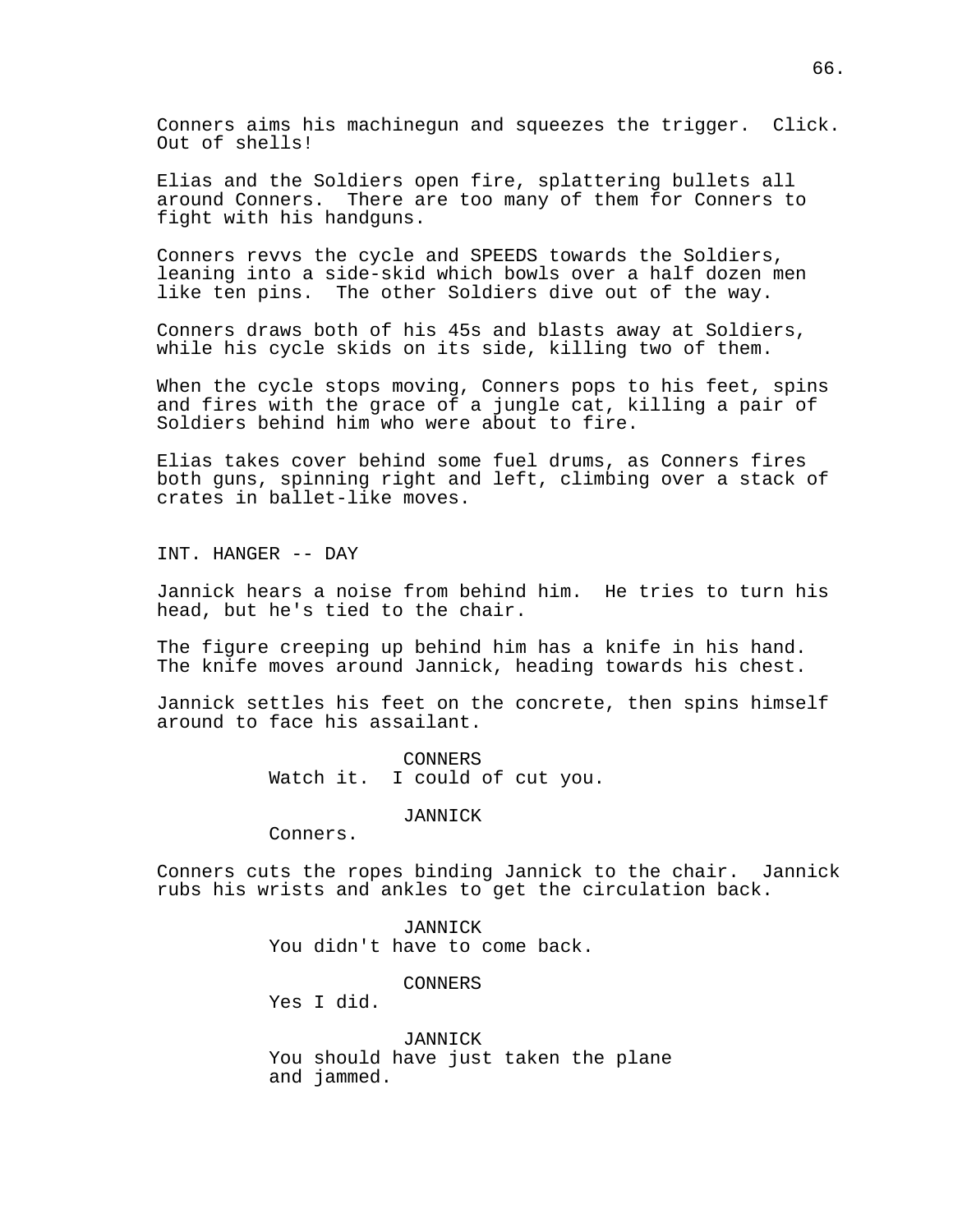Conners aims his machinegun and squeezes the trigger. Click. Out of shells!

Elias and the Soldiers open fire, splattering bullets all around Conners. There are too many of them for Conners to fight with his handguns.

Conners revvs the cycle and SPEEDS towards the Soldiers, leaning into a side-skid which bowls over a half dozen men like ten pins. The other Soldiers dive out of the way.

Conners draws both of his 45s and blasts away at Soldiers, while his cycle skids on its side, killing two of them.

When the cycle stops moving, Conners pops to his feet, spins and fires with the grace of a jungle cat, killing a pair of Soldiers behind him who were about to fire.

Elias takes cover behind some fuel drums, as Conners fires both guns, spinning right and left, climbing over a stack of crates in ballet-like moves.

INT. HANGER -- DAY

Jannick hears a noise from behind him. He tries to turn his head, but he's tied to the chair.

The figure creeping up behind him has a knife in his hand. The knife moves around Jannick, heading towards his chest.

Jannick settles his feet on the concrete, then spins himself around to face his assailant.

CONNERS
Watch it. I could of cut you.

JANNICK
Conners.

Conners cuts the ropes binding Jannick to the chair. Jannick rubs his wrists and ankles to get the circulation back.

JANNICK
You didn't have to come back.

CONNERS
Yes I did.

JANNICK
You should have just taken the plane and jammed.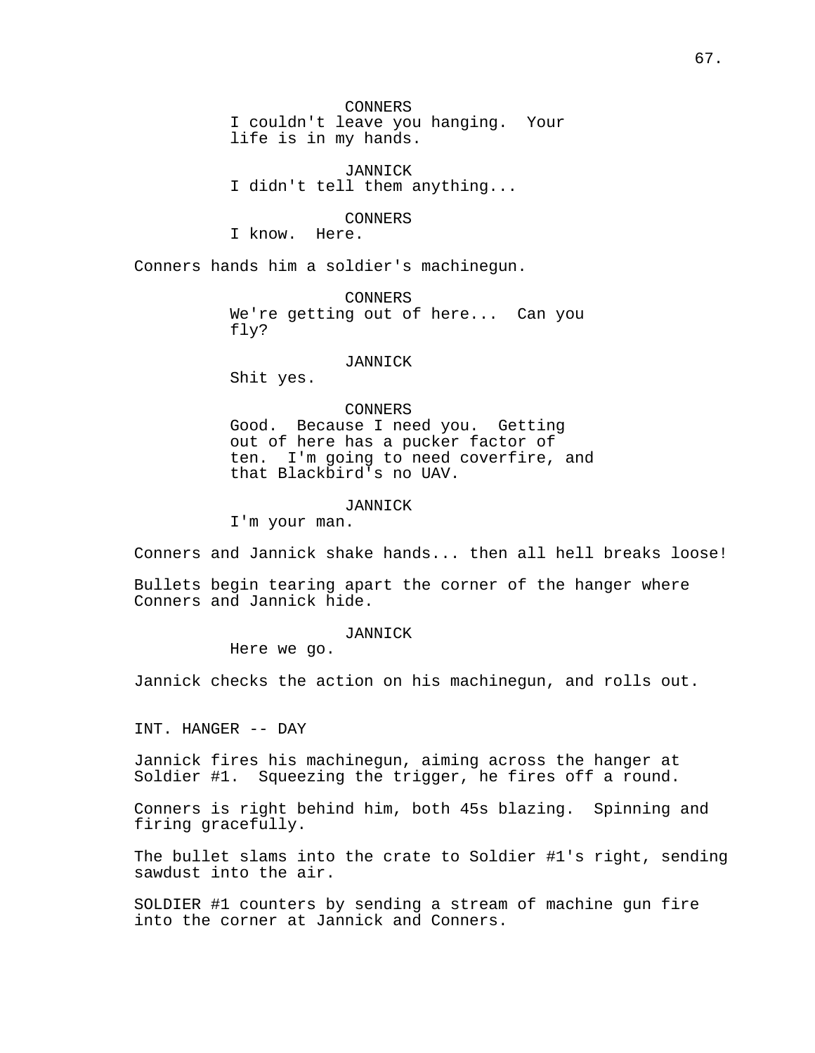CONNERS
I couldn't leave you hanging.  Your life is in my hands.

JANNICK
I didn't tell them anything...

CONNERS
I know.  Here.

Conners hands him a soldier's machinegun.

CONNERS
We're getting out of here...  Can you fly?

JANNICK
Shit yes.

CONNERS
Good.  Because I need you.  Getting out of here has a pucker factor of ten.  I'm going to need coverfire, and that Blackbird's no UAV.

JANNICK
I'm your man.

Conners and Jannick shake hands... then all hell breaks loose!

Bullets begin tearing apart the corner of the hanger where Conners and Jannick hide.

JANNICK
Here we go.

Jannick checks the action on his machinegun, and rolls out.

INT. HANGER -- DAY

Jannick fires his machinegun, aiming across the hanger at Soldier #1.  Squeezing the trigger, he fires off a round.

Conners is right behind him, both 45s blazing.  Spinning and firing gracefully.

The bullet slams into the crate to Soldier #1's right, sending sawdust into the air.

SOLDIER #1 counters by sending a stream of machine gun fire into the corner at Jannick and Conners.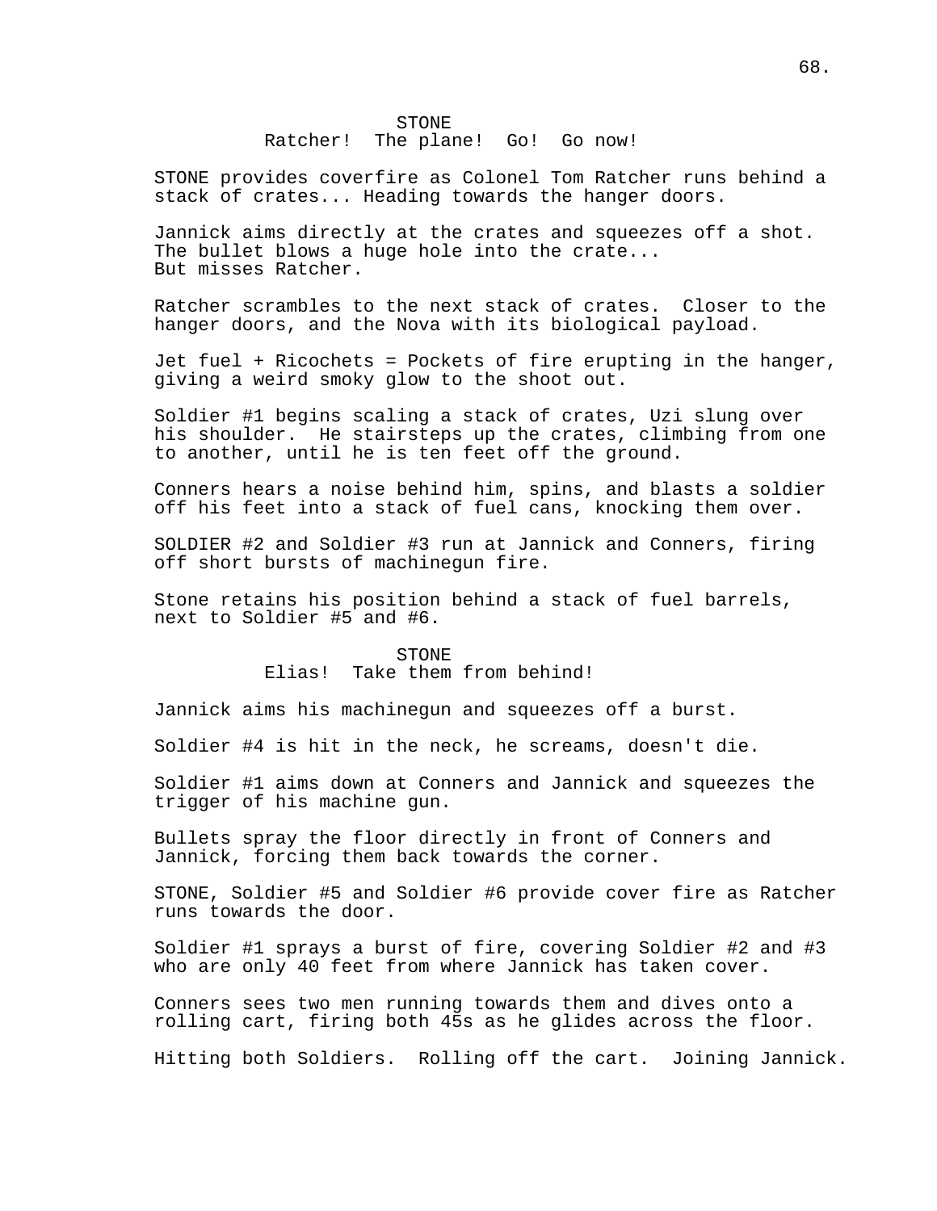STONE
Ratcher! The plane! Go! Go now!

STONE provides coverfire as Colonel Tom Ratcher runs behind a stack of crates... Heading towards the hanger doors.

Jannick aims directly at the crates and squeezes off a shot. The bullet blows a huge hole into the crate...
But misses Ratcher.

Ratcher scrambles to the next stack of crates. Closer to the hanger doors, and the Nova with its biological payload.

Jet fuel + Ricochets = Pockets of fire erupting in the hanger, giving a weird smoky glow to the shoot out.

Soldier #1 begins scaling a stack of crates, Uzi slung over his shoulder. He stairsteps up the crates, climbing from one to another, until he is ten feet off the ground.

Conners hears a noise behind him, spins, and blasts a soldier off his feet into a stack of fuel cans, knocking them over.

SOLDIER #2 and Soldier #3 run at Jannick and Conners, firing off short bursts of machinegun fire.

Stone retains his position behind a stack of fuel barrels, next to Soldier #5 and #6.

STONE
Elias! Take them from behind!

Jannick aims his machinegun and squeezes off a burst.

Soldier #4 is hit in the neck, he screams, doesn't die.

Soldier #1 aims down at Conners and Jannick and squeezes the trigger of his machine gun.

Bullets spray the floor directly in front of Conners and Jannick, forcing them back towards the corner.

STONE, Soldier #5 and Soldier #6 provide cover fire as Ratcher runs towards the door.

Soldier #1 sprays a burst of fire, covering Soldier #2 and #3 who are only 40 feet from where Jannick has taken cover.

Conners sees two men running towards them and dives onto a rolling cart, firing both 45s as he glides across the floor.

Hitting both Soldiers. Rolling off the cart. Joining Jannick.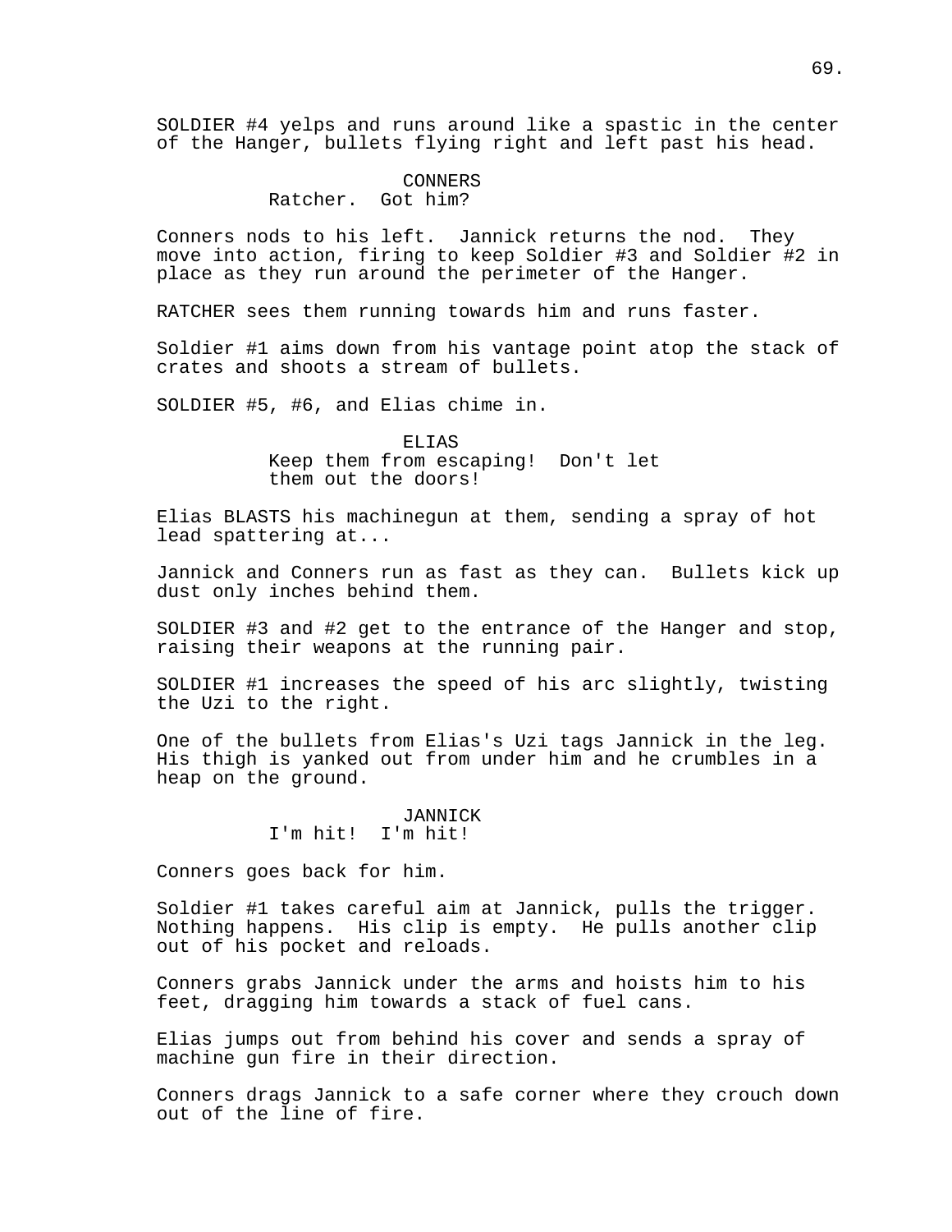SOLDIER #4 yelps and runs around like a spastic in the center of the Hanger, bullets flying right and left past his head.

CONNERS
Ratcher.  Got him?

Conners nods to his left.  Jannick returns the nod.  They move into action, firing to keep Soldier #3 and Soldier #2 in place as they run around the perimeter of the Hanger.

RATCHER sees them running towards him and runs faster.

Soldier #1 aims down from his vantage point atop the stack of crates and shoots a stream of bullets.

SOLDIER #5, #6, and Elias chime in.

ELIAS
Keep them from escaping!  Don't let them out the doors!

Elias BLASTS his machinegun at them, sending a spray of hot lead spattering at...

Jannick and Conners run as fast as they can.  Bullets kick up dust only inches behind them.

SOLDIER #3 and #2 get to the entrance of the Hanger and stop, raising their weapons at the running pair.

SOLDIER #1 increases the speed of his arc slightly, twisting the Uzi to the right.

One of the bullets from Elias's Uzi tags Jannick in the leg. His thigh is yanked out from under him and he crumbles in a heap on the ground.

JANNICK
I'm hit!  I'm hit!

Conners goes back for him.

Soldier #1 takes careful aim at Jannick, pulls the trigger. Nothing happens.  His clip is empty.  He pulls another clip out of his pocket and reloads.

Conners grabs Jannick under the arms and hoists him to his feet, dragging him towards a stack of fuel cans.

Elias jumps out from behind his cover and sends a spray of machine gun fire in their direction.

Conners drags Jannick to a safe corner where they crouch down out of the line of fire.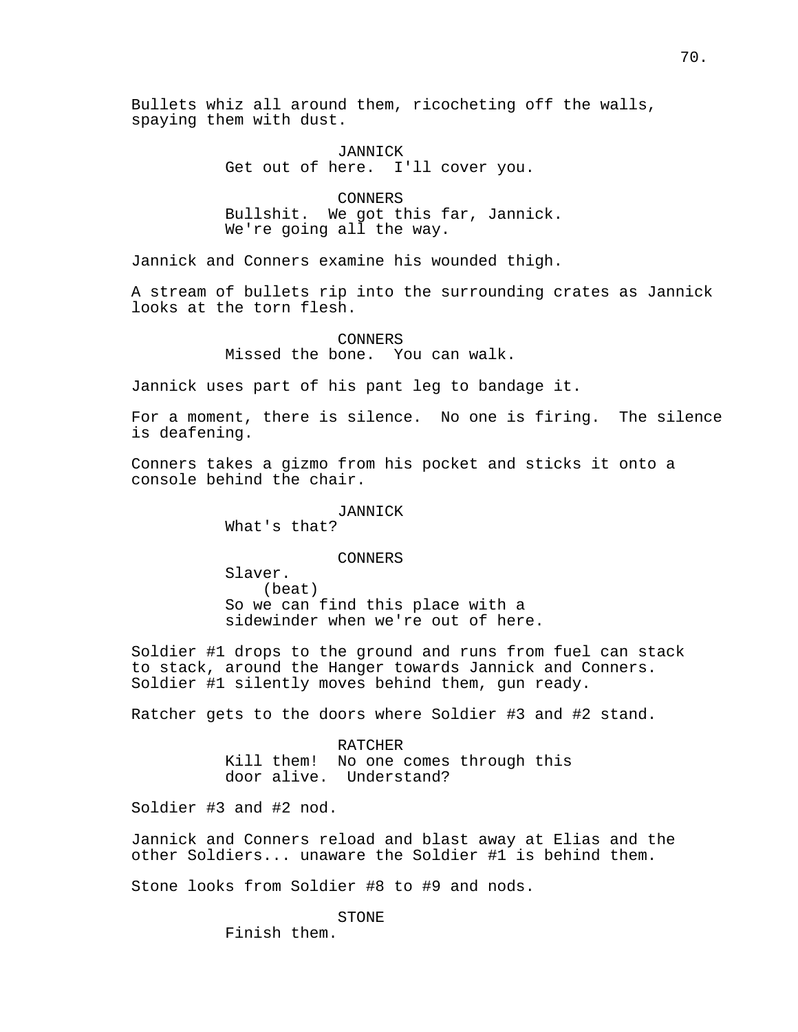Bullets whiz all around them, ricocheting off the walls, spaying them with dust.

JANNICK
Get out of here. I'll cover you.

CONNERS
Bullshit. We got this far, Jannick. We're going all the way.

Jannick and Conners examine his wounded thigh.

A stream of bullets rip into the surrounding crates as Jannick looks at the torn flesh.

CONNERS
Missed the bone. You can walk.

Jannick uses part of his pant leg to bandage it.

For a moment, there is silence. No one is firing. The silence is deafening.

Conners takes a gizmo from his pocket and sticks it onto a console behind the chair.

JANNICK
What's that?

CONNERS
Slaver.
(beat)
So we can find this place with a sidewinder when we're out of here.

Soldier #1 drops to the ground and runs from fuel can stack to stack, around the Hanger towards Jannick and Conners. Soldier #1 silently moves behind them, gun ready.

Ratcher gets to the doors where Soldier #3 and #2 stand.

RATCHER
Kill them! No one comes through this door alive. Understand?

Soldier #3 and #2 nod.

Jannick and Conners reload and blast away at Elias and the other Soldiers... unaware the Soldier #1 is behind them.

Stone looks from Soldier #8 to #9 and nods.

STONE
Finish them.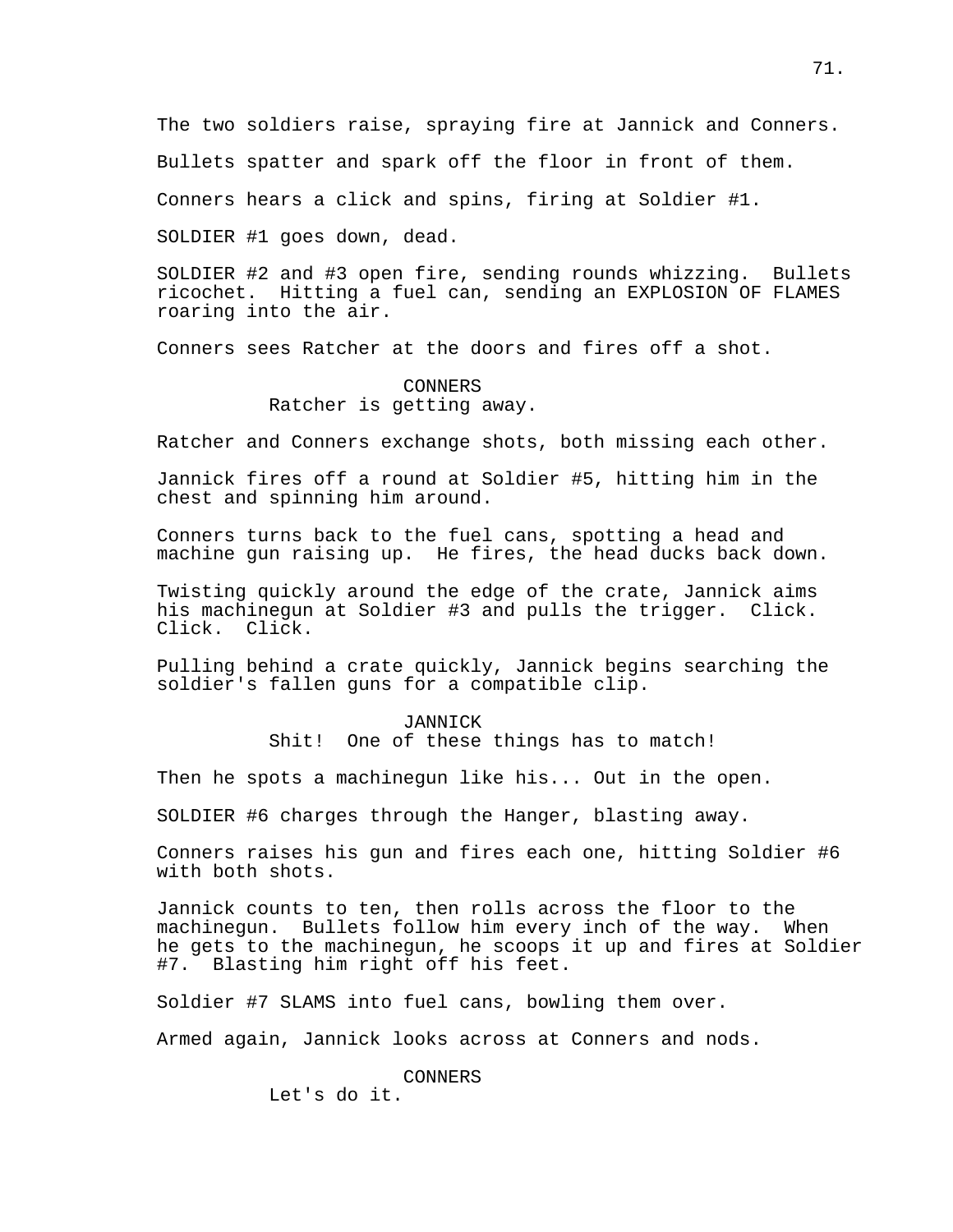The two soldiers raise, spraying fire at Jannick and Conners.

Bullets spatter and spark off the floor in front of them.

Conners hears a click and spins, firing at Soldier #1.

SOLDIER #1 goes down, dead.

SOLDIER #2 and #3 open fire, sending rounds whizzing. Bullets ricochet. Hitting a fuel can, sending an EXPLOSION OF FLAMES roaring into the air.

Conners sees Ratcher at the doors and fires off a shot.

CONNERS
Ratcher is getting away.

Ratcher and Conners exchange shots, both missing each other.

Jannick fires off a round at Soldier #5, hitting him in the chest and spinning him around.

Conners turns back to the fuel cans, spotting a head and machine gun raising up. He fires, the head ducks back down.

Twisting quickly around the edge of the crate, Jannick aims his machinegun at Soldier #3 and pulls the trigger. Click. Click. Click.

Pulling behind a crate quickly, Jannick begins searching the soldier's fallen guns for a compatible clip.

JANNICK
Shit! One of these things has to match!

Then he spots a machinegun like his... Out in the open.

SOLDIER #6 charges through the Hanger, blasting away.

Conners raises his gun and fires each one, hitting Soldier #6 with both shots.

Jannick counts to ten, then rolls across the floor to the machinegun. Bullets follow him every inch of the way. When he gets to the machinegun, he scoops it up and fires at Soldier #7. Blasting him right off his feet.

Soldier #7 SLAMS into fuel cans, bowling them over.

Armed again, Jannick looks across at Conners and nods.

CONNERS
Let's do it.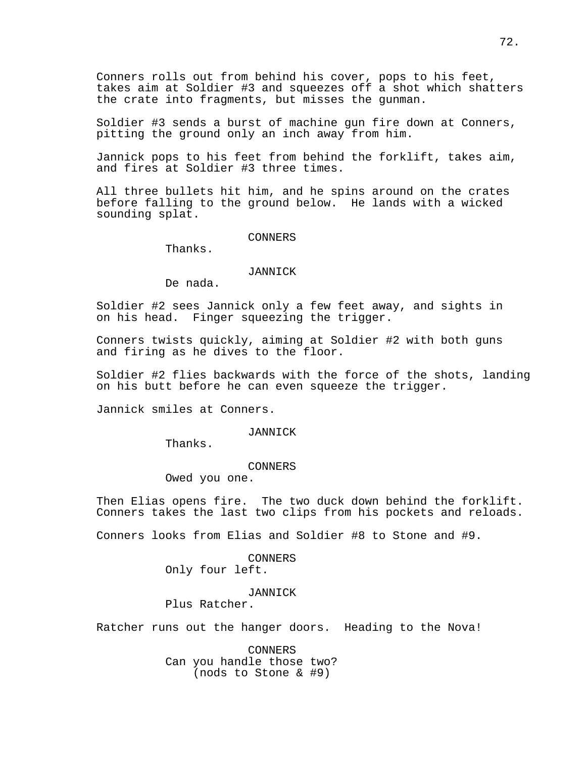Conners rolls out from behind his cover, pops to his feet, takes aim at Soldier #3 and squeezes off a shot which shatters the crate into fragments, but misses the gunman.

Soldier #3 sends a burst of machine gun fire down at Conners, pitting the ground only an inch away from him.

Jannick pops to his feet from behind the forklift, takes aim, and fires at Soldier #3 three times.

All three bullets hit him, and he spins around on the crates before falling to the ground below. He lands with a wicked sounding splat.

CONNERS
Thanks.

JANNICK
De nada.

Soldier #2 sees Jannick only a few feet away, and sights in on his head. Finger squeezing the trigger.

Conners twists quickly, aiming at Soldier #2 with both guns and firing as he dives to the floor.

Soldier #2 flies backwards with the force of the shots, landing on his butt before he can even squeeze the trigger.

Jannick smiles at Conners.

JANNICK
Thanks.

CONNERS
Owed you one.

Then Elias opens fire. The two duck down behind the forklift. Conners takes the last two clips from his pockets and reloads.

Conners looks from Elias and Soldier #8 to Stone and #9.

CONNERS
Only four left.

JANNICK
Plus Ratcher.

Ratcher runs out the hanger doors. Heading to the Nova!

CONNERS
Can you handle those two?
(nods to Stone & #9)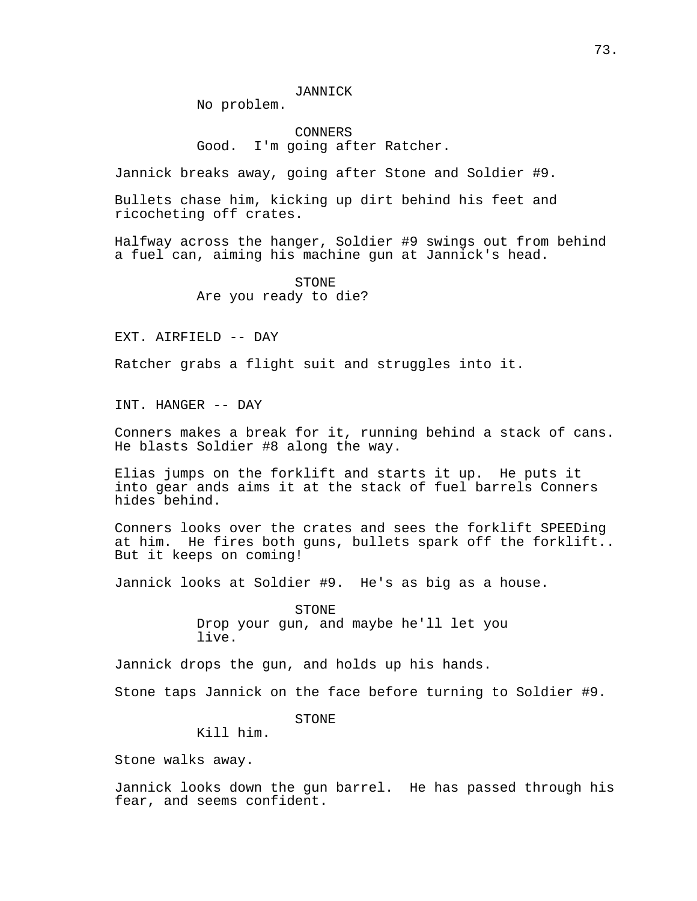JANNICK
No problem.

CONNERS
Good. I'm going after Ratcher.

Jannick breaks away, going after Stone and Soldier #9.

Bullets chase him, kicking up dirt behind his feet and ricocheting off crates.

Halfway across the hanger, Soldier #9 swings out from behind a fuel can, aiming his machine gun at Jannick's head.

STONE
Are you ready to die?

EXT. AIRFIELD -- DAY

Ratcher grabs a flight suit and struggles into it.

INT. HANGER -- DAY

Conners makes a break for it, running behind a stack of cans. He blasts Soldier #8 along the way.

Elias jumps on the forklift and starts it up. He puts it into gear ands aims it at the stack of fuel barrels Conners hides behind.

Conners looks over the crates and sees the forklift SPEEDing at him. He fires both guns, bullets spark off the forklift.. But it keeps on coming!

Jannick looks at Soldier #9. He's as big as a house.

STONE
Drop your gun, and maybe he'll let you live.

Jannick drops the gun, and holds up his hands.

Stone taps Jannick on the face before turning to Soldier #9.

STONE
Kill him.

Stone walks away.

Jannick looks down the gun barrel. He has passed through his fear, and seems confident.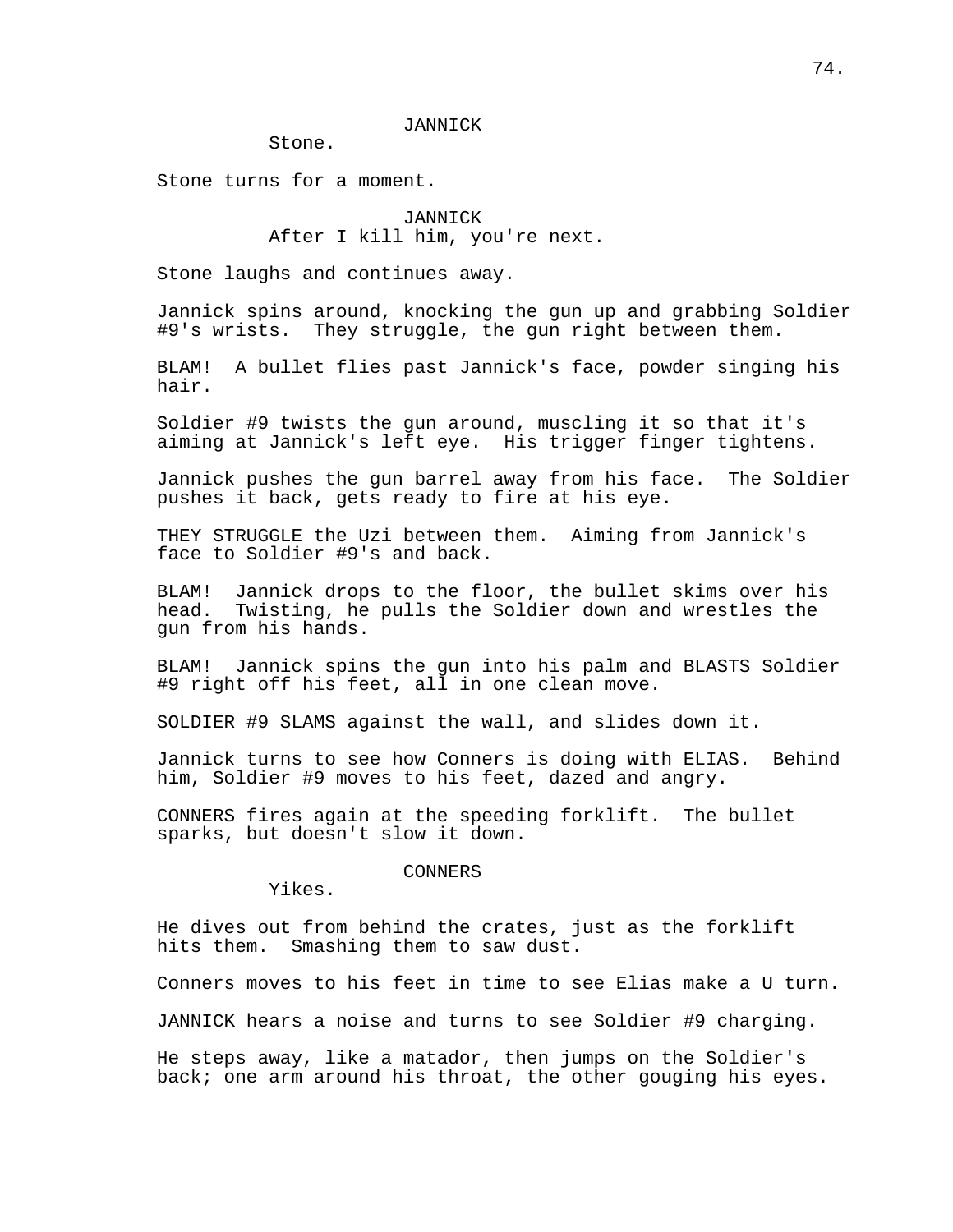JANNICK

Stone.

Stone turns for a moment.

JANNICK

After I kill him, you're next.

Stone laughs and continues away.

Jannick spins around, knocking the gun up and grabbing Soldier #9's wrists. They struggle, the gun right between them.

BLAM! A bullet flies past Jannick's face, powder singing his hair.

Soldier #9 twists the gun around, muscling it so that it's aiming at Jannick's left eye. His trigger finger tightens.

Jannick pushes the gun barrel away from his face. The Soldier pushes it back, gets ready to fire at his eye.

THEY STRUGGLE the Uzi between them. Aiming from Jannick's face to Soldier #9's and back.

BLAM! Jannick drops to the floor, the bullet skims over his head. Twisting, he pulls the Soldier down and wrestles the gun from his hands.

BLAM! Jannick spins the gun into his palm and BLASTS Soldier #9 right off his feet, all in one clean move.

SOLDIER #9 SLAMS against the wall, and slides down it.

Jannick turns to see how Conners is doing with ELIAS. Behind him, Soldier #9 moves to his feet, dazed and angry.

CONNERS fires again at the speeding forklift. The bullet sparks, but doesn't slow it down.

CONNERS

Yikes.

He dives out from behind the crates, just as the forklift hits them. Smashing them to saw dust.

Conners moves to his feet in time to see Elias make a U turn.

JANNICK hears a noise and turns to see Soldier #9 charging.

He steps away, like a matador, then jumps on the Soldier's back; one arm around his throat, the other gouging his eyes.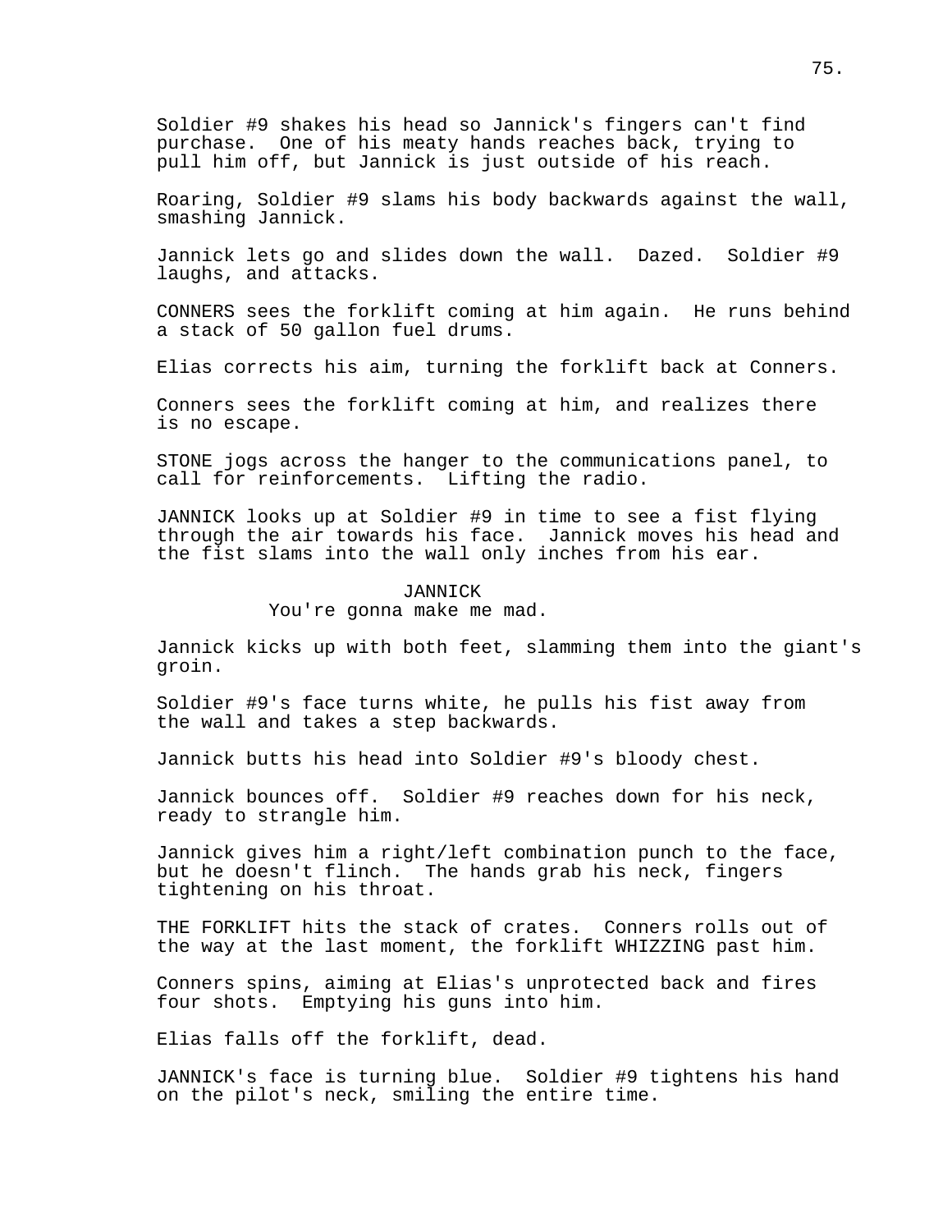Soldier #9 shakes his head so Jannick's fingers can't find purchase. One of his meaty hands reaches back, trying to pull him off, but Jannick is just outside of his reach.

Roaring, Soldier #9 slams his body backwards against the wall, smashing Jannick.

Jannick lets go and slides down the wall. Dazed. Soldier #9 laughs, and attacks.

CONNERS sees the forklift coming at him again. He runs behind a stack of 50 gallon fuel drums.

Elias corrects his aim, turning the forklift back at Conners.

Conners sees the forklift coming at him, and realizes there is no escape.

STONE jogs across the hanger to the communications panel, to call for reinforcements. Lifting the radio.

JANNICK looks up at Soldier #9 in time to see a fist flying through the air towards his face. Jannick moves his head and the fist slams into the wall only inches from his ear.

JANNICK
You're gonna make me mad.

Jannick kicks up with both feet, slamming them into the giant's groin.

Soldier #9's face turns white, he pulls his fist away from the wall and takes a step backwards.

Jannick butts his head into Soldier #9's bloody chest.

Jannick bounces off. Soldier #9 reaches down for his neck, ready to strangle him.

Jannick gives him a right/left combination punch to the face, but he doesn't flinch. The hands grab his neck, fingers tightening on his throat.

THE FORKLIFT hits the stack of crates. Conners rolls out of the way at the last moment, the forklift WHIZZING past him.

Conners spins, aiming at Elias's unprotected back and fires four shots. Emptying his guns into him.

Elias falls off the forklift, dead.

JANNICK's face is turning blue. Soldier #9 tightens his hand on the pilot's neck, smiling the entire time.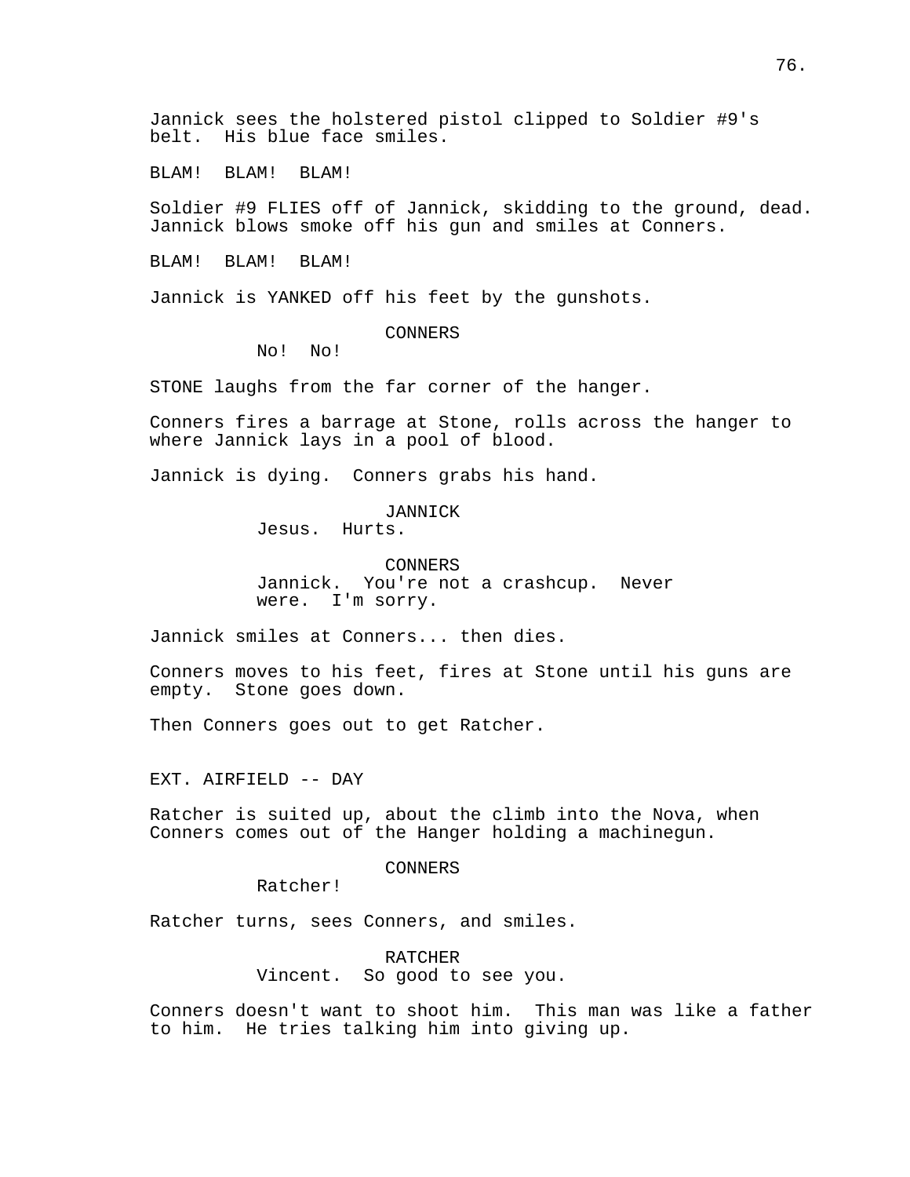Jannick sees the holstered pistol clipped to Soldier #9's belt. His blue face smiles.

BLAM! BLAM! BLAM!

Soldier #9 FLIES off of Jannick, skidding to the ground, dead. Jannick blows smoke off his gun and smiles at Conners.

BLAM! BLAM! BLAM!

Jannick is YANKED off his feet by the gunshots.

CONNERS
No! No!

STONE laughs from the far corner of the hanger.

Conners fires a barrage at Stone, rolls across the hanger to where Jannick lays in a pool of blood.

Jannick is dying. Conners grabs his hand.

JANNICK
Jesus. Hurts.

CONNERS
Jannick. You're not a crashcup. Never were. I'm sorry.

Jannick smiles at Conners... then dies.

Conners moves to his feet, fires at Stone until his guns are empty. Stone goes down.

Then Conners goes out to get Ratcher.

EXT. AIRFIELD -- DAY

Ratcher is suited up, about the climb into the Nova, when Conners comes out of the Hanger holding a machinegun.

CONNERS
Ratcher!

Ratcher turns, sees Conners, and smiles.

RATCHER
Vincent. So good to see you.

Conners doesn't want to shoot him. This man was like a father to him. He tries talking him into giving up.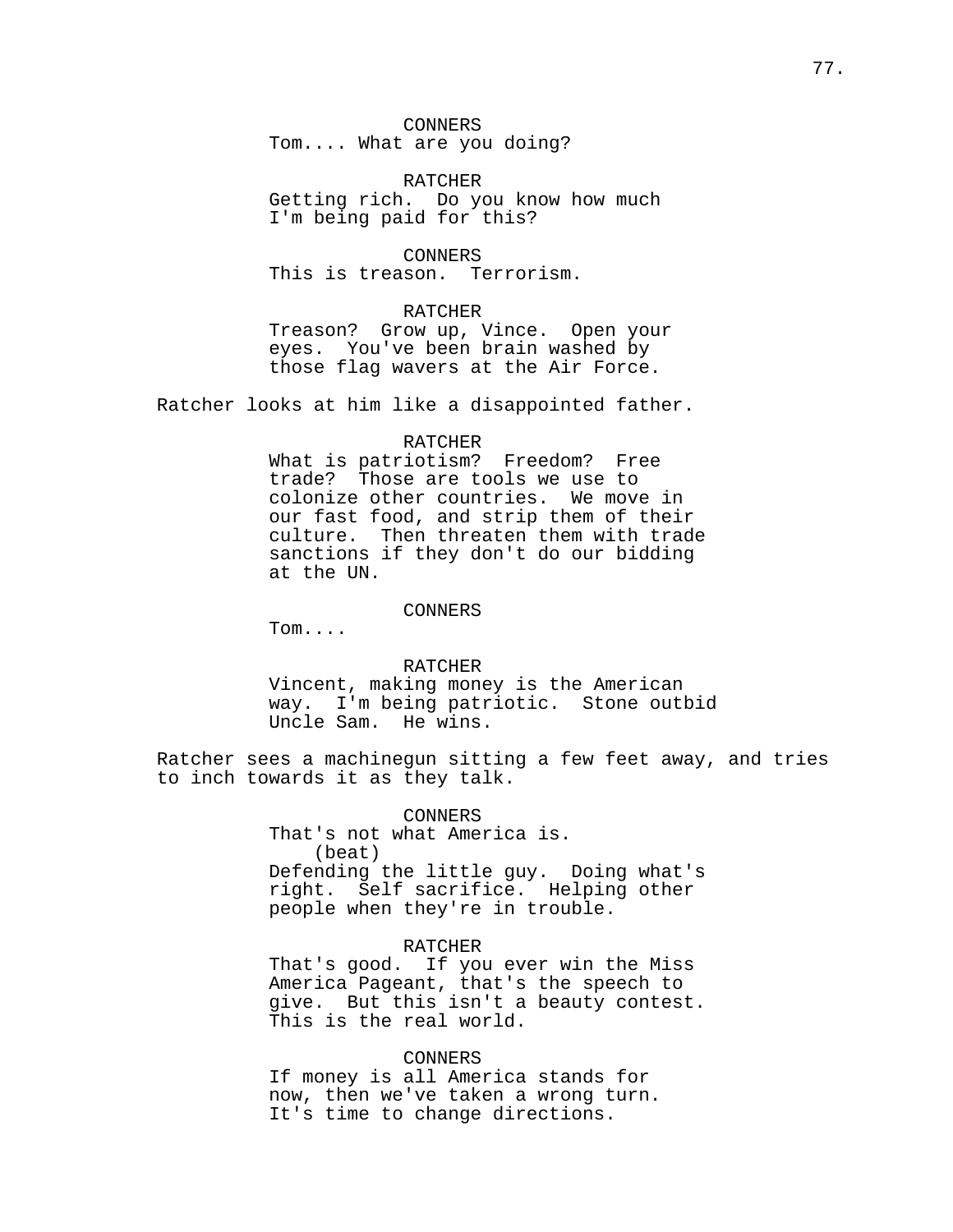CONNERS
Tom.... What are you doing?

RATCHER
Getting rich. Do you know how much I'm being paid for this?

CONNERS
This is treason. Terrorism.

RATCHER
Treason? Grow up, Vince. Open your eyes. You've been brain washed by those flag wavers at the Air Force.

Ratcher looks at him like a disappointed father.

RATCHER
What is patriotism? Freedom? Free trade? Those are tools we use to colonize other countries. We move in our fast food, and strip them of their culture. Then threaten them with trade sanctions if they don't do our bidding at the UN.

CONNERS
Tom....

RATCHER
Vincent, making money is the American way. I'm being patriotic. Stone outbid Uncle Sam. He wins.

Ratcher sees a machinegun sitting a few feet away, and tries to inch towards it as they talk.

CONNERS
That's not what America is.
(beat)
Defending the little guy. Doing what's right. Self sacrifice. Helping other people when they're in trouble.

RATCHER
That's good. If you ever win the Miss America Pageant, that's the speech to give. But this isn't a beauty contest. This is the real world.

CONNERS
If money is all America stands for now, then we've taken a wrong turn. It's time to change directions.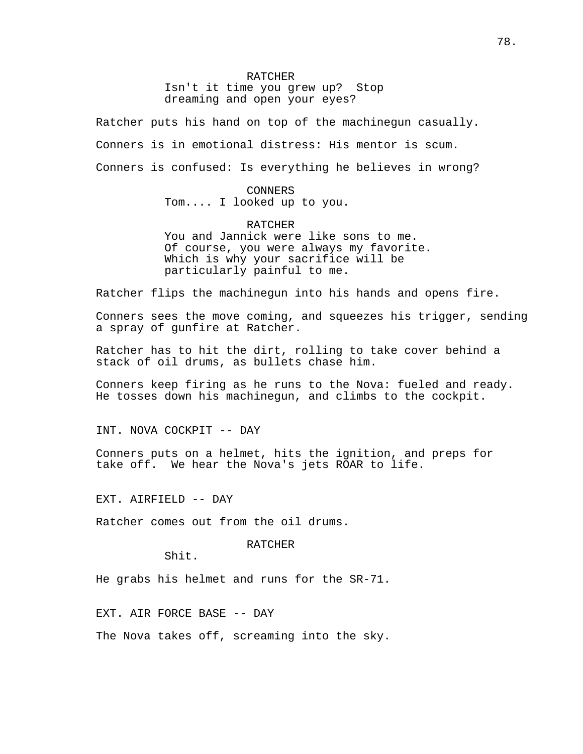RATCHER
Isn't it time you grew up? Stop dreaming and open your eyes?

Ratcher puts his hand on top of the machinegun casually.

Conners is in emotional distress: His mentor is scum.

Conners is confused: Is everything he believes in wrong?

CONNERS
Tom.... I looked up to you.

RATCHER
You and Jannick were like sons to me. Of course, you were always my favorite. Which is why your sacrifice will be particularly painful to me.

Ratcher flips the machinegun into his hands and opens fire.

Conners sees the move coming, and squeezes his trigger, sending a spray of gunfire at Ratcher.

Ratcher has to hit the dirt, rolling to take cover behind a stack of oil drums, as bullets chase him.

Conners keep firing as he runs to the Nova: fueled and ready. He tosses down his machinegun, and climbs to the cockpit.

INT. NOVA COCKPIT -- DAY

Conners puts on a helmet, hits the ignition, and preps for take off. We hear the Nova's jets ROAR to life.

EXT. AIRFIELD -- DAY

Ratcher comes out from the oil drums.

RATCHER
Shit.

He grabs his helmet and runs for the SR-71.

EXT. AIR FORCE BASE -- DAY

The Nova takes off, screaming into the sky.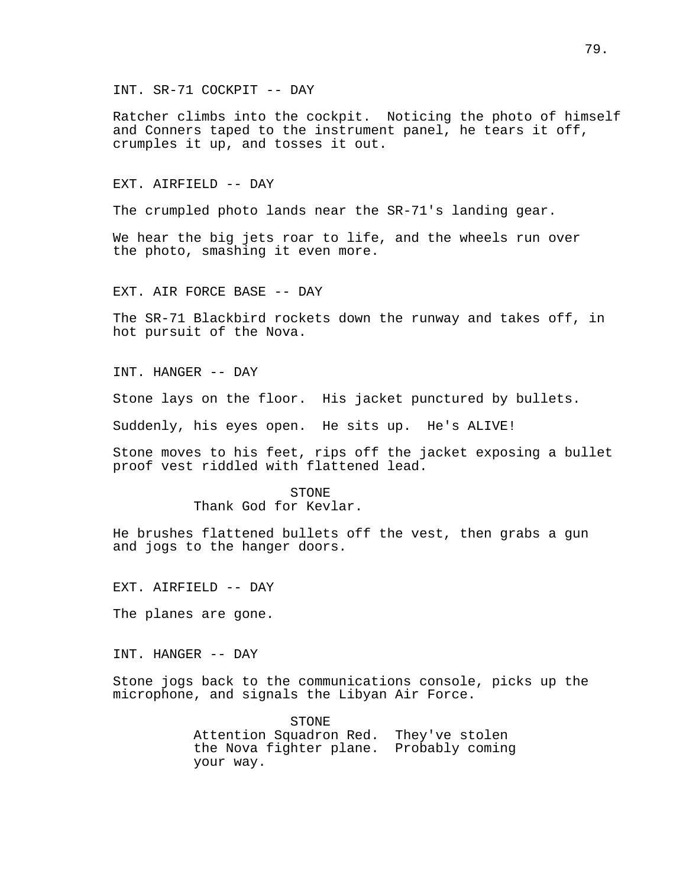INT. SR-71 COCKPIT -- DAY

Ratcher climbs into the cockpit. Noticing the photo of himself and Conners taped to the instrument panel, he tears it off, crumples it up, and tosses it out.

EXT. AIRFIELD -- DAY

The crumpled photo lands near the SR-71's landing gear.

We hear the big jets roar to life, and the wheels run over the photo, smashing it even more.

EXT. AIR FORCE BASE -- DAY

The SR-71 Blackbird rockets down the runway and takes off, in hot pursuit of the Nova.

INT. HANGER -- DAY

Stone lays on the floor. His jacket punctured by bullets.

Suddenly, his eyes open. He sits up. He's ALIVE!

Stone moves to his feet, rips off the jacket exposing a bullet proof vest riddled with flattened lead.

STONE
Thank God for Kevlar.

He brushes flattened bullets off the vest, then grabs a gun and jogs to the hanger doors.

EXT. AIRFIELD -- DAY

The planes are gone.

INT. HANGER -- DAY

Stone jogs back to the communications console, picks up the microphone, and signals the Libyan Air Force.

STONE
Attention Squadron Red. They've stolen the Nova fighter plane. Probably coming your way.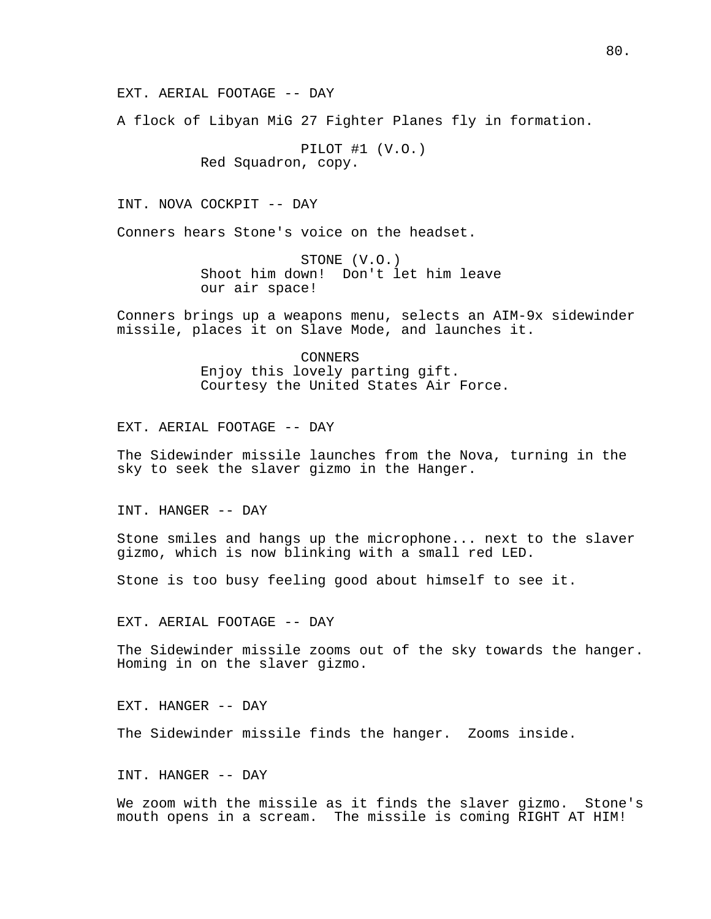EXT. AERIAL FOOTAGE -- DAY

A flock of Libyan MiG 27 Fighter Planes fly in formation.

PILOT #1 (V.O.)
Red Squadron, copy.

INT. NOVA COCKPIT -- DAY

Conners hears Stone's voice on the headset.

STONE (V.O.)
Shoot him down! Don't let him leave our air space!

Conners brings up a weapons menu, selects an AIM-9x sidewinder missile, places it on Slave Mode, and launches it.

CONNERS
Enjoy this lovely parting gift. Courtesy the United States Air Force.

EXT. AERIAL FOOTAGE -- DAY

The Sidewinder missile launches from the Nova, turning in the sky to seek the slaver gizmo in the Hanger.

INT. HANGER -- DAY

Stone smiles and hangs up the microphone... next to the slaver gizmo, which is now blinking with a small red LED.

Stone is too busy feeling good about himself to see it.

EXT. AERIAL FOOTAGE -- DAY

The Sidewinder missile zooms out of the sky towards the hanger. Homing in on the slaver gizmo.

EXT. HANGER -- DAY

The Sidewinder missile finds the hanger. Zooms inside.

INT. HANGER -- DAY

We zoom with the missile as it finds the slaver gizmo. Stone's mouth opens in a scream. The missile is coming RIGHT AT HIM!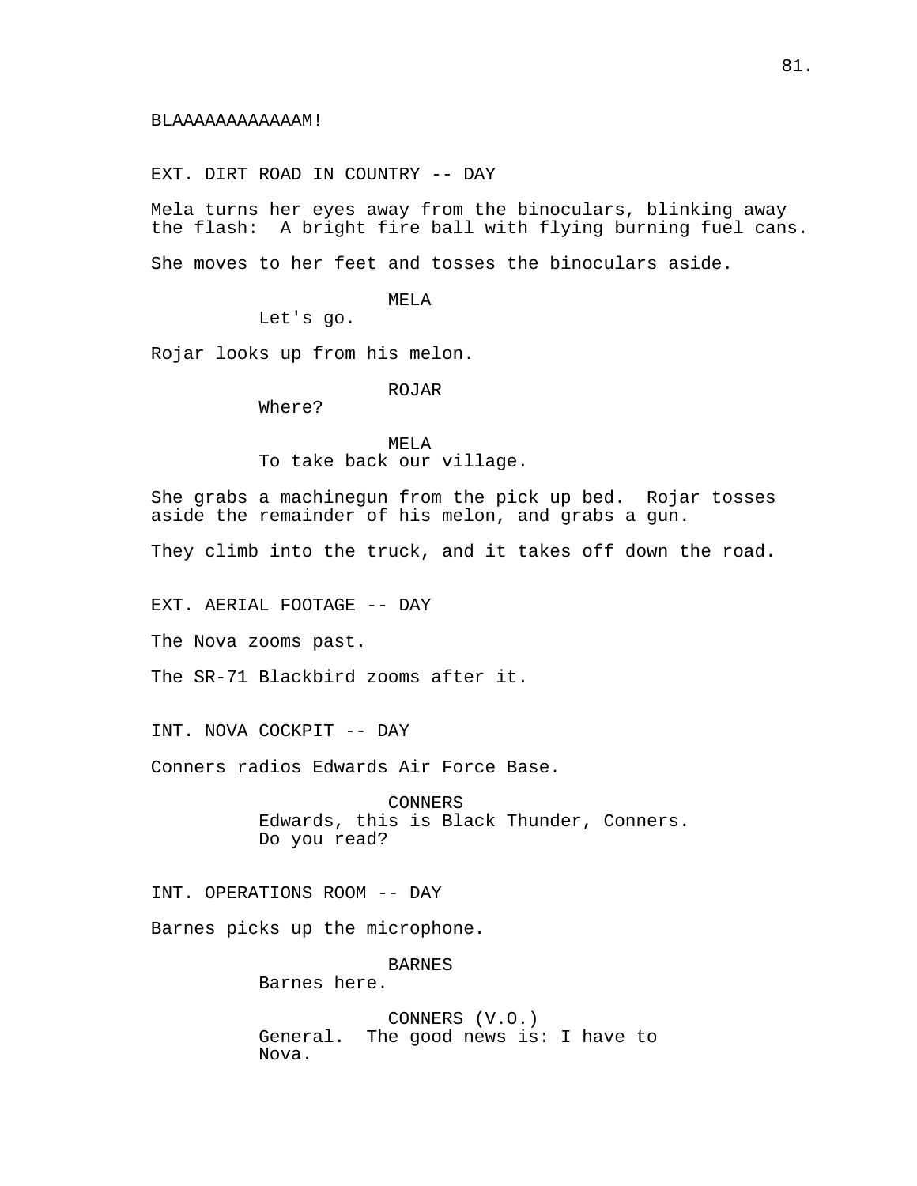BLAAAAAAAAAAAAM!

EXT. DIRT ROAD IN COUNTRY -- DAY

Mela turns her eyes away from the binoculars, blinking away the flash:  A bright fire ball with flying burning fuel cans.

She moves to her feet and tosses the binoculars aside.

MELA
Let's go.

Rojar looks up from his melon.

ROJAR
Where?

MELA
To take back our village.

She grabs a machinegun from the pick up bed.  Rojar tosses aside the remainder of his melon, and grabs a gun.

They climb into the truck, and it takes off down the road.

EXT. AERIAL FOOTAGE -- DAY

The Nova zooms past.

The SR-71 Blackbird zooms after it.

INT. NOVA COCKPIT -- DAY

Conners radios Edwards Air Force Base.

CONNERS
Edwards, this is Black Thunder, Conners.
Do you read?

INT. OPERATIONS ROOM -- DAY

Barnes picks up the microphone.

BARNES
Barnes here.

CONNERS (V.O.)
General.  The good news is: I have to
Nova.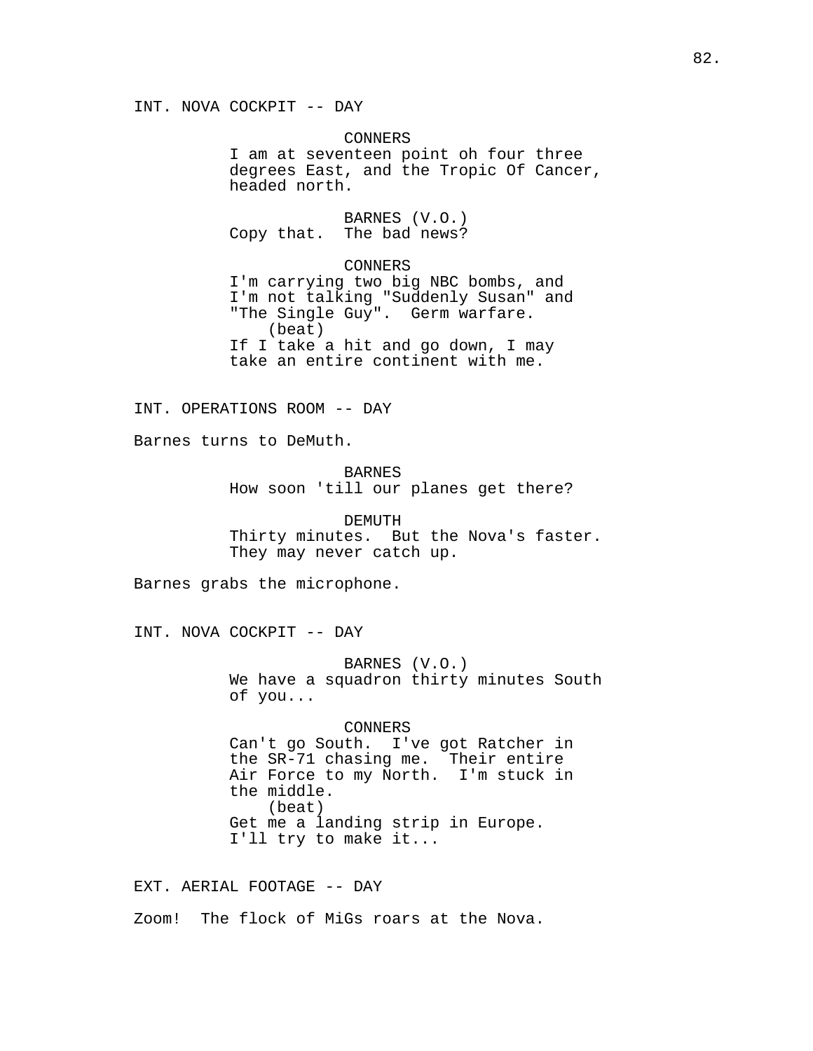INT. NOVA COCKPIT -- DAY

CONNERS
I am at seventeen point oh four three degrees East, and the Tropic Of Cancer, headed north.

BARNES (V.O.)
Copy that. The bad news?

CONNERS
I'm carrying two big NBC bombs, and I'm not talking "Suddenly Susan" and "The Single Guy". Germ warfare.
(beat)
If I take a hit and go down, I may take an entire continent with me.

INT. OPERATIONS ROOM -- DAY

Barnes turns to DeMuth.

BARNES
How soon 'till our planes get there?

DEMUTH
Thirty minutes. But the Nova's faster. They may never catch up.

Barnes grabs the microphone.

INT. NOVA COCKPIT -- DAY

BARNES (V.O.)
We have a squadron thirty minutes South of you...

CONNERS
Can't go South. I've got Ratcher in the SR-71 chasing me. Their entire Air Force to my North. I'm stuck in the middle.
(beat)
Get me a landing strip in Europe. I'll try to make it...

EXT. AERIAL FOOTAGE -- DAY

Zoom! The flock of MiGs roars at the Nova.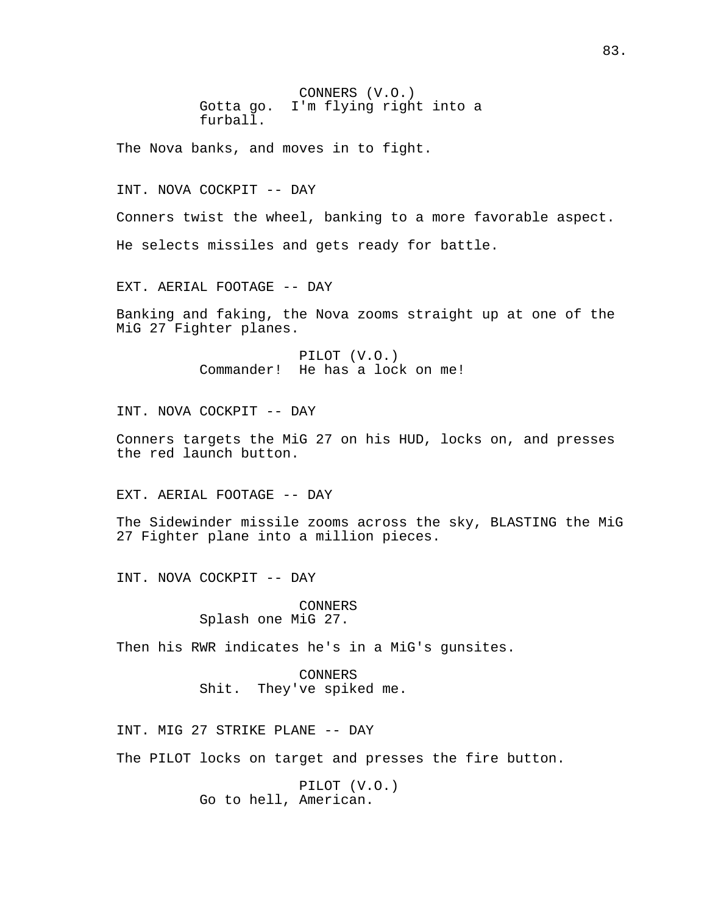CONNERS (V.O.)
Gotta go. I'm flying right into a furball.

The Nova banks, and moves in to fight.

INT. NOVA COCKPIT -- DAY

Conners twist the wheel, banking to a more favorable aspect.

He selects missiles and gets ready for battle.

EXT. AERIAL FOOTAGE -- DAY

Banking and faking, the Nova zooms straight up at one of the MiG 27 Fighter planes.

PILOT (V.O.)
Commander! He has a lock on me!

INT. NOVA COCKPIT -- DAY

Conners targets the MiG 27 on his HUD, locks on, and presses the red launch button.

EXT. AERIAL FOOTAGE -- DAY

The Sidewinder missile zooms across the sky, BLASTING the MiG 27 Fighter plane into a million pieces.

INT. NOVA COCKPIT -- DAY

CONNERS
Splash one MiG 27.

Then his RWR indicates he's in a MiG's gunsites.

CONNERS
Shit. They've spiked me.

INT. MIG 27 STRIKE PLANE -- DAY

The PILOT locks on target and presses the fire button.

PILOT (V.O.)
Go to hell, American.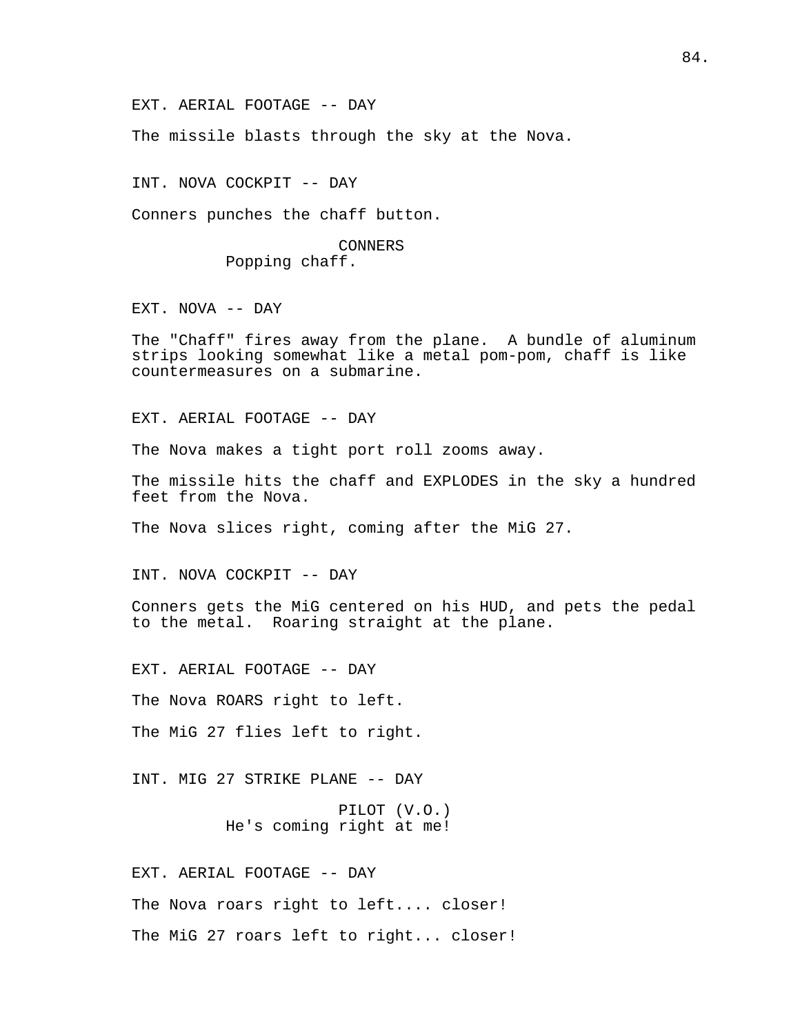EXT. AERIAL FOOTAGE -- DAY

The missile blasts through the sky at the Nova.

INT. NOVA COCKPIT -- DAY

Conners punches the chaff button.

CONNERS
Popping chaff.

EXT. NOVA -- DAY

The "Chaff" fires away from the plane. A bundle of aluminum strips looking somewhat like a metal pom-pom, chaff is like countermeasures on a submarine.

EXT. AERIAL FOOTAGE -- DAY

The Nova makes a tight port roll zooms away.

The missile hits the chaff and EXPLODES in the sky a hundred feet from the Nova.

The Nova slices right, coming after the MiG 27.

INT. NOVA COCKPIT -- DAY

Conners gets the MiG centered on his HUD, and pets the pedal to the metal. Roaring straight at the plane.

EXT. AERIAL FOOTAGE -- DAY

The Nova ROARS right to left.

The MiG 27 flies left to right.

INT. MIG 27 STRIKE PLANE -- DAY

PILOT (V.O.)
He's coming right at me!

EXT. AERIAL FOOTAGE -- DAY

The Nova roars right to left.... closer!

The MiG 27 roars left to right... closer!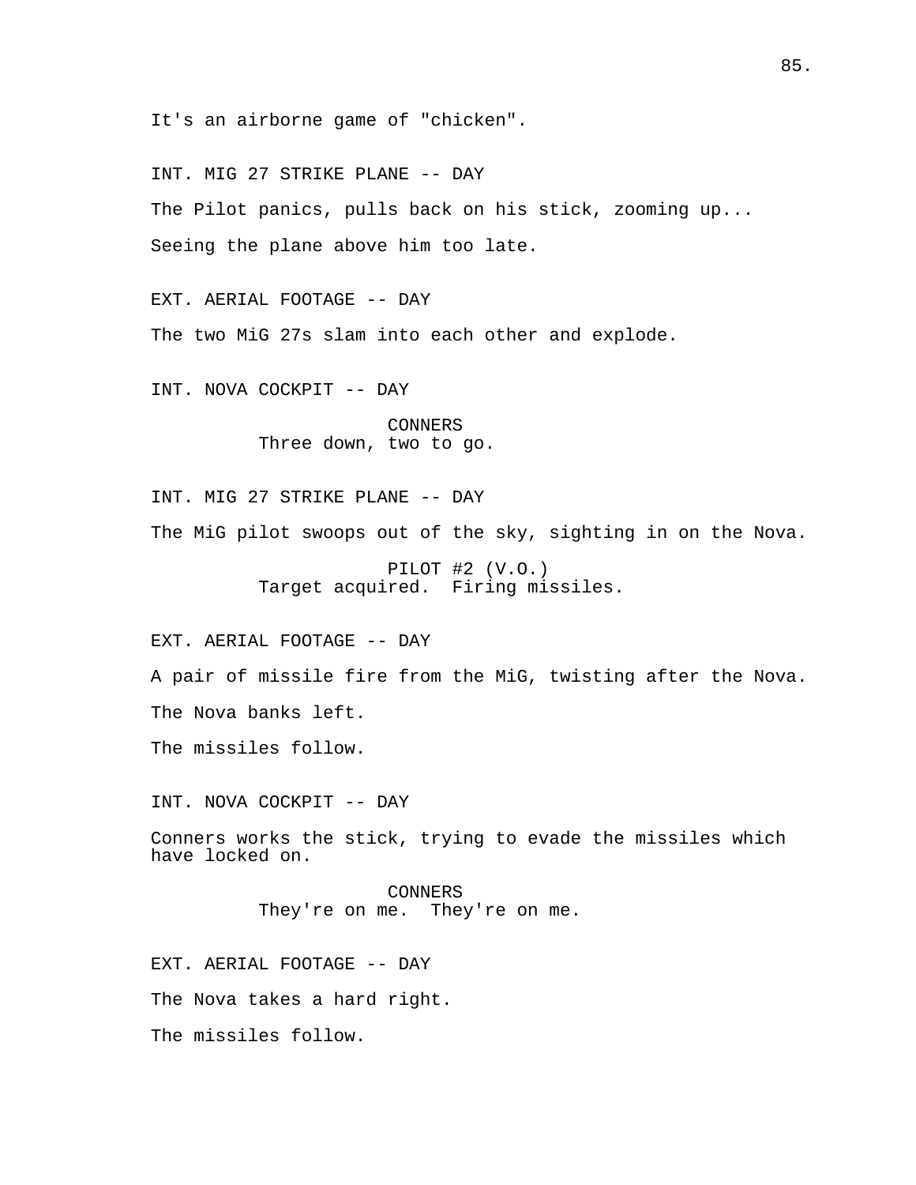It's an airborne game of "chicken".

INT. MIG 27 STRIKE PLANE -- DAY

The Pilot panics, pulls back on his stick, zooming up...

Seeing the plane above him too late.

EXT. AERIAL FOOTAGE -- DAY

The two MiG 27s slam into each other and explode.

INT. NOVA COCKPIT -- DAY

CONNERS
Three down, two to go.

INT. MIG 27 STRIKE PLANE -- DAY

The MiG pilot swoops out of the sky, sighting in on the Nova.

PILOT #2 (V.O.)
Target acquired.  Firing missiles.

EXT. AERIAL FOOTAGE -- DAY

A pair of missile fire from the MiG, twisting after the Nova.

The Nova banks left.

The missiles follow.

INT. NOVA COCKPIT -- DAY

Conners works the stick, trying to evade the missiles which have locked on.

CONNERS
They're on me.  They're on me.

EXT. AERIAL FOOTAGE -- DAY

The Nova takes a hard right.

The missiles follow.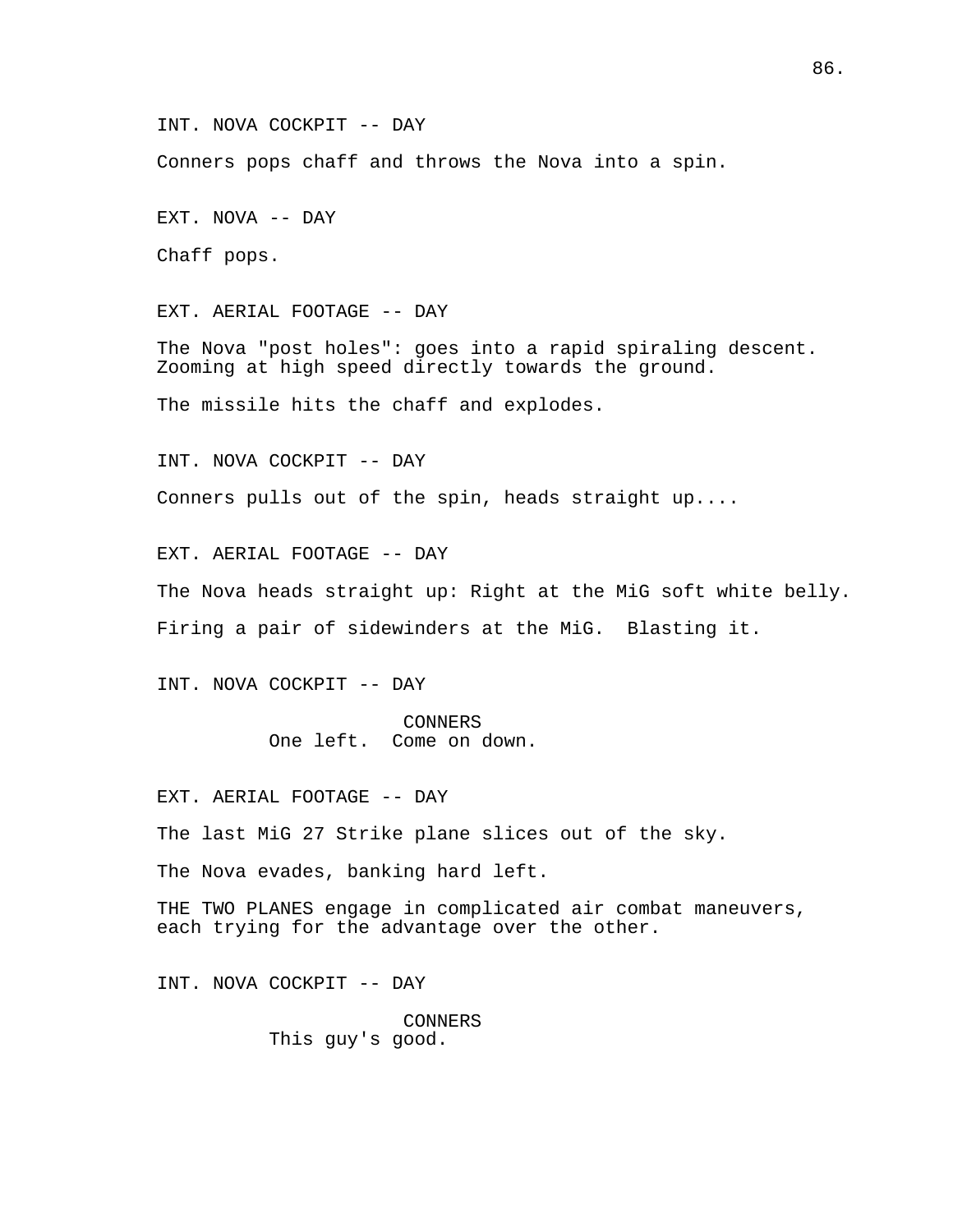INT. NOVA COCKPIT -- DAY

Conners pops chaff and throws the Nova into a spin.

EXT. NOVA -- DAY

Chaff pops.

EXT. AERIAL FOOTAGE -- DAY

The Nova "post holes": goes into a rapid spiraling descent. Zooming at high speed directly towards the ground.

The missile hits the chaff and explodes.

INT. NOVA COCKPIT -- DAY

Conners pulls out of the spin, heads straight up....

EXT. AERIAL FOOTAGE -- DAY

The Nova heads straight up: Right at the MiG soft white belly.

Firing a pair of sidewinders at the MiG.  Blasting it.

INT. NOVA COCKPIT -- DAY

CONNERS
One left.  Come on down.

EXT. AERIAL FOOTAGE -- DAY

The last MiG 27 Strike plane slices out of the sky.

The Nova evades, banking hard left.

THE TWO PLANES engage in complicated air combat maneuvers, each trying for the advantage over the other.

INT. NOVA COCKPIT -- DAY

CONNERS
This guy's good.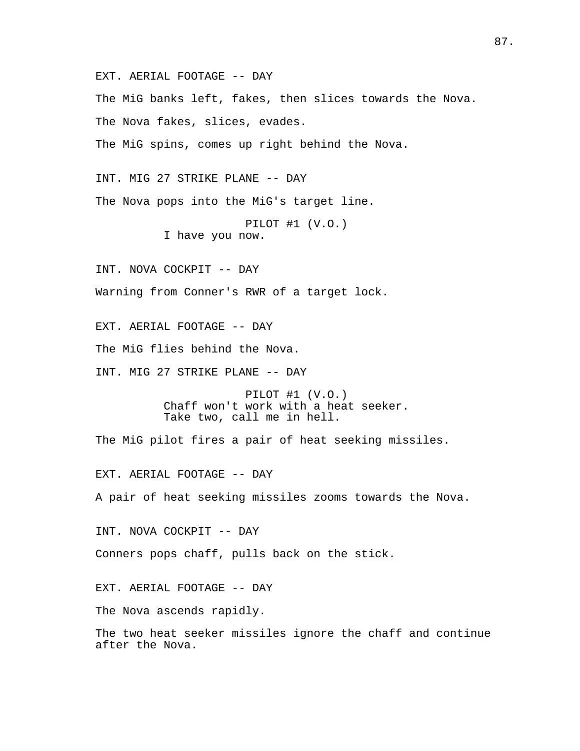EXT. AERIAL FOOTAGE -- DAY

The MiG banks left, fakes, then slices towards the Nova.

The Nova fakes, slices, evades.

The MiG spins, comes up right behind the Nova.

INT. MIG 27 STRIKE PLANE -- DAY

The Nova pops into the MiG's target line.

PILOT #1 (V.O.)
I have you now.

INT. NOVA COCKPIT -- DAY

Warning from Conner's RWR of a target lock.

EXT. AERIAL FOOTAGE -- DAY

The MiG flies behind the Nova.

INT. MIG 27 STRIKE PLANE -- DAY

PILOT #1 (V.O.)
Chaff won't work with a heat seeker.
Take two, call me in hell.

The MiG pilot fires a pair of heat seeking missiles.

EXT. AERIAL FOOTAGE -- DAY

A pair of heat seeking missiles zooms towards the Nova.

INT. NOVA COCKPIT -- DAY

Conners pops chaff, pulls back on the stick.

EXT. AERIAL FOOTAGE -- DAY

The Nova ascends rapidly.

The two heat seeker missiles ignore the chaff and continue after the Nova.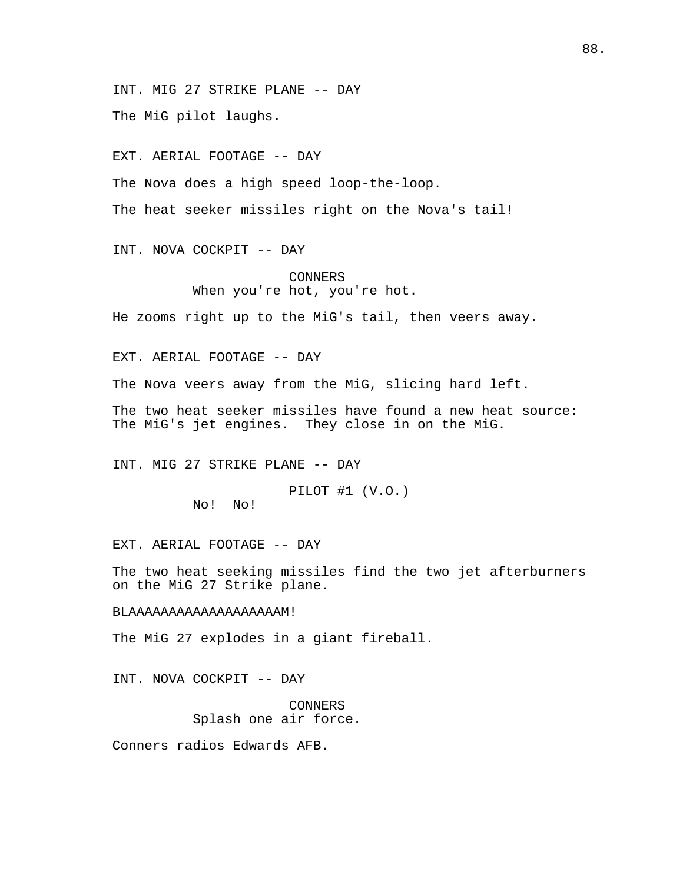INT. MIG 27 STRIKE PLANE -- DAY

The MiG pilot laughs.

EXT. AERIAL FOOTAGE -- DAY

The Nova does a high speed loop-the-loop.

The heat seeker missiles right on the Nova's tail!

INT. NOVA COCKPIT -- DAY

CONNERS
When you're hot, you're hot.

He zooms right up to the MiG's tail, then veers away.

EXT. AERIAL FOOTAGE -- DAY

The Nova veers away from the MiG, slicing hard left.

The two heat seeker missiles have found a new heat source: The MiG's jet engines. They close in on the MiG.

INT. MIG 27 STRIKE PLANE -- DAY

PILOT #1 (V.O.)
No! No!

EXT. AERIAL FOOTAGE -- DAY

The two heat seeking missiles find the two jet afterburners on the MiG 27 Strike plane.

BLAAAAAAAAAAAAAAAAAAAM!

The MiG 27 explodes in a giant fireball.

INT. NOVA COCKPIT -- DAY

CONNERS
Splash one air force.

Conners radios Edwards AFB.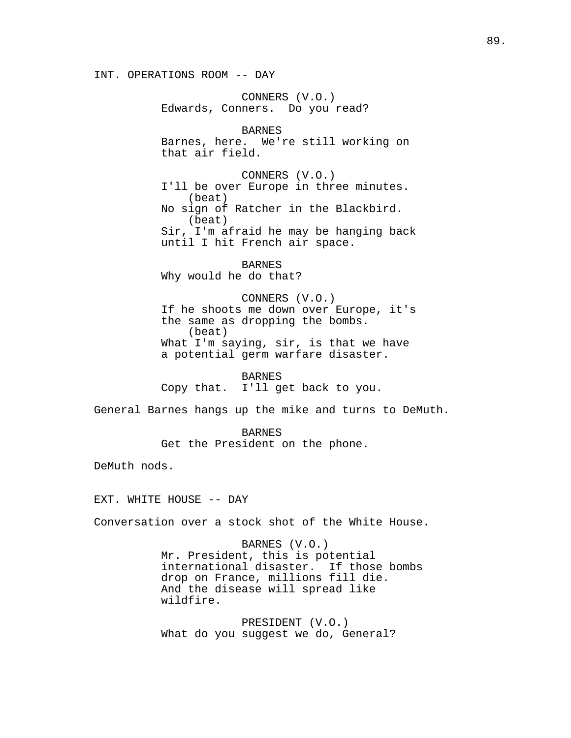INT. OPERATIONS ROOM -- DAY

CONNERS (V.O.)
Edwards, Conners. Do you read?

BARNES
Barnes, here. We're still working on that air field.

CONNERS (V.O.)
I'll be over Europe in three minutes.
(beat)
No sign of Ratcher in the Blackbird.
(beat)
Sir, I'm afraid he may be hanging back until I hit French air space.

BARNES
Why would he do that?

CONNERS (V.O.)
If he shoots me down over Europe, it's the same as dropping the bombs.
(beat)
What I'm saying, sir, is that we have a potential germ warfare disaster.

BARNES
Copy that. I'll get back to you.

General Barnes hangs up the mike and turns to DeMuth.

BARNES
Get the President on the phone.

DeMuth nods.

EXT. WHITE HOUSE -- DAY

Conversation over a stock shot of the White House.

BARNES (V.O.)
Mr. President, this is potential international disaster. If those bombs drop on France, millions fill die. And the disease will spread like wildfire.

PRESIDENT (V.O.)
What do you suggest we do, General?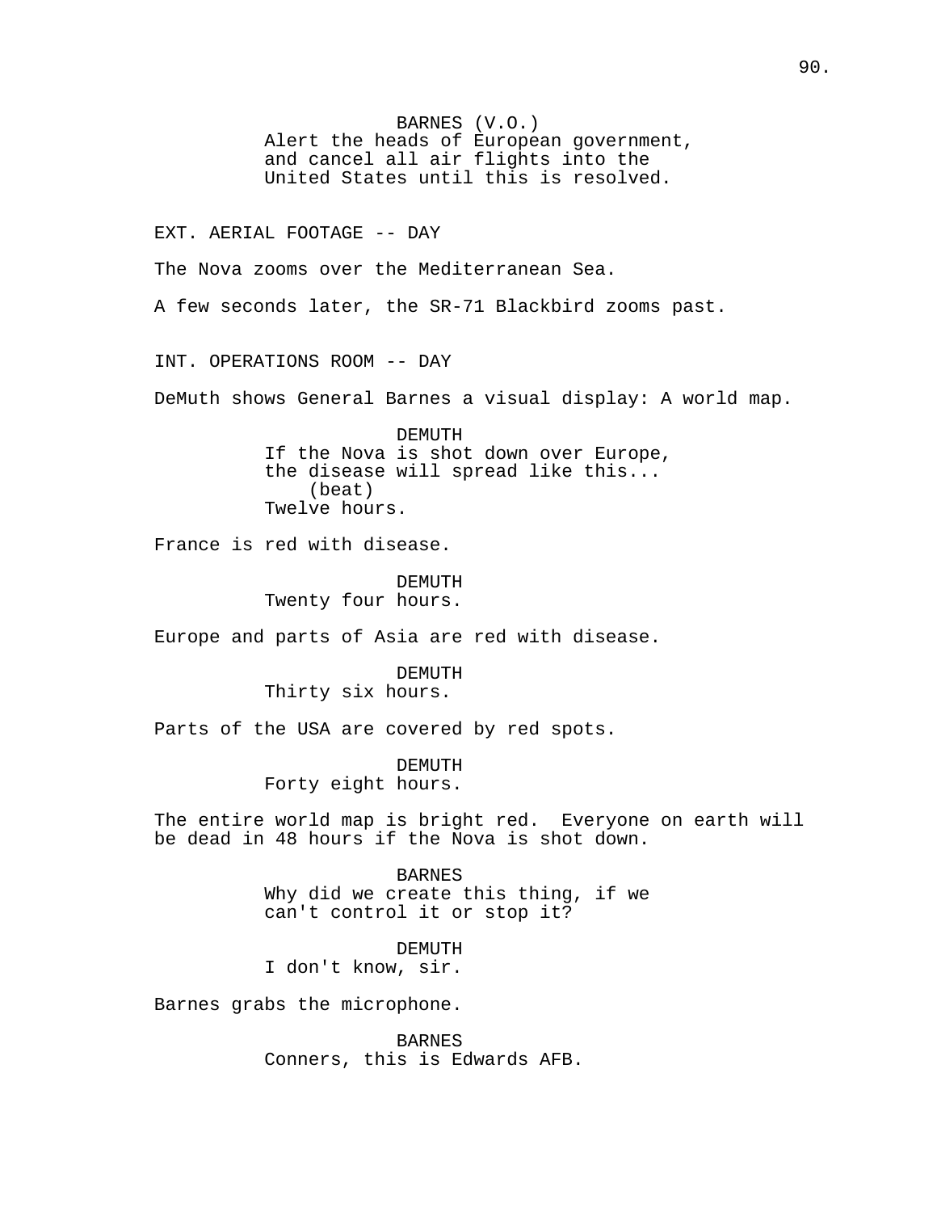BARNES (V.O.)
Alert the heads of European government, and cancel all air flights into the United States until this is resolved.

EXT. AERIAL FOOTAGE -- DAY

The Nova zooms over the Mediterranean Sea.

A few seconds later, the SR-71 Blackbird zooms past.

INT. OPERATIONS ROOM -- DAY

DeMuth shows General Barnes a visual display: A world map.

DEMUTH
If the Nova is shot down over Europe, the disease will spread like this...
(beat)
Twelve hours.

France is red with disease.

DEMUTH
Twenty four hours.

Europe and parts of Asia are red with disease.

DEMUTH
Thirty six hours.

Parts of the USA are covered by red spots.

DEMUTH
Forty eight hours.

The entire world map is bright red. Everyone on earth will be dead in 48 hours if the Nova is shot down.

BARNES
Why did we create this thing, if we can't control it or stop it?

DEMUTH
I don't know, sir.

Barnes grabs the microphone.

BARNES
Conners, this is Edwards AFB.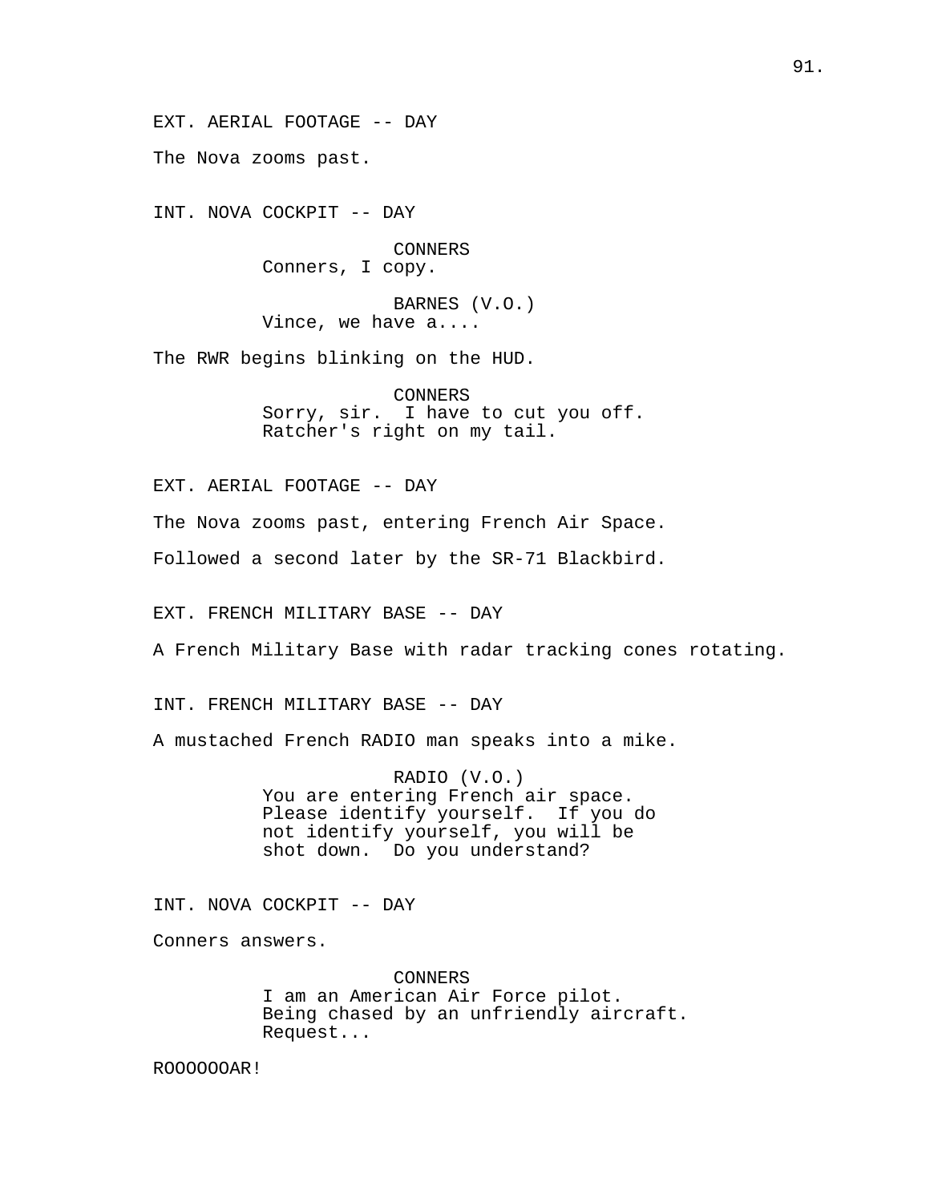EXT. AERIAL FOOTAGE -- DAY

The Nova zooms past.

INT. NOVA COCKPIT -- DAY

CONNERS
Conners, I copy.

BARNES (V.O.)
Vince, we have a....

The RWR begins blinking on the HUD.

CONNERS
Sorry, sir. I have to cut you off.
Ratcher's right on my tail.

EXT. AERIAL FOOTAGE -- DAY

The Nova zooms past, entering French Air Space.

Followed a second later by the SR-71 Blackbird.

EXT. FRENCH MILITARY BASE -- DAY

A French Military Base with radar tracking cones rotating.

INT. FRENCH MILITARY BASE -- DAY

A mustached French RADIO man speaks into a mike.

RADIO (V.O.)
You are entering French air space.
Please identify yourself. If you do
not identify yourself, you will be
shot down. Do you understand?

INT. NOVA COCKPIT -- DAY

Conners answers.

CONNERS
I am an American Air Force pilot.
Being chased by an unfriendly aircraft.
Request...

ROOOOOOAR!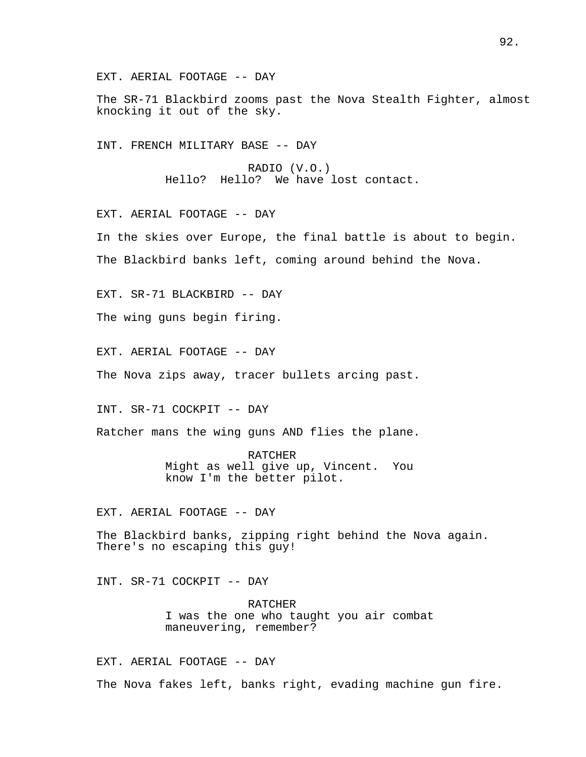EXT. AERIAL FOOTAGE -- DAY

The SR-71 Blackbird zooms past the Nova Stealth Fighter, almost knocking it out of the sky.

INT. FRENCH MILITARY BASE -- DAY

RADIO (V.O.)
Hello? Hello? We have lost contact.

EXT. AERIAL FOOTAGE -- DAY

In the skies over Europe, the final battle is about to begin.

The Blackbird banks left, coming around behind the Nova.

EXT. SR-71 BLACKBIRD -- DAY

The wing guns begin firing.

EXT. AERIAL FOOTAGE -- DAY

The Nova zips away, tracer bullets arcing past.

INT. SR-71 COCKPIT -- DAY

Ratcher mans the wing guns AND flies the plane.

RATCHER
Might as well give up, Vincent. You know I'm the better pilot.

EXT. AERIAL FOOTAGE -- DAY

The Blackbird banks, zipping right behind the Nova again. There's no escaping this guy!

INT. SR-71 COCKPIT -- DAY

RATCHER
I was the one who taught you air combat maneuvering, remember?

EXT. AERIAL FOOTAGE -- DAY

The Nova fakes left, banks right, evading machine gun fire.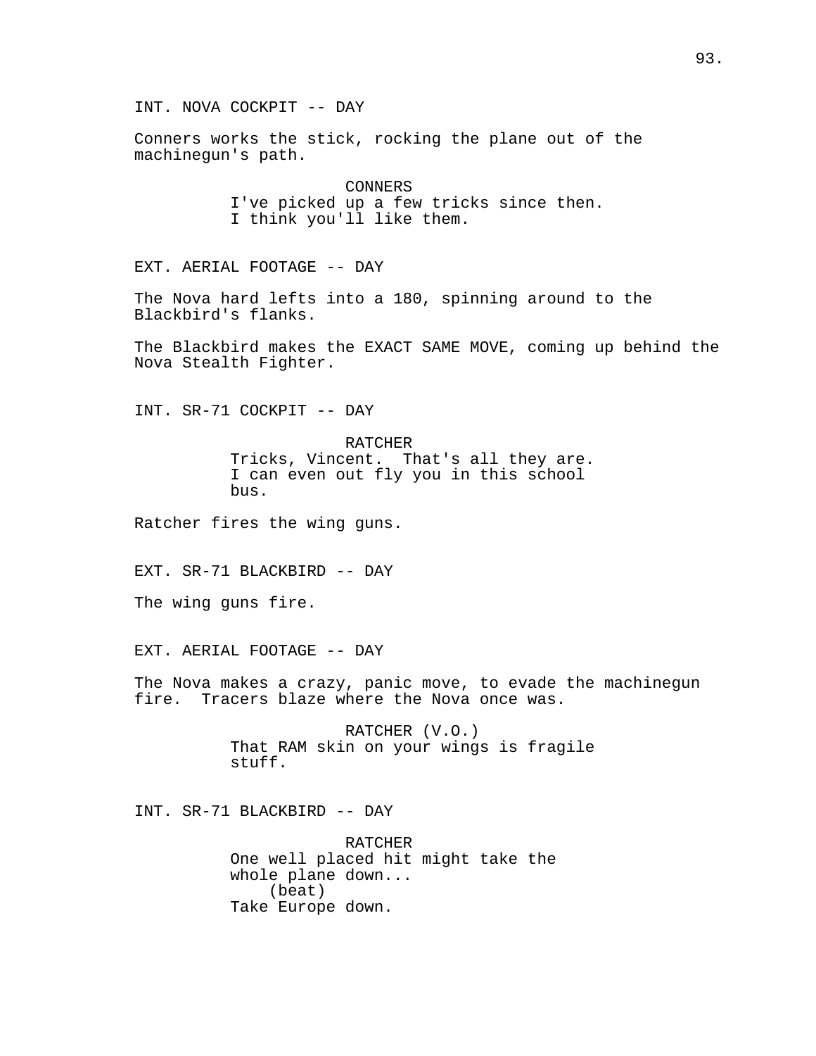INT. NOVA COCKPIT -- DAY

Conners works the stick, rocking the plane out of the machinegun's path.

CONNERS
I've picked up a few tricks since then. I think you'll like them.

EXT. AERIAL FOOTAGE -- DAY

The Nova hard lefts into a 180, spinning around to the Blackbird's flanks.

The Blackbird makes the EXACT SAME MOVE, coming up behind the Nova Stealth Fighter.

INT. SR-71 COCKPIT -- DAY

RATCHER
Tricks, Vincent. That's all they are. I can even out fly you in this school bus.

Ratcher fires the wing guns.

EXT. SR-71 BLACKBIRD -- DAY

The wing guns fire.

EXT. AERIAL FOOTAGE -- DAY

The Nova makes a crazy, panic move, to evade the machinegun fire. Tracers blaze where the Nova once was.

RATCHER (V.O.)
That RAM skin on your wings is fragile stuff.

INT. SR-71 BLACKBIRD -- DAY

RATCHER
One well placed hit might take the whole plane down...
(beat)
Take Europe down.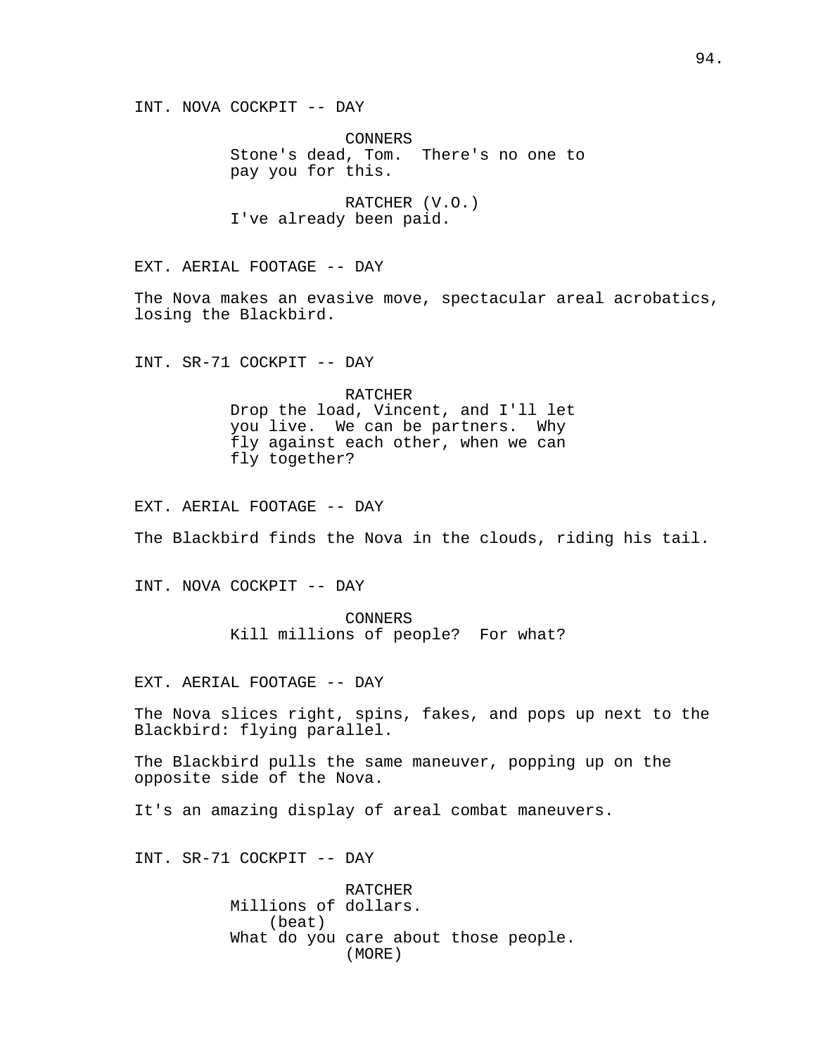INT. NOVA COCKPIT -- DAY

CONNERS
Stone's dead, Tom. There's no one to pay you for this.

RATCHER (V.O.)
I've already been paid.

EXT. AERIAL FOOTAGE -- DAY

The Nova makes an evasive move, spectacular areal acrobatics, losing the Blackbird.

INT. SR-71 COCKPIT -- DAY

RATCHER
Drop the load, Vincent, and I'll let you live. We can be partners. Why fly against each other, when we can fly together?

EXT. AERIAL FOOTAGE -- DAY

The Blackbird finds the Nova in the clouds, riding his tail.

INT. NOVA COCKPIT -- DAY

CONNERS
Kill millions of people? For what?

EXT. AERIAL FOOTAGE -- DAY

The Nova slices right, spins, fakes, and pops up next to the Blackbird: flying parallel.

The Blackbird pulls the same maneuver, popping up on the opposite side of the Nova.

It's an amazing display of areal combat maneuvers.

INT. SR-71 COCKPIT -- DAY

RATCHER
Millions of dollars.
(beat)
What do you care about those people.
(MORE)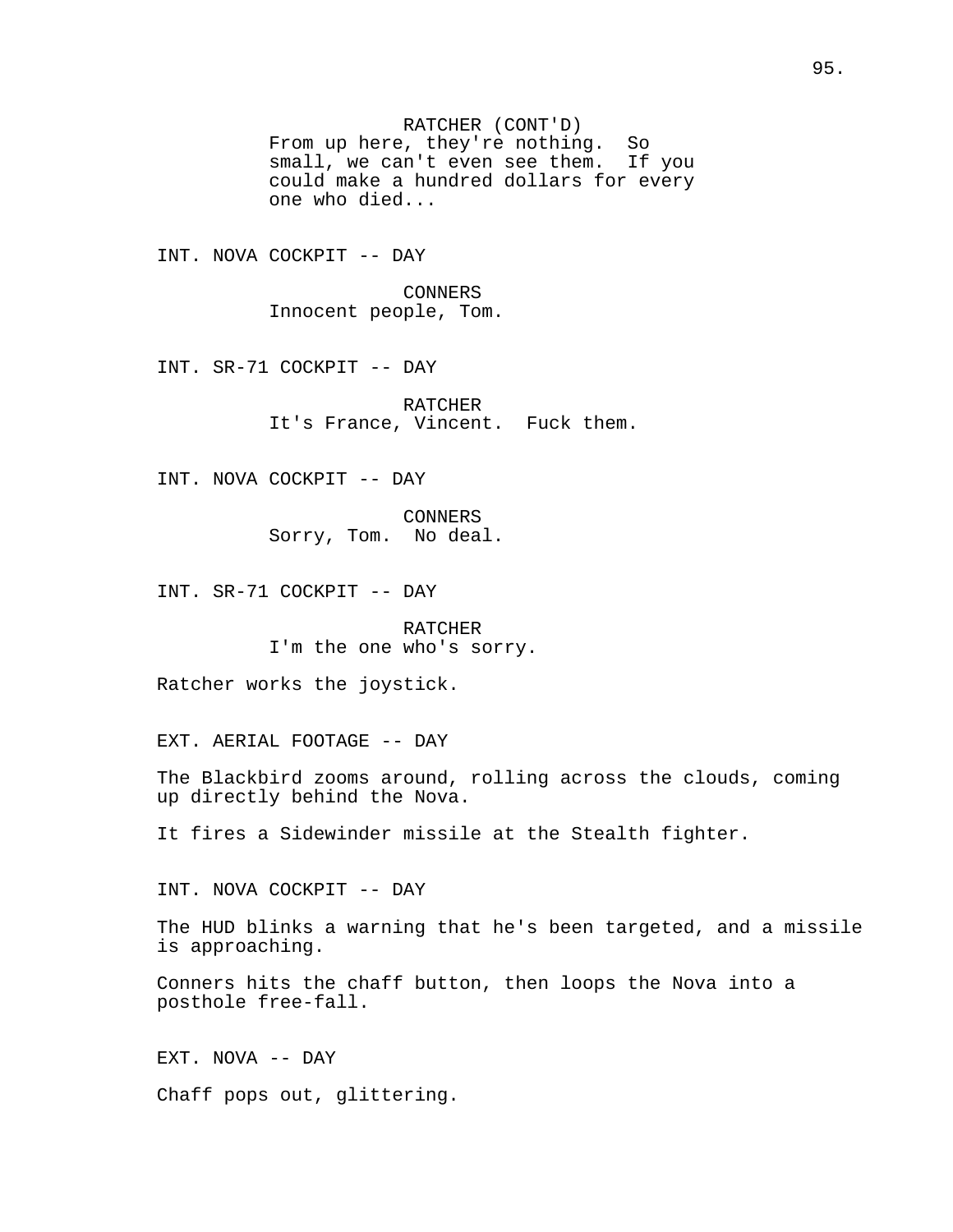RATCHER (CONT'D)
From up here, they're nothing. So small, we can't even see them. If you could make a hundred dollars for every one who died...

INT. NOVA COCKPIT -- DAY

CONNERS
Innocent people, Tom.

INT. SR-71 COCKPIT -- DAY

RATCHER
It's France, Vincent. Fuck them.

INT. NOVA COCKPIT -- DAY

CONNERS
Sorry, Tom. No deal.

INT. SR-71 COCKPIT -- DAY

RATCHER
I'm the one who's sorry.

Ratcher works the joystick.

EXT. AERIAL FOOTAGE -- DAY

The Blackbird zooms around, rolling across the clouds, coming up directly behind the Nova.

It fires a Sidewinder missile at the Stealth fighter.

INT. NOVA COCKPIT -- DAY

The HUD blinks a warning that he's been targeted, and a missile is approaching.

Conners hits the chaff button, then loops the Nova into a posthole free-fall.

EXT. NOVA -- DAY

Chaff pops out, glittering.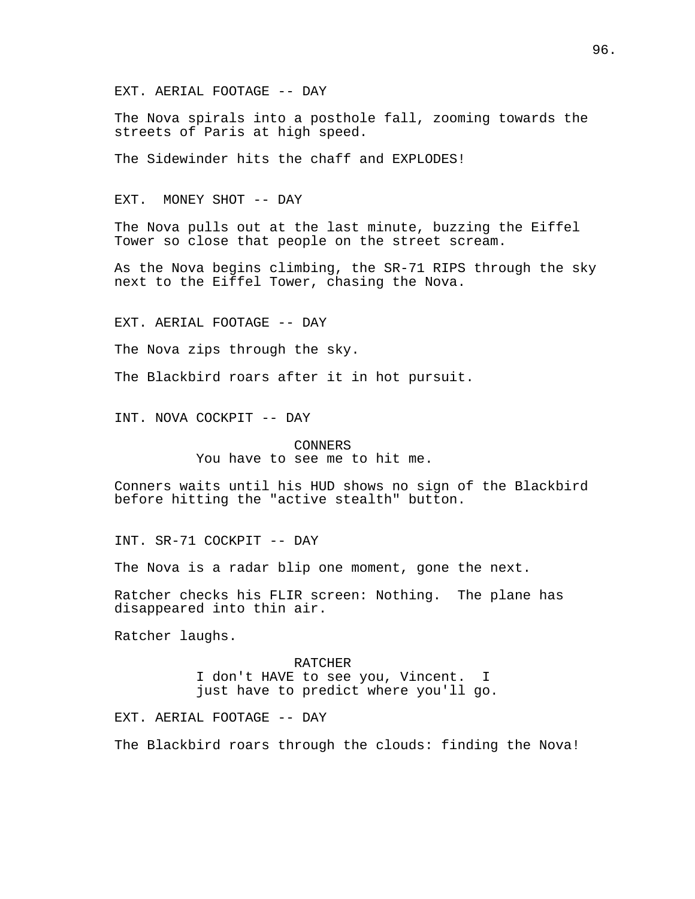EXT. AERIAL FOOTAGE -- DAY

The Nova spirals into a posthole fall, zooming towards the streets of Paris at high speed.

The Sidewinder hits the chaff and EXPLODES!

EXT.  MONEY SHOT -- DAY

The Nova pulls out at the last minute, buzzing the Eiffel Tower so close that people on the street scream.

As the Nova begins climbing, the SR-71 RIPS through the sky next to the Eiffel Tower, chasing the Nova.

EXT. AERIAL FOOTAGE -- DAY

The Nova zips through the sky.

The Blackbird roars after it in hot pursuit.

INT. NOVA COCKPIT -- DAY

CONNERS
You have to see me to hit me.

Conners waits until his HUD shows no sign of the Blackbird before hitting the "active stealth" button.

INT. SR-71 COCKPIT -- DAY

The Nova is a radar blip one moment, gone the next.

Ratcher checks his FLIR screen: Nothing.  The plane has disappeared into thin air.

Ratcher laughs.

RATCHER
I don't HAVE to see you, Vincent.  I just have to predict where you'll go.

EXT. AERIAL FOOTAGE -- DAY

The Blackbird roars through the clouds: finding the Nova!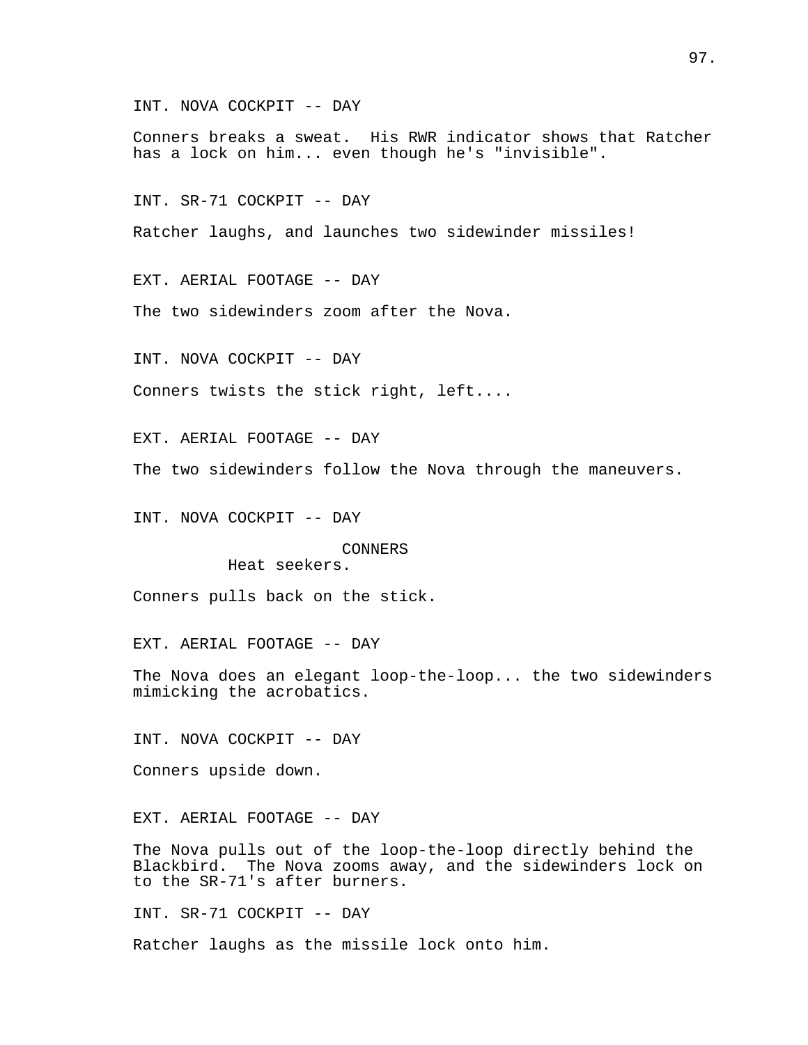INT. NOVA COCKPIT -- DAY

Conners breaks a sweat. His RWR indicator shows that Ratcher has a lock on him... even though he's "invisible".

INT. SR-71 COCKPIT -- DAY

Ratcher laughs, and launches two sidewinder missiles!

EXT. AERIAL FOOTAGE -- DAY

The two sidewinders zoom after the Nova.

INT. NOVA COCKPIT -- DAY

Conners twists the stick right, left....

EXT. AERIAL FOOTAGE -- DAY

The two sidewinders follow the Nova through the maneuvers.

INT. NOVA COCKPIT -- DAY

CONNERS
Heat seekers.

Conners pulls back on the stick.

EXT. AERIAL FOOTAGE -- DAY

The Nova does an elegant loop-the-loop... the two sidewinders mimicking the acrobatics.

INT. NOVA COCKPIT -- DAY

Conners upside down.

EXT. AERIAL FOOTAGE -- DAY

The Nova pulls out of the loop-the-loop directly behind the Blackbird. The Nova zooms away, and the sidewinders lock on to the SR-71's after burners.

INT. SR-71 COCKPIT -- DAY

Ratcher laughs as the missile lock onto him.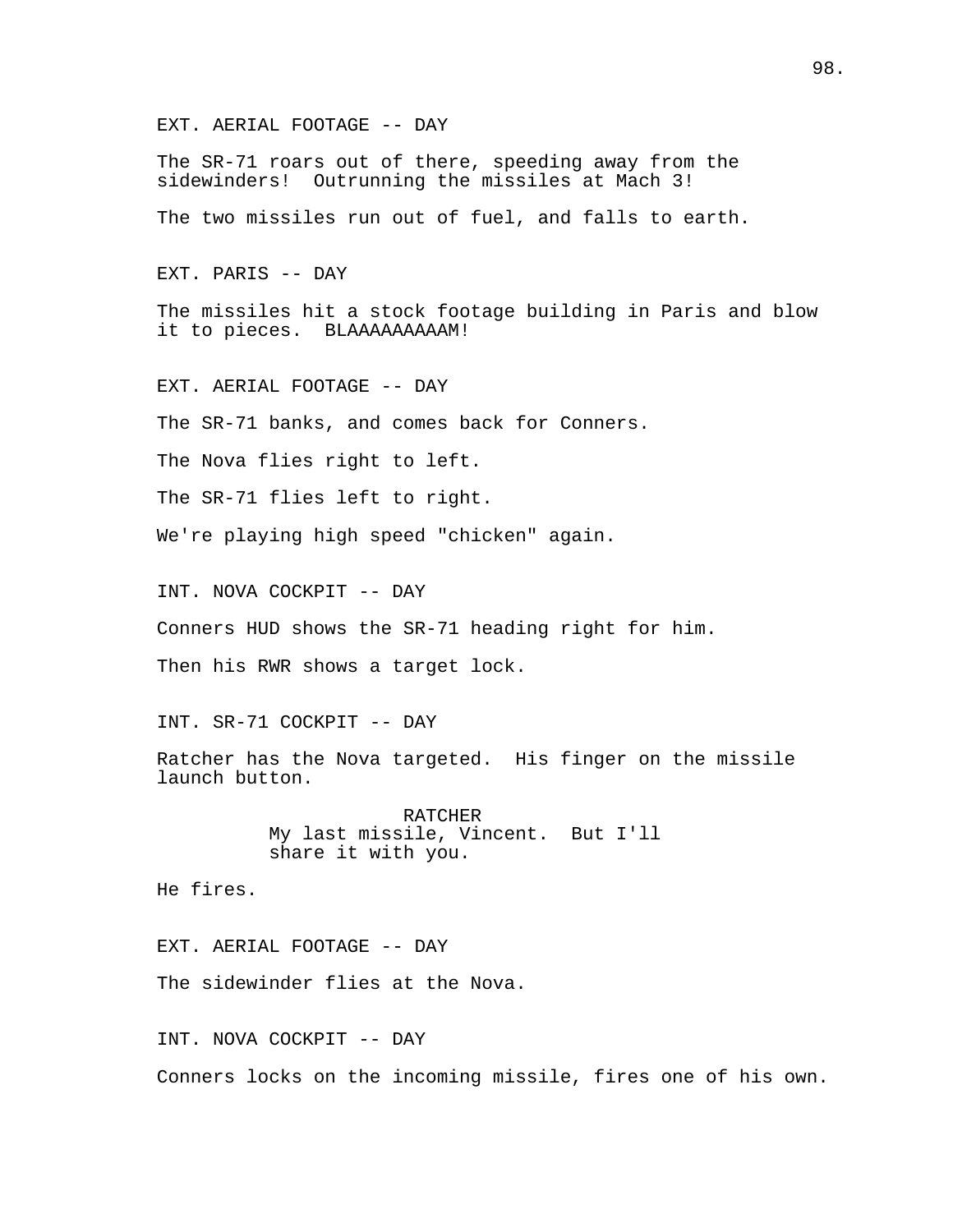EXT. AERIAL FOOTAGE -- DAY

The SR-71 roars out of there, speeding away from the sidewinders!  Outrunning the missiles at Mach 3!

The two missiles run out of fuel, and falls to earth.

EXT. PARIS -- DAY

The missiles hit a stock footage building in Paris and blow it to pieces.  BLAAAAAAAAAM!

EXT. AERIAL FOOTAGE -- DAY

The SR-71 banks, and comes back for Conners.

The Nova flies right to left.

The SR-71 flies left to right.

We're playing high speed "chicken" again.

INT. NOVA COCKPIT -- DAY

Conners HUD shows the SR-71 heading right for him.

Then his RWR shows a target lock.

INT. SR-71 COCKPIT -- DAY

Ratcher has the Nova targeted.  His finger on the missile launch button.

RATCHER
My last missile, Vincent.  But I'll share it with you.

He fires.

EXT. AERIAL FOOTAGE -- DAY

The sidewinder flies at the Nova.

INT. NOVA COCKPIT -- DAY

Conners locks on the incoming missile, fires one of his own.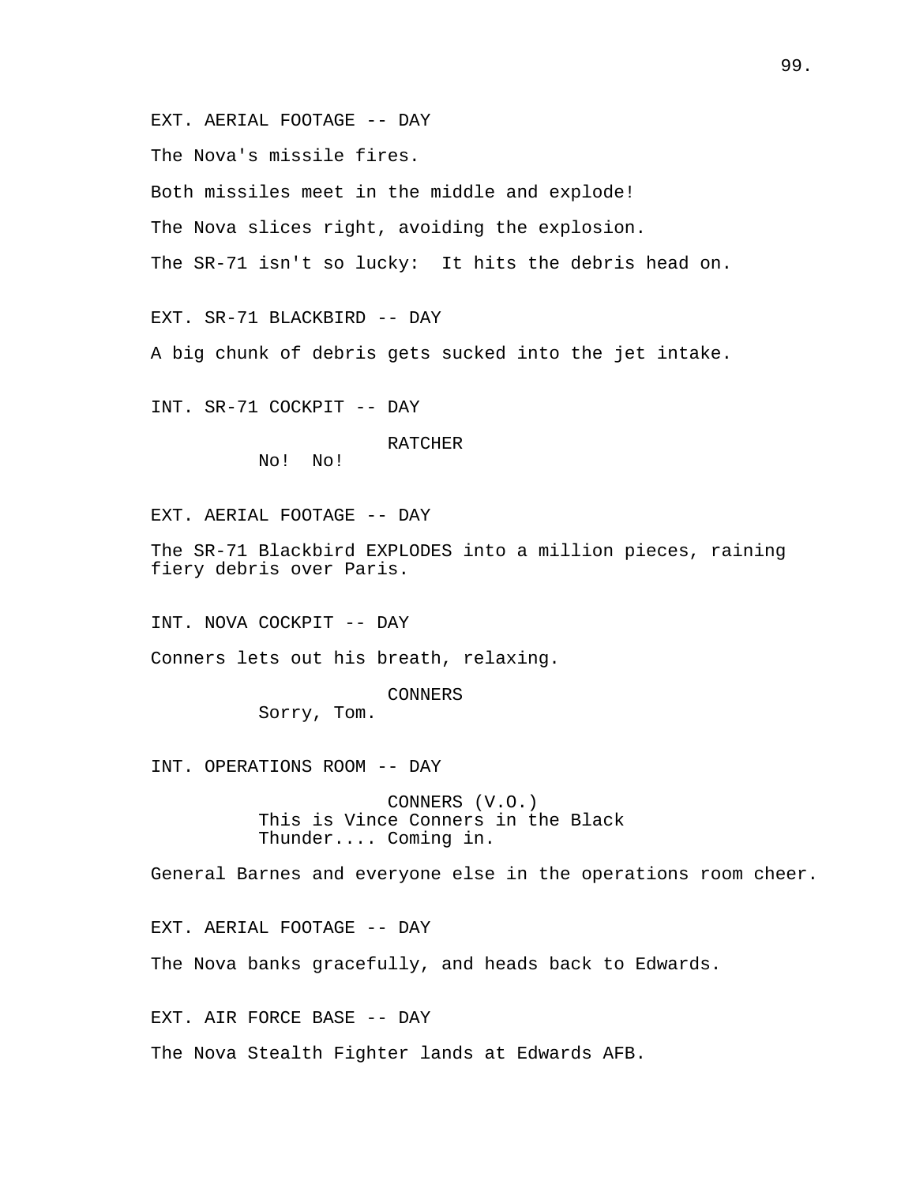EXT. AERIAL FOOTAGE -- DAY

The Nova's missile fires.

Both missiles meet in the middle and explode!

The Nova slices right, avoiding the explosion.

The SR-71 isn't so lucky: It hits the debris head on.

EXT. SR-71 BLACKBIRD -- DAY

A big chunk of debris gets sucked into the jet intake.

INT. SR-71 COCKPIT -- DAY

RATCHER
No! No!

EXT. AERIAL FOOTAGE -- DAY

The SR-71 Blackbird EXPLODES into a million pieces, raining fiery debris over Paris.

INT. NOVA COCKPIT -- DAY

Conners lets out his breath, relaxing.

CONNERS
Sorry, Tom.

INT. OPERATIONS ROOM -- DAY

CONNERS (V.O.)
This is Vince Conners in the Black Thunder.... Coming in.

General Barnes and everyone else in the operations room cheer.

EXT. AERIAL FOOTAGE -- DAY

The Nova banks gracefully, and heads back to Edwards.

EXT. AIR FORCE BASE -- DAY

The Nova Stealth Fighter lands at Edwards AFB.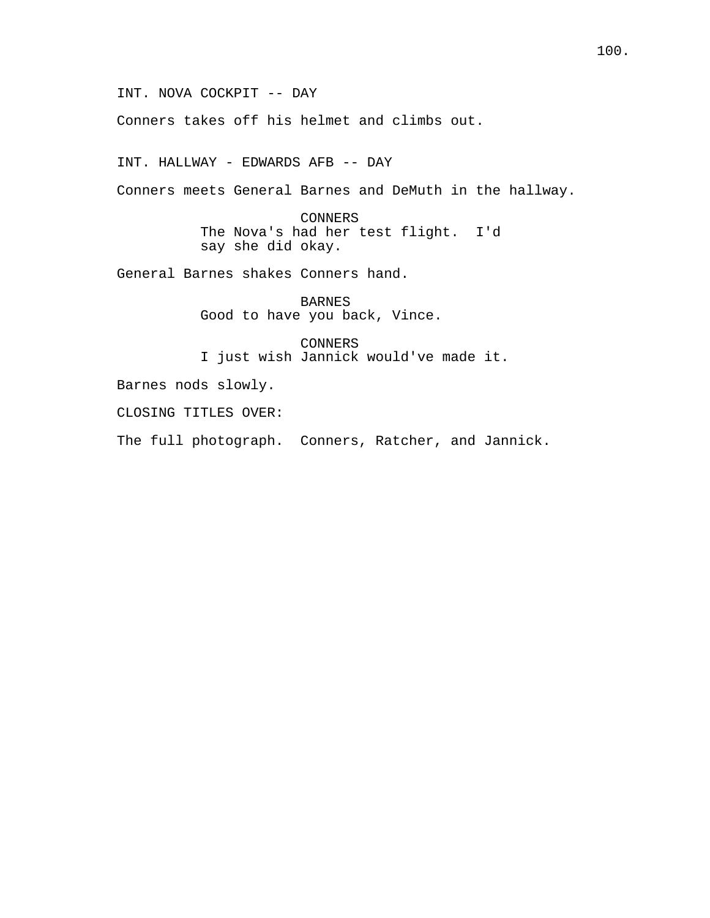INT. NOVA COCKPIT -- DAY

Conners takes off his helmet and climbs out.

INT. HALLWAY - EDWARDS AFB -- DAY

Conners meets General Barnes and DeMuth in the hallway.

CONNERS
The Nova's had her test flight. I'd say she did okay.

General Barnes shakes Conners hand.

BARNES
Good to have you back, Vince.

CONNERS
I just wish Jannick would've made it.

Barnes nods slowly.

CLOSING TITLES OVER:

The full photograph. Conners, Ratcher, and Jannick.